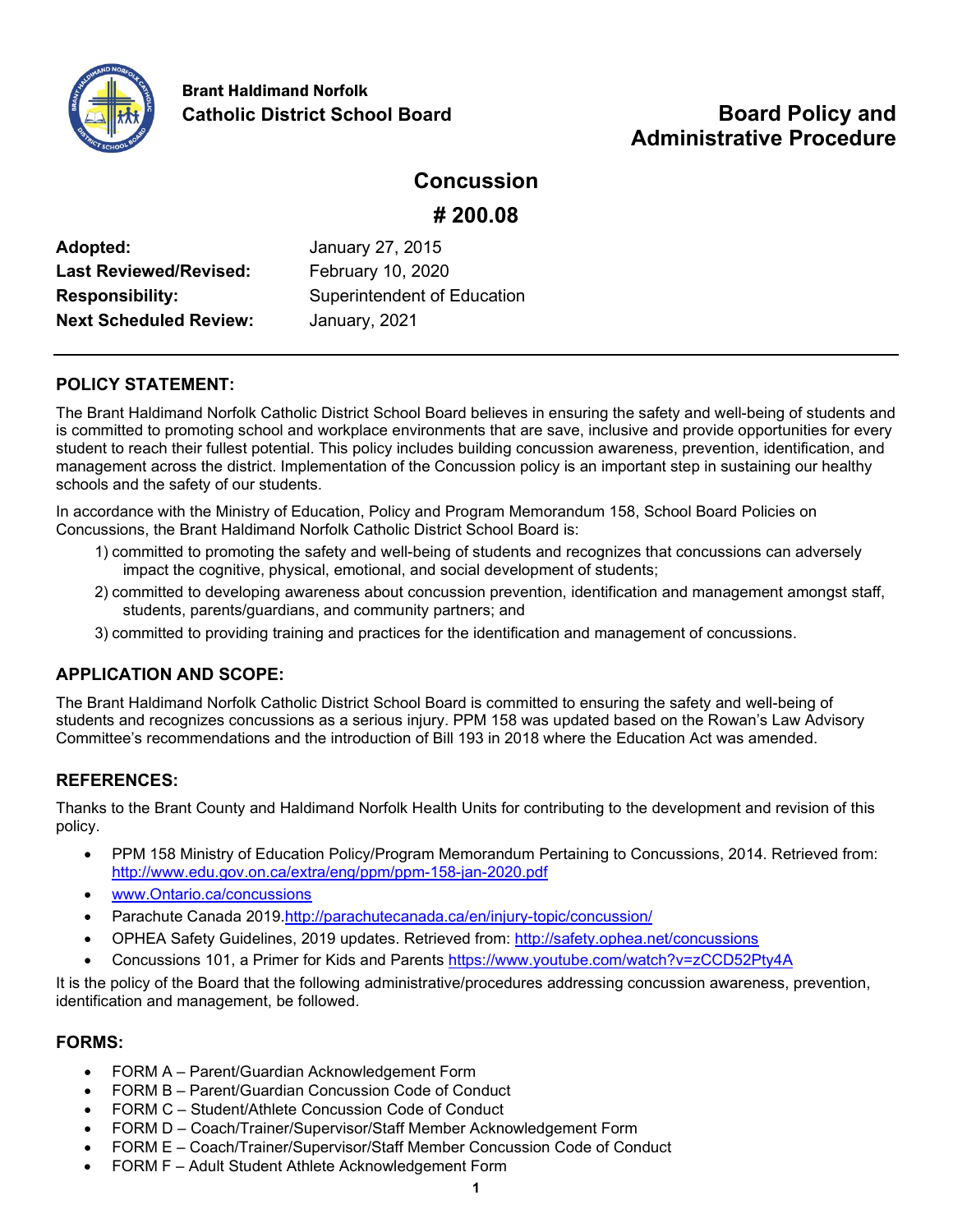**Brant Haldimand Norfolk**
**Catholic District School Board**

# Board Policy and Administrative Procedure

## Concussion

## # 200.08

| | |
|---|---|
| **Adopted:** | January 27, 2015 |
| **Last Reviewed/Revised:** | February 10, 2020 |
| **Responsibility:** | Superintendent of Education |
| **Next Scheduled Review:** | January, 2021 |

---

### POLICY STATEMENT:

The Brant Haldimand Norfolk Catholic District School Board believes in ensuring the safety and well-being of students and is committed to promoting school and workplace environments that are save, inclusive and provide opportunities for every student to reach their fullest potential. This policy includes building concussion awareness, prevention, identification, and management across the district. Implementation of the Concussion policy is an important step in sustaining our healthy schools and the safety of our students.

In accordance with the Ministry of Education, Policy and Program Memorandum 158, School Board Policies on Concussions, the Brant Haldimand Norfolk Catholic District School Board is:

1) committed to promoting the safety and well-being of students and recognizes that concussions can adversely impact the cognitive, physical, emotional, and social development of students;
2) committed to developing awareness about concussion prevention, identification and management amongst staff, students, parents/guardians, and community partners; and
3) committed to providing training and practices for the identification and management of concussions.

### APPLICATION AND SCOPE:

The Brant Haldimand Norfolk Catholic District School Board is committed to ensuring the safety and well-being of students and recognizes concussions as a serious injury. PPM 158 was updated based on the Rowan's Law Advisory Committee's recommendations and the introduction of Bill 193 in 2018 where the Education Act was amended.

### REFERENCES:

Thanks to the Brant County and Haldimand Norfolk Health Units for contributing to the development and revision of this policy.

- PPM 158 Ministry of Education Policy/Program Memorandum Pertaining to Concussions, 2014. Retrieved from: http://www.edu.gov.on.ca/extra/eng/ppm/ppm-158-jan-2020.pdf
- www.Ontario.ca/concussions
- Parachute Canada 2019.http://parachutecanada.ca/en/injury-topic/concussion/
- OPHEA Safety Guidelines, 2019 updates. Retrieved from: http://safety.ophea.net/concussions
- Concussions 101, a Primer for Kids and Parents https://www.youtube.com/watch?v=zCCD52Pty4A

It is the policy of the Board that the following administrative/procedures addressing concussion awareness, prevention, identification and management, be followed.

### FORMS:

- FORM A – Parent/Guardian Acknowledgement Form
- FORM B – Parent/Guardian Concussion Code of Conduct
- FORM C – Student/Athlete Concussion Code of Conduct
- FORM D – Coach/Trainer/Supervisor/Staff Member Acknowledgement Form
- FORM E – Coach/Trainer/Supervisor/Staff Member Concussion Code of Conduct
- FORM F – Adult Student Athlete Acknowledgement Form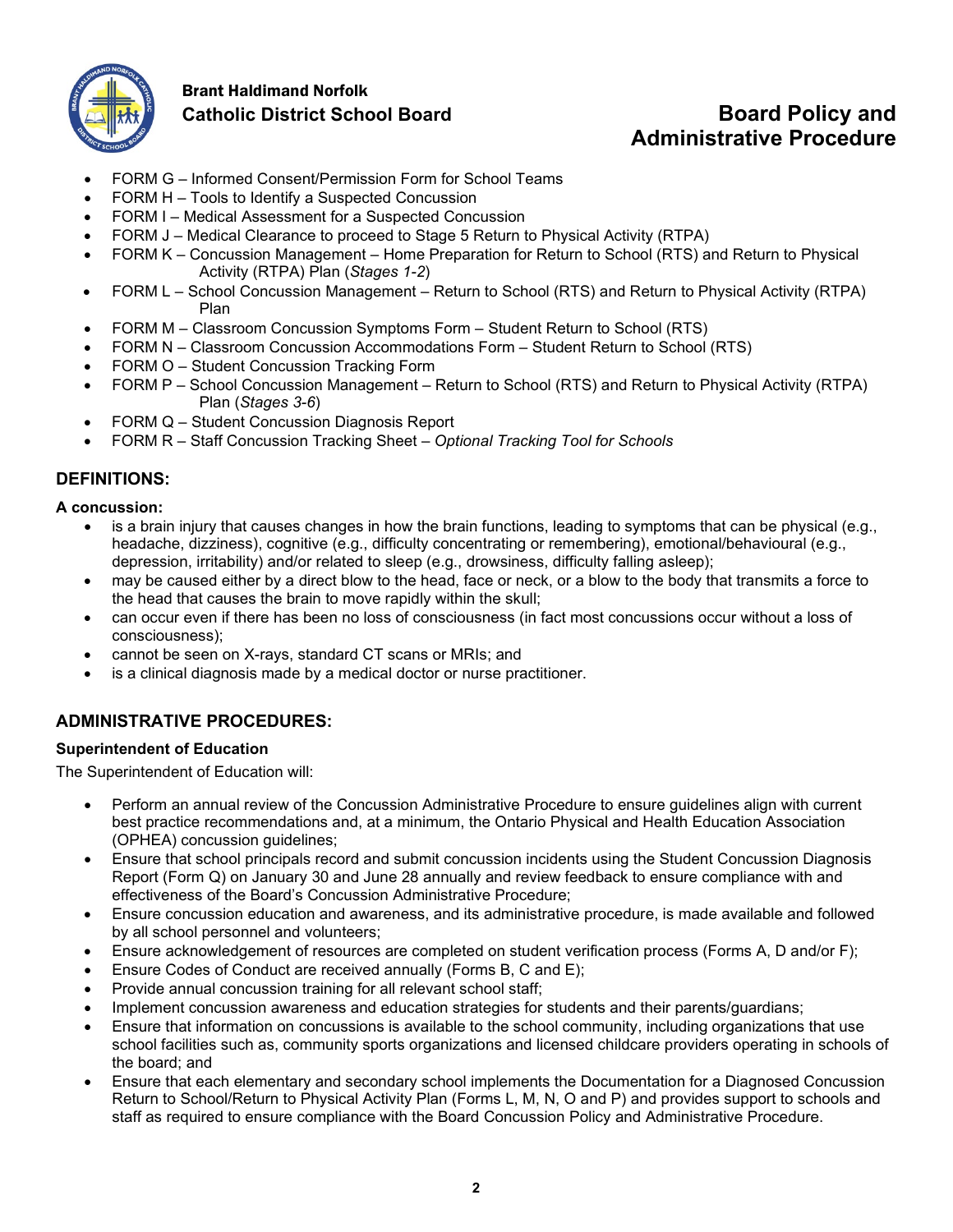- FORM G – Informed Consent/Permission Form for School Teams
- FORM H – Tools to Identify a Suspected Concussion
- FORM I – Medical Assessment for a Suspected Concussion
- FORM J – Medical Clearance to proceed to Stage 5 Return to Physical Activity (RTPA)
- FORM K – Concussion Management – Home Preparation for Return to School (RTS) and Return to Physical Activity (RTPA) Plan (*Stages 1-2*)
- FORM L – School Concussion Management – Return to School (RTS) and Return to Physical Activity (RTPA) Plan
- FORM M – Classroom Concussion Symptoms Form – Student Return to School (RTS)
- FORM N – Classroom Concussion Accommodations Form – Student Return to School (RTS)
- FORM O – Student Concussion Tracking Form
- FORM P – School Concussion Management – Return to School (RTS) and Return to Physical Activity (RTPA) Plan (*Stages 3-6*)
- FORM Q – Student Concussion Diagnosis Report
- FORM R – Staff Concussion Tracking Sheet – *Optional Tracking Tool for Schools*

## DEFINITIONS:

**A concussion:**

- is a brain injury that causes changes in how the brain functions, leading to symptoms that can be physical (e.g., headache, dizziness), cognitive (e.g., difficulty concentrating or remembering), emotional/behavioural (e.g., depression, irritability) and/or related to sleep (e.g., drowsiness, difficulty falling asleep);
- may be caused either by a direct blow to the head, face or neck, or a blow to the body that transmits a force to the head that causes the brain to move rapidly within the skull;
- can occur even if there has been no loss of consciousness (in fact most concussions occur without a loss of consciousness);
- cannot be seen on X-rays, standard CT scans or MRIs; and
- is a clinical diagnosis made by a medical doctor or nurse practitioner.

## ADMINISTRATIVE PROCEDURES:

**Superintendent of Education**

The Superintendent of Education will:

- Perform an annual review of the Concussion Administrative Procedure to ensure guidelines align with current best practice recommendations and, at a minimum, the Ontario Physical and Health Education Association (OPHEA) concussion guidelines;
- Ensure that school principals record and submit concussion incidents using the Student Concussion Diagnosis Report (Form Q) on January 30 and June 28 annually and review feedback to ensure compliance with and effectiveness of the Board's Concussion Administrative Procedure;
- Ensure concussion education and awareness, and its administrative procedure, is made available and followed by all school personnel and volunteers;
- Ensure acknowledgement of resources are completed on student verification process (Forms A, D and/or F);
- Ensure Codes of Conduct are received annually (Forms B, C and E);
- Provide annual concussion training for all relevant school staff;
- Implement concussion awareness and education strategies for students and their parents/guardians;
- Ensure that information on concussions is available to the school community, including organizations that use school facilities such as, community sports organizations and licensed childcare providers operating in schools of the board; and
- Ensure that each elementary and secondary school implements the Documentation for a Diagnosed Concussion Return to School/Return to Physical Activity Plan (Forms L, M, N, O and P) and provides support to schools and staff as required to ensure compliance with the Board Concussion Policy and Administrative Procedure.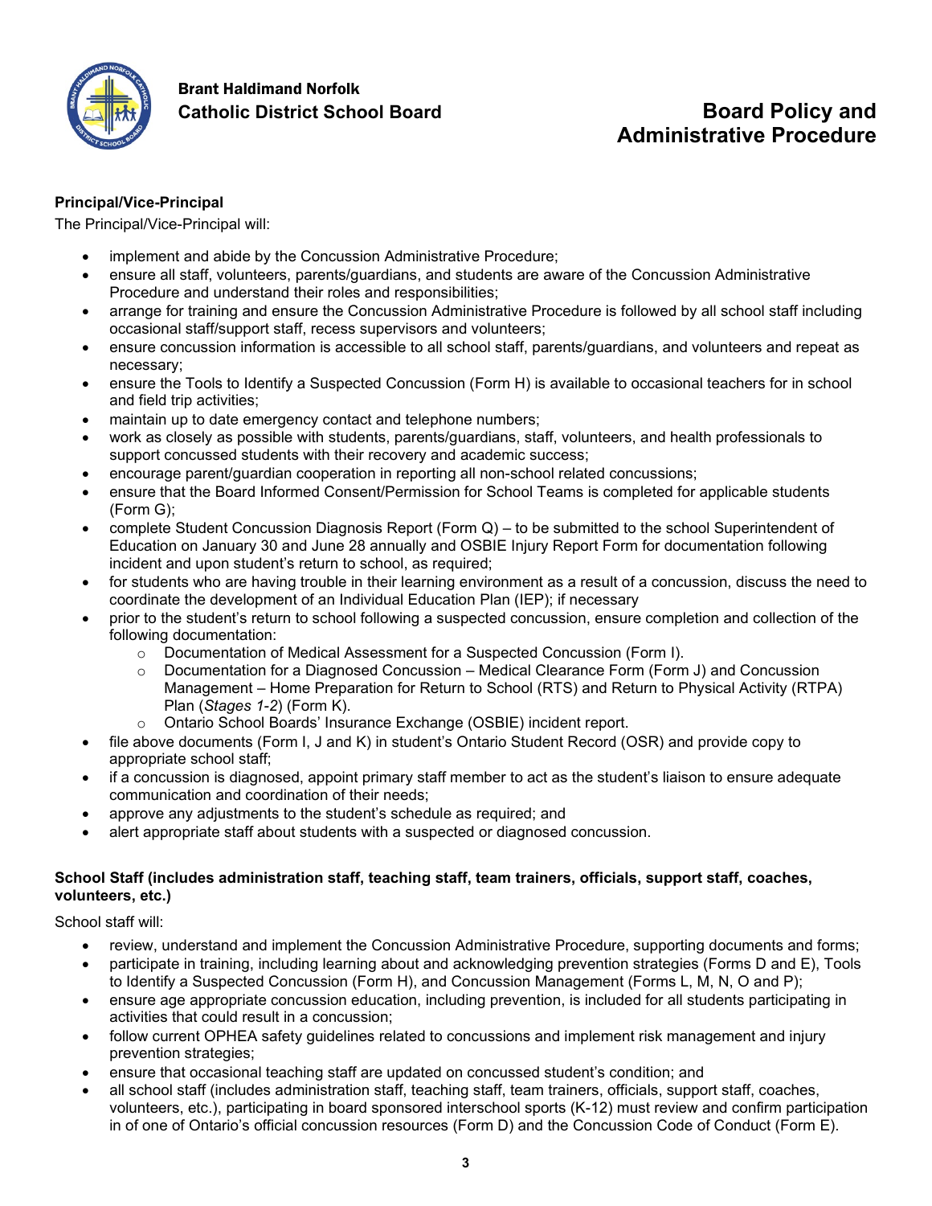**Principal/Vice-Principal**

The Principal/Vice-Principal will:

- implement and abide by the Concussion Administrative Procedure;
- ensure all staff, volunteers, parents/guardians, and students are aware of the Concussion Administrative Procedure and understand their roles and responsibilities;
- arrange for training and ensure the Concussion Administrative Procedure is followed by all school staff including occasional staff/support staff, recess supervisors and volunteers;
- ensure concussion information is accessible to all school staff, parents/guardians, and volunteers and repeat as necessary;
- ensure the Tools to Identify a Suspected Concussion (Form H) is available to occasional teachers for in school and field trip activities;
- maintain up to date emergency contact and telephone numbers;
- work as closely as possible with students, parents/guardians, staff, volunteers, and health professionals to support concussed students with their recovery and academic success;
- encourage parent/guardian cooperation in reporting all non-school related concussions;
- ensure that the Board Informed Consent/Permission for School Teams is completed for applicable students (Form G);
- complete Student Concussion Diagnosis Report (Form Q) – to be submitted to the school Superintendent of Education on January 30 and June 28 annually and OSBIE Injury Report Form for documentation following incident and upon student's return to school, as required;
- for students who are having trouble in their learning environment as a result of a concussion, discuss the need to coordinate the development of an Individual Education Plan (IEP); if necessary
- prior to the student's return to school following a suspected concussion, ensure completion and collection of the following documentation:
  - Documentation of Medical Assessment for a Suspected Concussion (Form I).
  - Documentation for a Diagnosed Concussion – Medical Clearance Form (Form J) and Concussion Management – Home Preparation for Return to School (RTS) and Return to Physical Activity (RTPA) Plan (*Stages 1-2*) (Form K).
  - Ontario School Boards' Insurance Exchange (OSBIE) incident report.
- file above documents (Form I, J and K) in student's Ontario Student Record (OSR) and provide copy to appropriate school staff;
- if a concussion is diagnosed, appoint primary staff member to act as the student's liaison to ensure adequate communication and coordination of their needs;
- approve any adjustments to the student's schedule as required; and
- alert appropriate staff about students with a suspected or diagnosed concussion.

**School Staff (includes administration staff, teaching staff, team trainers, officials, support staff, coaches, volunteers, etc.)**

School staff will:

- review, understand and implement the Concussion Administrative Procedure, supporting documents and forms;
- participate in training, including learning about and acknowledging prevention strategies (Forms D and E), Tools to Identify a Suspected Concussion (Form H), and Concussion Management (Forms L, M, N, O and P);
- ensure age appropriate concussion education, including prevention, is included for all students participating in activities that could result in a concussion;
- follow current OPHEA safety guidelines related to concussions and implement risk management and injury prevention strategies;
- ensure that occasional teaching staff are updated on concussed student's condition; and
- all school staff (includes administration staff, teaching staff, team trainers, officials, support staff, coaches, volunteers, etc.), participating in board sponsored interschool sports (K-12) must review and confirm participation in of one of Ontario's official concussion resources (Form D) and the Concussion Code of Conduct (Form E).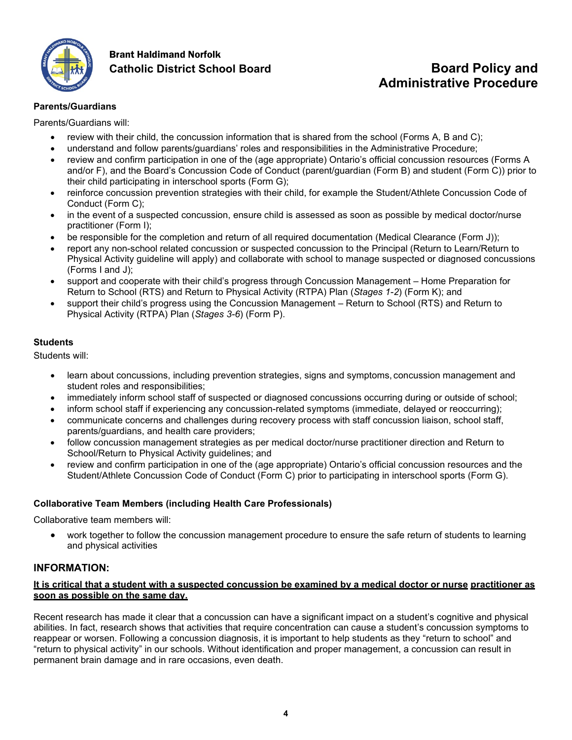**Parents/Guardians**

Parents/Guardians will:

- review with their child, the concussion information that is shared from the school (Forms A, B and C);
- understand and follow parents/guardians' roles and responsibilities in the Administrative Procedure;
- review and confirm participation in one of the (age appropriate) Ontario's official concussion resources (Forms A and/or F), and the Board's Concussion Code of Conduct (parent/guardian (Form B) and student (Form C)) prior to their child participating in interschool sports (Form G);
- reinforce concussion prevention strategies with their child, for example the Student/Athlete Concussion Code of Conduct (Form C);
- in the event of a suspected concussion, ensure child is assessed as soon as possible by medical doctor/nurse practitioner (Form I);
- be responsible for the completion and return of all required documentation (Medical Clearance (Form J));
- report any non-school related concussion or suspected concussion to the Principal (Return to Learn/Return to Physical Activity guideline will apply) and collaborate with school to manage suspected or diagnosed concussions (Forms I and J);
- support and cooperate with their child's progress through Concussion Management – Home Preparation for Return to School (RTS) and Return to Physical Activity (RTPA) Plan (*Stages 1-2*) (Form K); and
- support their child's progress using the Concussion Management – Return to School (RTS) and Return to Physical Activity (RTPA) Plan (*Stages 3-6*) (Form P).

**Students**

Students will:

- learn about concussions, including prevention strategies, signs and symptoms, concussion management and student roles and responsibilities;
- immediately inform school staff of suspected or diagnosed concussions occurring during or outside of school;
- inform school staff if experiencing any concussion-related symptoms (immediate, delayed or reoccurring);
- communicate concerns and challenges during recovery process with staff concussion liaison, school staff, parents/guardians, and health care providers;
- follow concussion management strategies as per medical doctor/nurse practitioner direction and Return to School/Return to Physical Activity guidelines; and
- review and confirm participation in one of the (age appropriate) Ontario's official concussion resources and the Student/Athlete Concussion Code of Conduct (Form C) prior to participating in interschool sports (Form G).

**Collaborative Team Members (including Health Care Professionals)**

Collaborative team members will:

- work together to follow the concussion management procedure to ensure the safe return of students to learning and physical activities

## INFORMATION:

**It is critical that a student with a suspected concussion be examined by a medical doctor or nurse practitioner as soon as possible on the same day.**

Recent research has made it clear that a concussion can have a significant impact on a student's cognitive and physical abilities. In fact, research shows that activities that require concentration can cause a student's concussion symptoms to reappear or worsen. Following a concussion diagnosis, it is important to help students as they "return to school" and "return to physical activity" in our schools. Without identification and proper management, a concussion can result in permanent brain damage and in rare occasions, even death.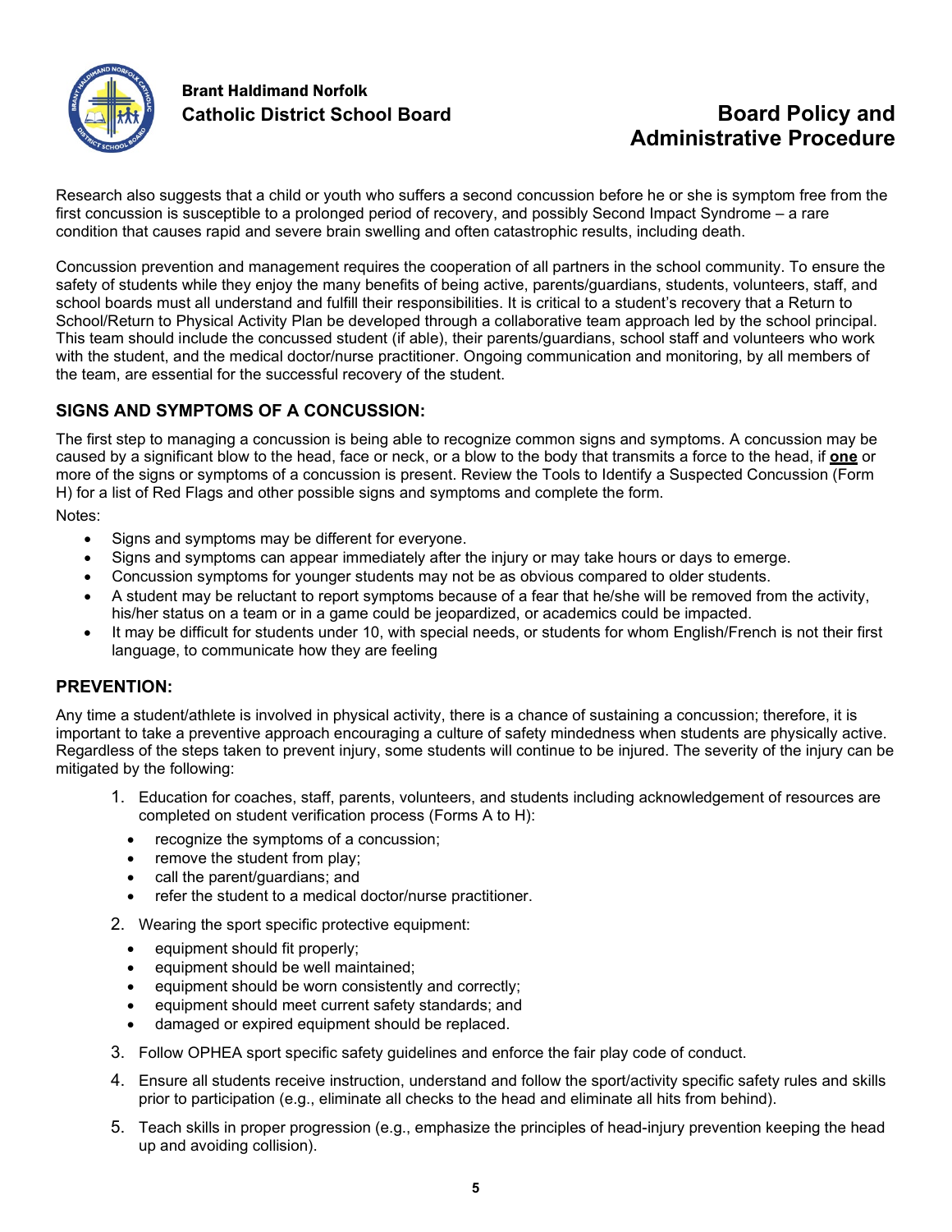Research also suggests that a child or youth who suffers a second concussion before he or she is symptom free from the first concussion is susceptible to a prolonged period of recovery, and possibly Second Impact Syndrome – a rare condition that causes rapid and severe brain swelling and often catastrophic results, including death.

Concussion prevention and management requires the cooperation of all partners in the school community. To ensure the safety of students while they enjoy the many benefits of being active, parents/guardians, students, volunteers, staff, and school boards must all understand and fulfill their responsibilities. It is critical to a student's recovery that a Return to School/Return to Physical Activity Plan be developed through a collaborative team approach led by the school principal. This team should include the concussed student (if able), their parents/guardians, school staff and volunteers who work with the student, and the medical doctor/nurse practitioner. Ongoing communication and monitoring, by all members of the team, are essential for the successful recovery of the student.

### SIGNS AND SYMPTOMS OF A CONCUSSION:

The first step to managing a concussion is being able to recognize common signs and symptoms. A concussion may be caused by a significant blow to the head, face or neck, or a blow to the body that transmits a force to the head, if **one** or more of the signs or symptoms of a concussion is present. Review the Tools to Identify a Suspected Concussion (Form H) for a list of Red Flags and other possible signs and symptoms and complete the form.

Notes:

- Signs and symptoms may be different for everyone.
- Signs and symptoms can appear immediately after the injury or may take hours or days to emerge.
- Concussion symptoms for younger students may not be as obvious compared to older students.
- A student may be reluctant to report symptoms because of a fear that he/she will be removed from the activity, his/her status on a team or in a game could be jeopardized, or academics could be impacted.
- It may be difficult for students under 10, with special needs, or students for whom English/French is not their first language, to communicate how they are feeling

### PREVENTION:

Any time a student/athlete is involved in physical activity, there is a chance of sustaining a concussion; therefore, it is important to take a preventive approach encouraging a culture of safety mindedness when students are physically active. Regardless of the steps taken to prevent injury, some students will continue to be injured. The severity of the injury can be mitigated by the following:

1. Education for coaches, staff, parents, volunteers, and students including acknowledgement of resources are completed on student verification process (Forms A to H):
   - recognize the symptoms of a concussion;
   - remove the student from play;
   - call the parent/guardians; and
   - refer the student to a medical doctor/nurse practitioner.
2. Wearing the sport specific protective equipment:
   - equipment should fit properly;
   - equipment should be well maintained;
   - equipment should be worn consistently and correctly;
   - equipment should meet current safety standards; and
   - damaged or expired equipment should be replaced.
3. Follow OPHEA sport specific safety guidelines and enforce the fair play code of conduct.
4. Ensure all students receive instruction, understand and follow the sport/activity specific safety rules and skills prior to participation (e.g., eliminate all checks to the head and eliminate all hits from behind).
5. Teach skills in proper progression (e.g., emphasize the principles of head-injury prevention keeping the head up and avoiding collision).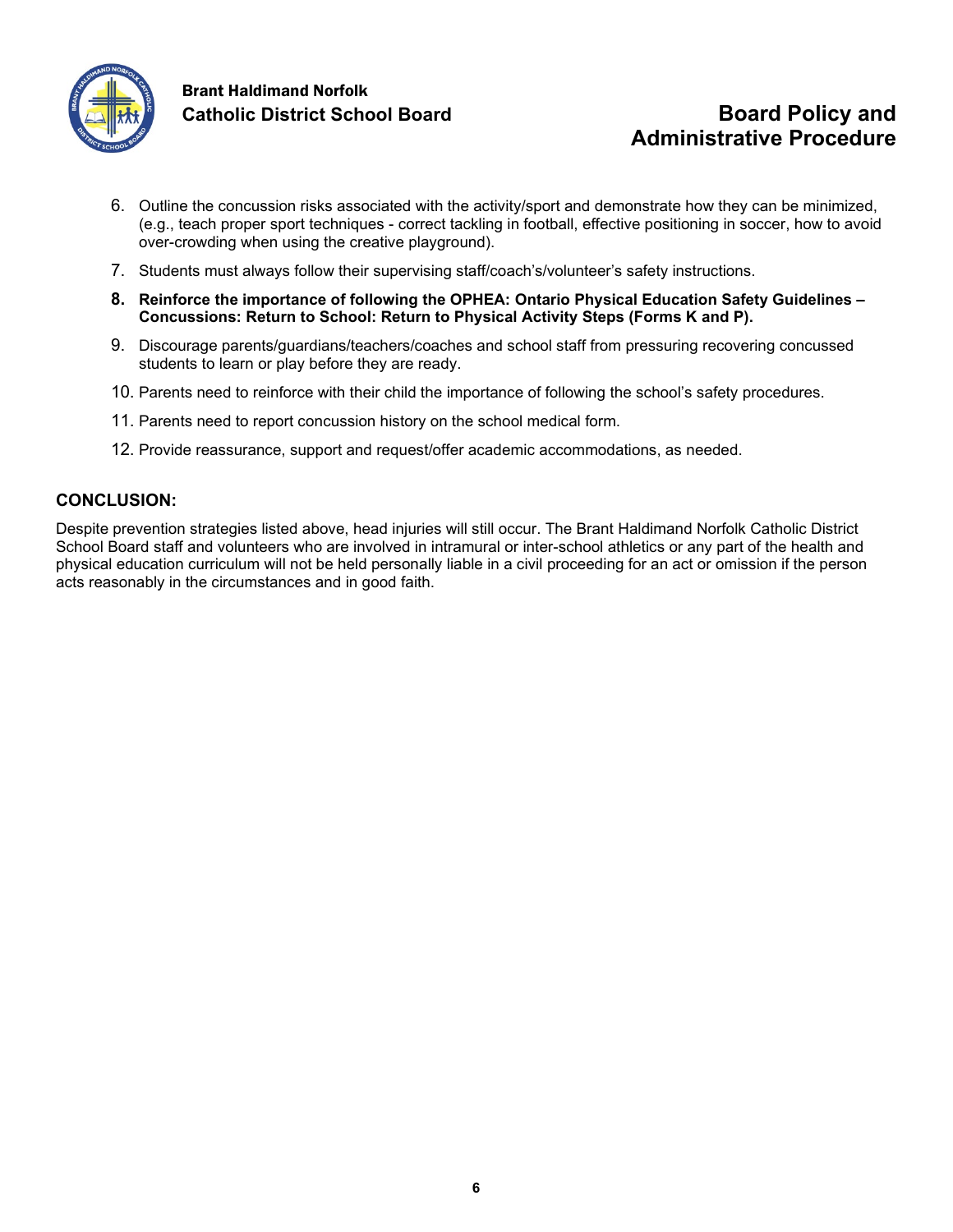6. Outline the concussion risks associated with the activity/sport and demonstrate how they can be minimized, (e.g., teach proper sport techniques - correct tackling in football, effective positioning in soccer, how to avoid over-crowding when using the creative playground).
7. Students must always follow their supervising staff/coach's/volunteer's safety instructions.
8. **Reinforce the importance of following the OPHEA: Ontario Physical Education Safety Guidelines – Concussions: Return to School: Return to Physical Activity Steps (Forms K and P).**
9. Discourage parents/guardians/teachers/coaches and school staff from pressuring recovering concussed students to learn or play before they are ready.
10. Parents need to reinforce with their child the importance of following the school's safety procedures.
11. Parents need to report concussion history on the school medical form.
12. Provide reassurance, support and request/offer academic accommodations, as needed.

## CONCLUSION:

Despite prevention strategies listed above, head injuries will still occur. The Brant Haldimand Norfolk Catholic District School Board staff and volunteers who are involved in intramural or inter-school athletics or any part of the health and physical education curriculum will not be held personally liable in a civil proceeding for an act or omission if the person acts reasonably in the circumstances and in good faith.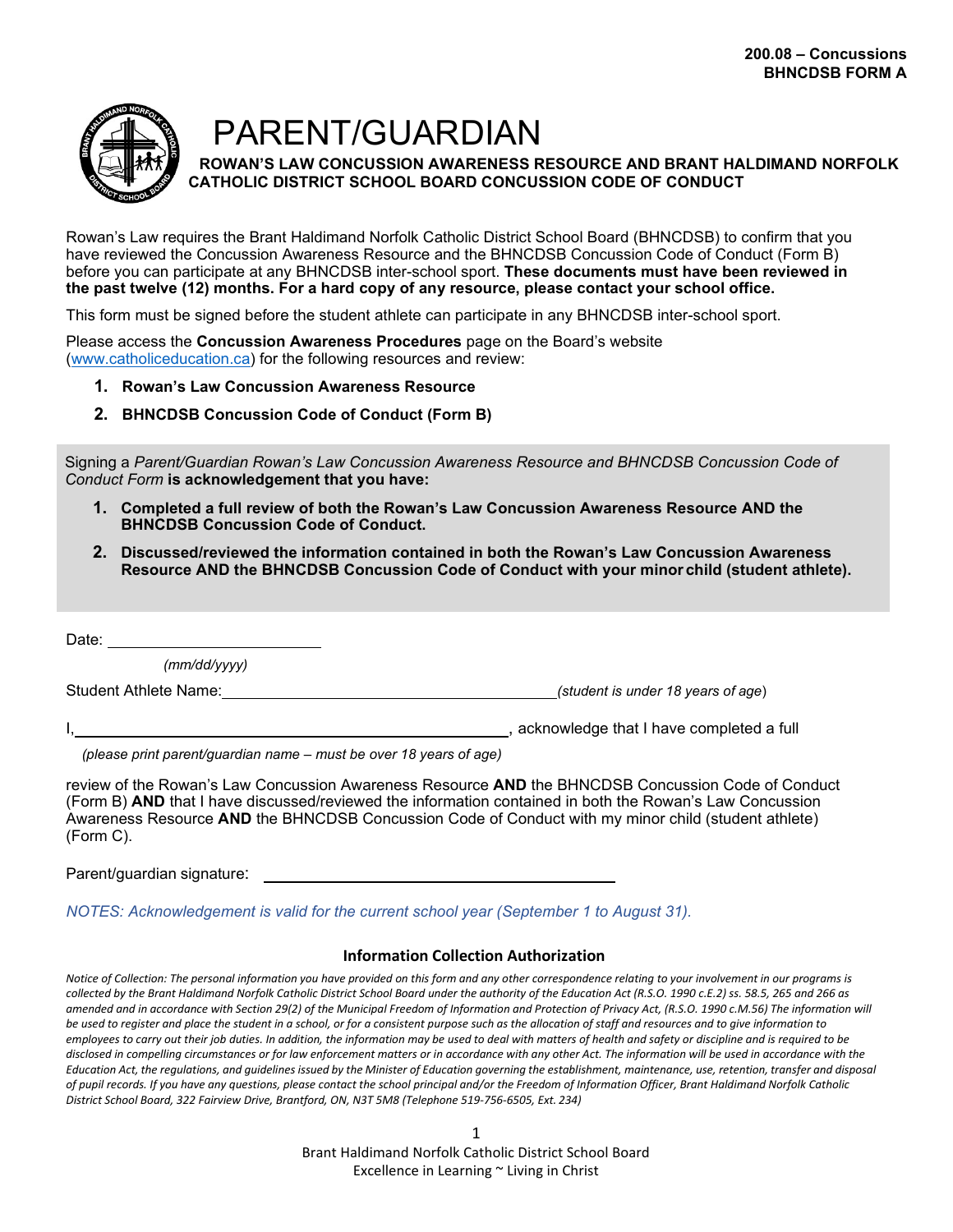**200.08 – Concussions**
**BHNCDSB FORM A**

# PARENT/GUARDIAN

## ROWAN'S LAW CONCUSSION AWARENESS RESOURCE AND BRANT HALDIMAND NORFOLK CATHOLIC DISTRICT SCHOOL BOARD CONCUSSION CODE OF CONDUCT

Rowan's Law requires the Brant Haldimand Norfolk Catholic District School Board (BHNCDSB) to confirm that you have reviewed the Concussion Awareness Resource and the BHNCDSB Concussion Code of Conduct (Form B) before you can participate at any BHNCDSB inter-school sport. **These documents must have been reviewed in the past twelve (12) months. For a hard copy of any resource, please contact your school office.**

This form must be signed before the student athlete can participate in any BHNCDSB inter-school sport.

Please access the **Concussion Awareness Procedures** page on the Board's website (www.catholiceducation.ca) for the following resources and review:

1. **Rowan's Law Concussion Awareness Resource**
2. **BHNCDSB Concussion Code of Conduct (Form B)**

Signing a *Parent/Guardian Rowan's Law Concussion Awareness Resource and BHNCDSB Concussion Code of Conduct Form* **is acknowledgement that you have:**

1. **Completed a full review of both the Rowan's Law Concussion Awareness Resource AND the BHNCDSB Concussion Code of Conduct.**
2. **Discussed/reviewed the information contained in both the Rowan's Law Concussion Awareness Resource AND the BHNCDSB Concussion Code of Conduct with your minor child (student athlete).**

Date: ________________________
*(mm/dd/yyyy)*

Student Athlete Name:______________________________________*(student is under 18 years of age)*

I,__________________________________________________, acknowledge that I have completed a full
*(please print parent/guardian name – must be over 18 years of age)*

review of the Rowan's Law Concussion Awareness Resource **AND** the BHNCDSB Concussion Code of Conduct (Form B) **AND** that I have discussed/reviewed the information contained in both the Rowan's Law Concussion Awareness Resource **AND** the BHNCDSB Concussion Code of Conduct with my minor child (student athlete) (Form C).

Parent/guardian signature: ________________________________________

*NOTES: Acknowledgement is valid for the current school year (September 1 to August 31).*

**Information Collection Authorization**

*Notice of Collection: The personal information you have provided on this form and any other correspondence relating to your involvement in our programs is collected by the Brant Haldimand Norfolk Catholic District School Board under the authority of the Education Act (R.S.O. 1990 c.E.2) ss. 58.5, 265 and 266 as amended and in accordance with Section 29(2) of the Municipal Freedom of Information and Protection of Privacy Act, (R.S.O. 1990 c.M.56) The information will be used to register and place the student in a school, or for a consistent purpose such as the allocation of staff and resources and to give information to employees to carry out their job duties. In addition, the information may be used to deal with matters of health and safety or discipline and is required to be disclosed in compelling circumstances or for law enforcement matters or in accordance with any other Act. The information will be used in accordance with the Education Act, the regulations, and guidelines issued by the Minister of Education governing the establishment, maintenance, use, retention, transfer and disposal of pupil records. If you have any questions, please contact the school principal and/or the Freedom of Information Officer, Brant Haldimand Norfolk Catholic District School Board, 322 Fairview Drive, Brantford, ON, N3T 5M8 (Telephone 519-756-6505, Ext. 234)*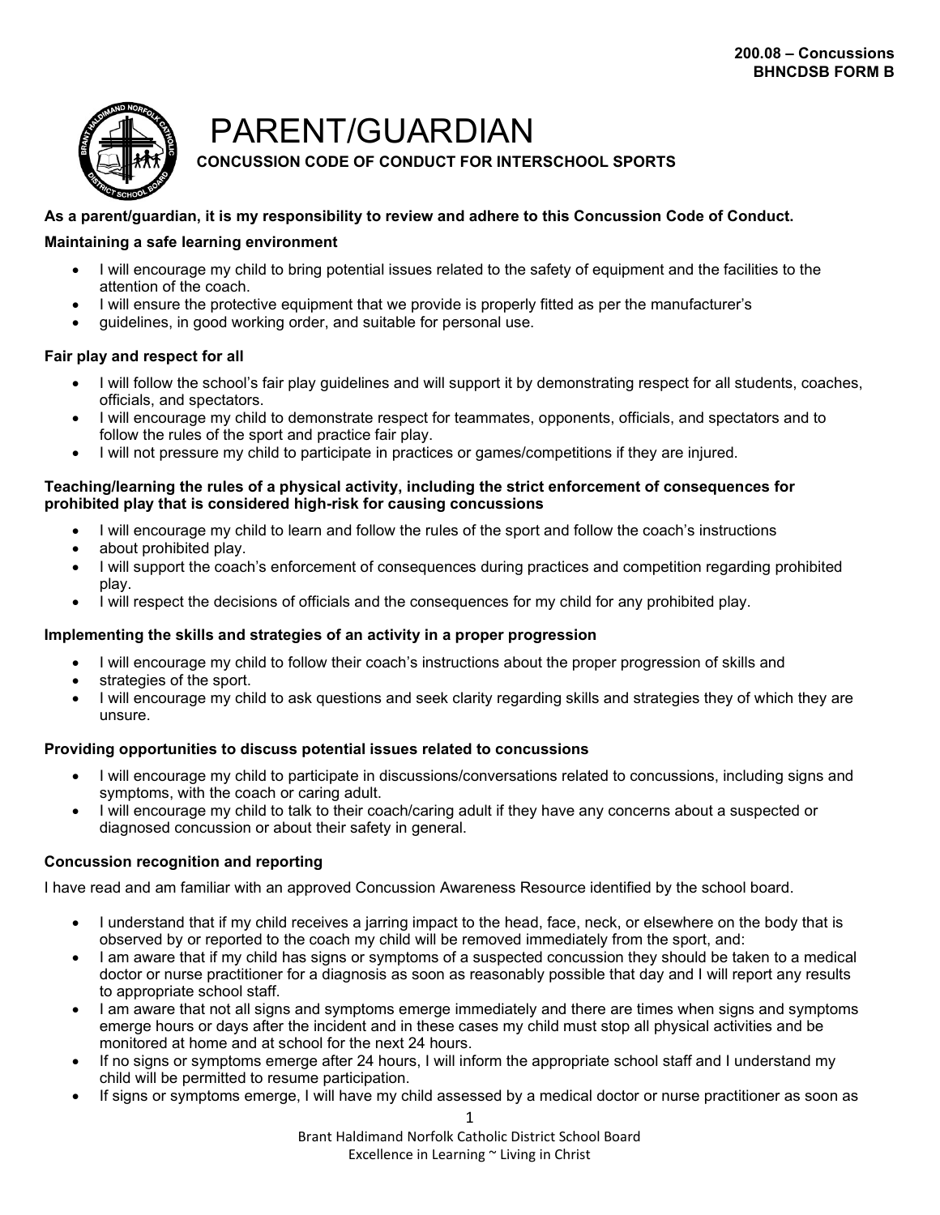**200.08 – Concussions**
**BHNCDSB FORM B**

# PARENT/GUARDIAN

**CONCUSSION CODE OF CONDUCT FOR INTERSCHOOL SPORTS**

**As a parent/guardian, it is my responsibility to review and adhere to this Concussion Code of Conduct.**

**Maintaining a safe learning environment**

- I will encourage my child to bring potential issues related to the safety of equipment and the facilities to the attention of the coach.
- I will ensure the protective equipment that we provide is properly fitted as per the manufacturer's
- guidelines, in good working order, and suitable for personal use.

**Fair play and respect for all**

- I will follow the school's fair play guidelines and will support it by demonstrating respect for all students, coaches, officials, and spectators.
- I will encourage my child to demonstrate respect for teammates, opponents, officials, and spectators and to follow the rules of the sport and practice fair play.
- I will not pressure my child to participate in practices or games/competitions if they are injured.

**Teaching/learning the rules of a physical activity, including the strict enforcement of consequences for prohibited play that is considered high-risk for causing concussions**

- I will encourage my child to learn and follow the rules of the sport and follow the coach's instructions
- about prohibited play.
- I will support the coach's enforcement of consequences during practices and competition regarding prohibited play.
- I will respect the decisions of officials and the consequences for my child for any prohibited play.

**Implementing the skills and strategies of an activity in a proper progression**

- I will encourage my child to follow their coach's instructions about the proper progression of skills and
- strategies of the sport.
- I will encourage my child to ask questions and seek clarity regarding skills and strategies they of which they are unsure.

**Providing opportunities to discuss potential issues related to concussions**

- I will encourage my child to participate in discussions/conversations related to concussions, including signs and symptoms, with the coach or caring adult.
- I will encourage my child to talk to their coach/caring adult if they have any concerns about a suspected or diagnosed concussion or about their safety in general.

**Concussion recognition and reporting**

I have read and am familiar with an approved Concussion Awareness Resource identified by the school board.

- I understand that if my child receives a jarring impact to the head, face, neck, or elsewhere on the body that is observed by or reported to the coach my child will be removed immediately from the sport, and:
- I am aware that if my child has signs or symptoms of a suspected concussion they should be taken to a medical doctor or nurse practitioner for a diagnosis as soon as reasonably possible that day and I will report any results to appropriate school staff.
- I am aware that not all signs and symptoms emerge immediately and there are times when signs and symptoms emerge hours or days after the incident and in these cases my child must stop all physical activities and be monitored at home and at school for the next 24 hours.
- If no signs or symptoms emerge after 24 hours, I will inform the appropriate school staff and I understand my child will be permitted to resume participation.
- If signs or symptoms emerge, I will have my child assessed by a medical doctor or nurse practitioner as soon as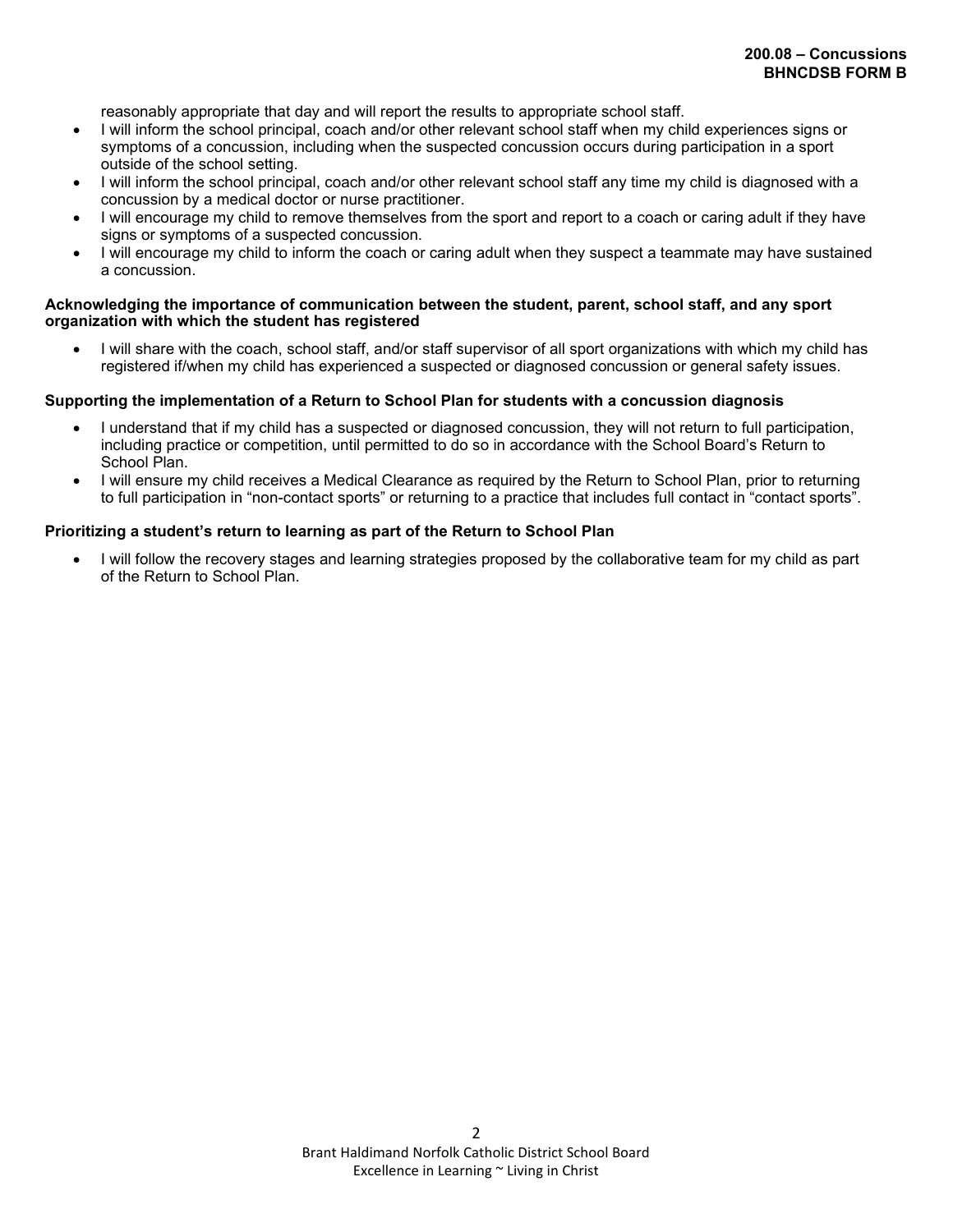reasonably appropriate that day and will report the results to appropriate school staff.

- I will inform the school principal, coach and/or other relevant school staff when my child experiences signs or symptoms of a concussion, including when the suspected concussion occurs during participation in a sport outside of the school setting.
- I will inform the school principal, coach and/or other relevant school staff any time my child is diagnosed with a concussion by a medical doctor or nurse practitioner.
- I will encourage my child to remove themselves from the sport and report to a coach or caring adult if they have signs or symptoms of a suspected concussion.
- I will encourage my child to inform the coach or caring adult when they suspect a teammate may have sustained a concussion.

**Acknowledging the importance of communication between the student, parent, school staff, and any sport organization with which the student has registered**

- I will share with the coach, school staff, and/or staff supervisor of all sport organizations with which my child has registered if/when my child has experienced a suspected or diagnosed concussion or general safety issues.

**Supporting the implementation of a Return to School Plan for students with a concussion diagnosis**

- I understand that if my child has a suspected or diagnosed concussion, they will not return to full participation, including practice or competition, until permitted to do so in accordance with the School Board's Return to School Plan.
- I will ensure my child receives a Medical Clearance as required by the Return to School Plan, prior to returning to full participation in "non-contact sports" or returning to a practice that includes full contact in "contact sports".

**Prioritizing a student's return to learning as part of the Return to School Plan**

- I will follow the recovery stages and learning strategies proposed by the collaborative team for my child as part of the Return to School Plan.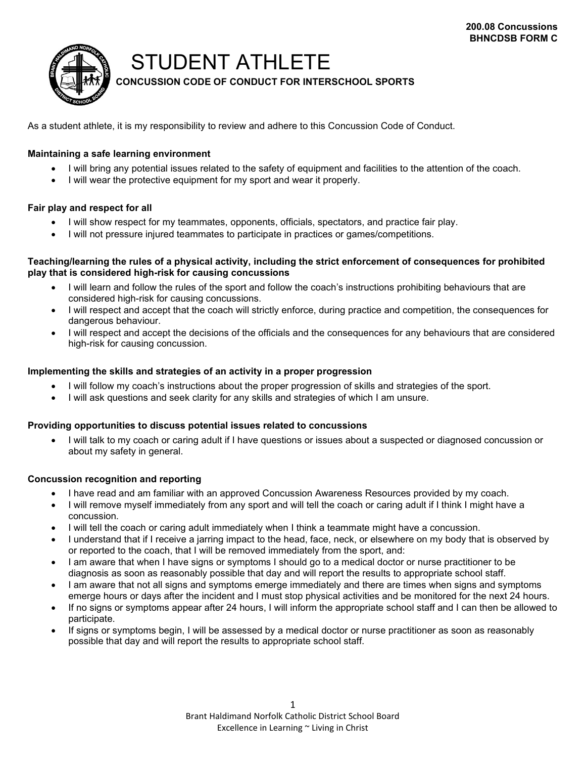**200.08 Concussions**
**BHNCDSB FORM C**

# STUDENT ATHLETE

## CONCUSSION CODE OF CONDUCT FOR INTERSCHOOL SPORTS

As a student athlete, it is my responsibility to review and adhere to this Concussion Code of Conduct.

**Maintaining a safe learning environment**

- I will bring any potential issues related to the safety of equipment and facilities to the attention of the coach.
- I will wear the protective equipment for my sport and wear it properly.

**Fair play and respect for all**

- I will show respect for my teammates, opponents, officials, spectators, and practice fair play.
- I will not pressure injured teammates to participate in practices or games/competitions.

**Teaching/learning the rules of a physical activity, including the strict enforcement of consequences for prohibited play that is considered high-risk for causing concussions**

- I will learn and follow the rules of the sport and follow the coach's instructions prohibiting behaviours that are considered high-risk for causing concussions.
- I will respect and accept that the coach will strictly enforce, during practice and competition, the consequences for dangerous behaviour.
- I will respect and accept the decisions of the officials and the consequences for any behaviours that are considered high-risk for causing concussion.

**Implementing the skills and strategies of an activity in a proper progression**

- I will follow my coach's instructions about the proper progression of skills and strategies of the sport.
- I will ask questions and seek clarity for any skills and strategies of which I am unsure.

**Providing opportunities to discuss potential issues related to concussions**

- I will talk to my coach or caring adult if I have questions or issues about a suspected or diagnosed concussion or about my safety in general.

**Concussion recognition and reporting**

- I have read and am familiar with an approved Concussion Awareness Resources provided by my coach.
- I will remove myself immediately from any sport and will tell the coach or caring adult if I think I might have a concussion.
- I will tell the coach or caring adult immediately when I think a teammate might have a concussion.
- I understand that if I receive a jarring impact to the head, face, neck, or elsewhere on my body that is observed by or reported to the coach, that I will be removed immediately from the sport, and:
- I am aware that when I have signs or symptoms I should go to a medical doctor or nurse practitioner to be diagnosis as soon as reasonably possible that day and will report the results to appropriate school staff.
- I am aware that not all signs and symptoms emerge immediately and there are times when signs and symptoms emerge hours or days after the incident and I must stop physical activities and be monitored for the next 24 hours.
- If no signs or symptoms appear after 24 hours, I will inform the appropriate school staff and I can then be allowed to participate.
- If signs or symptoms begin, I will be assessed by a medical doctor or nurse practitioner as soon as reasonably possible that day and will report the results to appropriate school staff.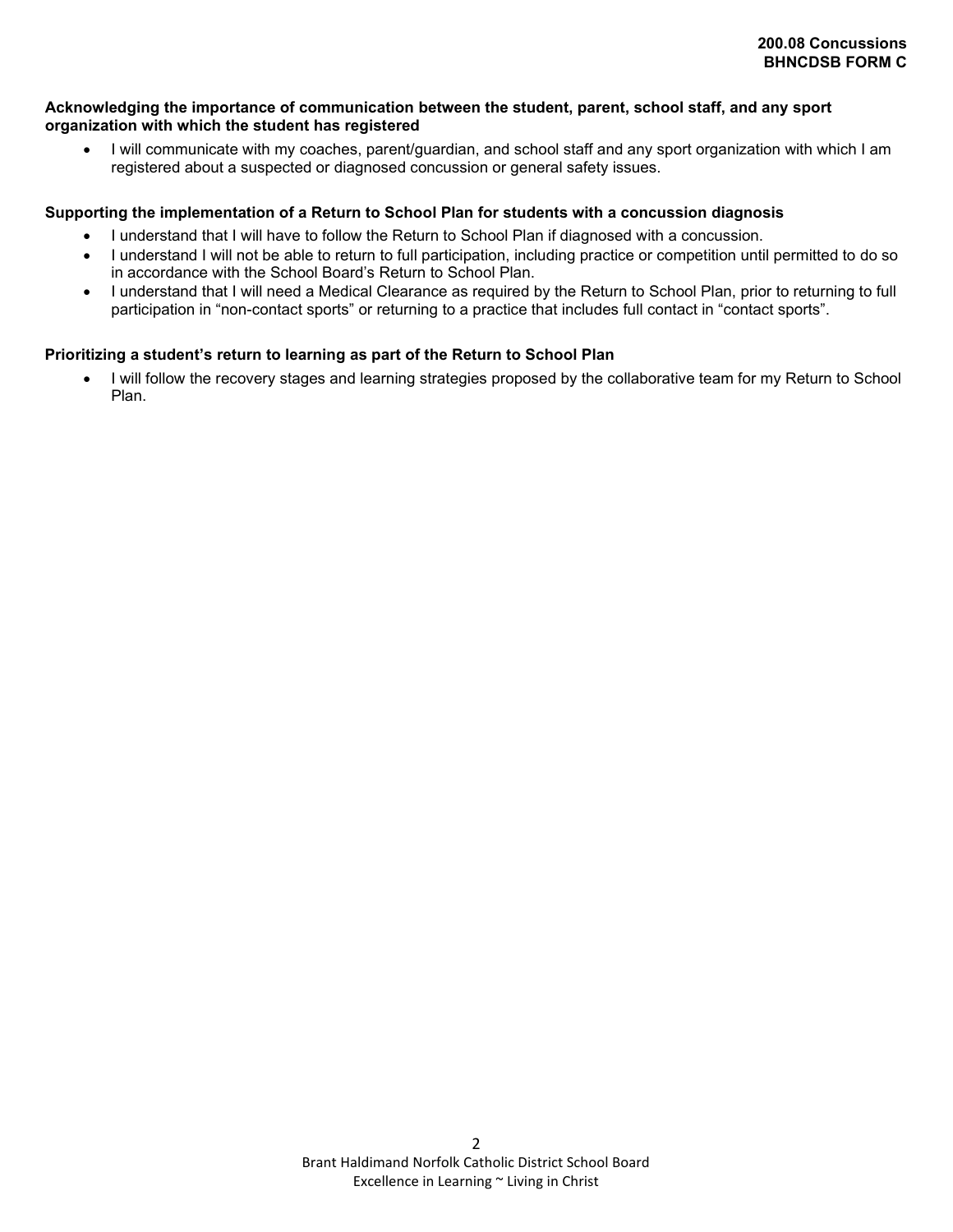**Acknowledging the importance of communication between the student, parent, school staff, and any sport organization with which the student has registered**

- I will communicate with my coaches, parent/guardian, and school staff and any sport organization with which I am registered about a suspected or diagnosed concussion or general safety issues.

**Supporting the implementation of a Return to School Plan for students with a concussion diagnosis**

- I understand that I will have to follow the Return to School Plan if diagnosed with a concussion.
- I understand I will not be able to return to full participation, including practice or competition until permitted to do so in accordance with the School Board's Return to School Plan.
- I understand that I will need a Medical Clearance as required by the Return to School Plan, prior to returning to full participation in "non-contact sports" or returning to a practice that includes full contact in "contact sports".

**Prioritizing a student's return to learning as part of the Return to School Plan**

- I will follow the recovery stages and learning strategies proposed by the collaborative team for my Return to School Plan.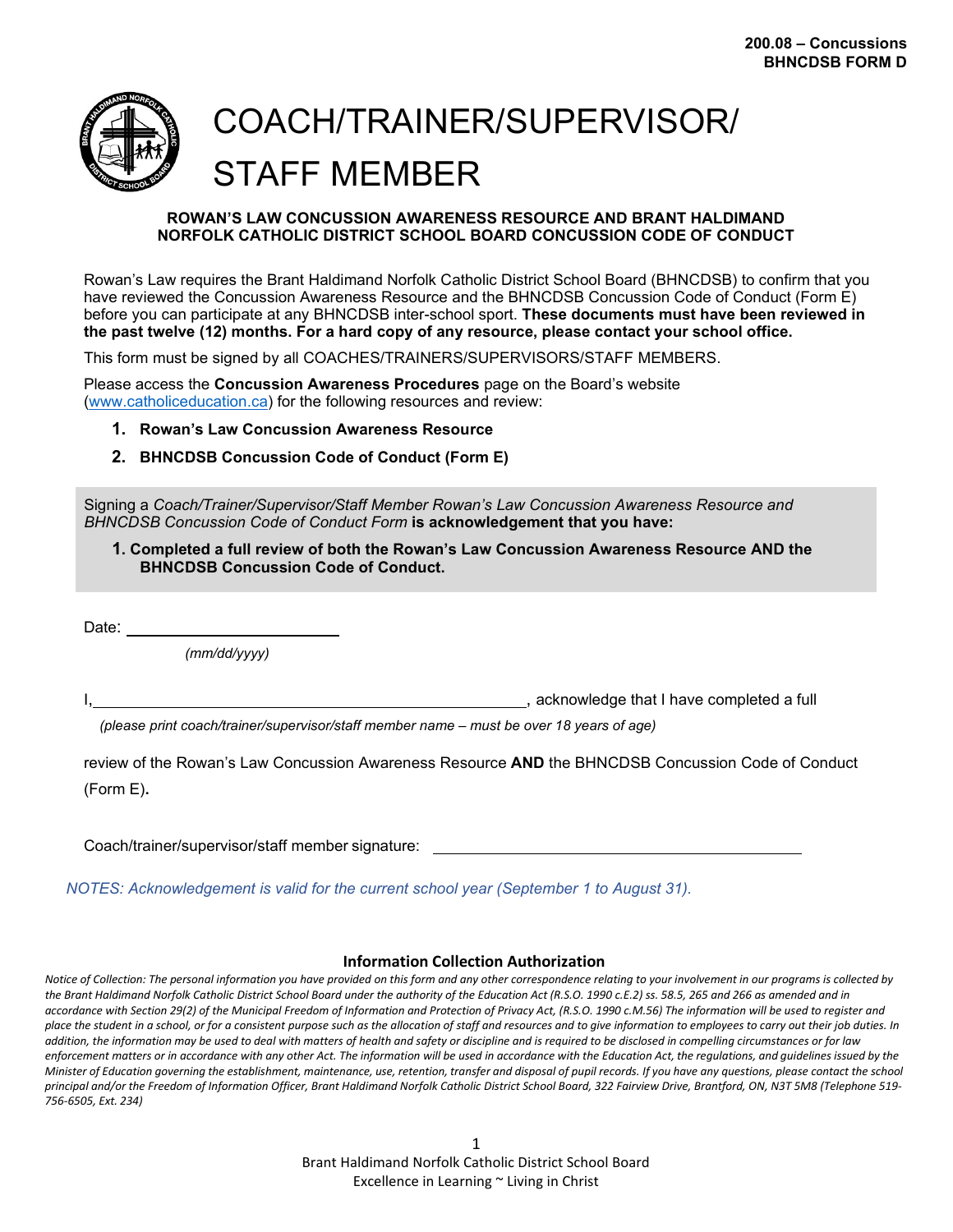200.08 – Concussions
BHNCDSB FORM D

# COACH/TRAINER/SUPERVISOR/ STAFF MEMBER

**ROWAN'S LAW CONCUSSION AWARENESS RESOURCE AND BRANT HALDIMAND NORFOLK CATHOLIC DISTRICT SCHOOL BOARD CONCUSSION CODE OF CONDUCT**

Rowan's Law requires the Brant Haldimand Norfolk Catholic District School Board (BHNCDSB) to confirm that you have reviewed the Concussion Awareness Resource and the BHNCDSB Concussion Code of Conduct (Form E) before you can participate at any BHNCDSB inter-school sport. **These documents must have been reviewed in the past twelve (12) months. For a hard copy of any resource, please contact your school office.**

This form must be signed by all COACHES/TRAINERS/SUPERVISORS/STAFF MEMBERS.

Please access the **Concussion Awareness Procedures** page on the Board's website (www.catholiceducation.ca) for the following resources and review:

1. **Rowan's Law Concussion Awareness Resource**
2. **BHNCDSB Concussion Code of Conduct (Form E)**

Signing a *Coach/Trainer/Supervisor/Staff Member Rowan's Law Concussion Awareness Resource and BHNCDSB Concussion Code of Conduct Form* **is acknowledgement that you have:**

1. **Completed a full review of both the Rowan's Law Concussion Awareness Resource AND the BHNCDSB Concussion Code of Conduct.**

Date: ______________________
*(mm/dd/yyyy)*

I,__________________________________________, acknowledge that I have completed a full
*(please print coach/trainer/supervisor/staff member name – must be over 18 years of age)*

review of the Rowan's Law Concussion Awareness Resource **AND** the BHNCDSB Concussion Code of Conduct (Form E).

Coach/trainer/supervisor/staff member signature: ________________________________________

*NOTES: Acknowledgement is valid for the current school year (September 1 to August 31).*

**Information Collection Authorization**

*Notice of Collection: The personal information you have provided on this form and any other correspondence relating to your involvement in our programs is collected by the Brant Haldimand Norfolk Catholic District School Board under the authority of the Education Act (R.S.O. 1990 c.E.2) ss. 58.5, 265 and 266 as amended and in accordance with Section 29(2) of the Municipal Freedom of Information and Protection of Privacy Act, (R.S.O. 1990 c.M.56) The information will be used to register and place the student in a school, or for a consistent purpose such as the allocation of staff and resources and to give information to employees to carry out their job duties. In addition, the information may be used to deal with matters of health and safety or discipline and is required to be disclosed in compelling circumstances or for law enforcement matters or in accordance with any other Act. The information will be used in accordance with the Education Act, the regulations, and guidelines issued by the Minister of Education governing the establishment, maintenance, use, retention, transfer and disposal of pupil records. If you have any questions, please contact the school principal and/or the Freedom of Information Officer, Brant Haldimand Norfolk Catholic District School Board, 322 Fairview Drive, Brantford, ON, N3T 5M8 (Telephone 519-756-6505, Ext. 234)*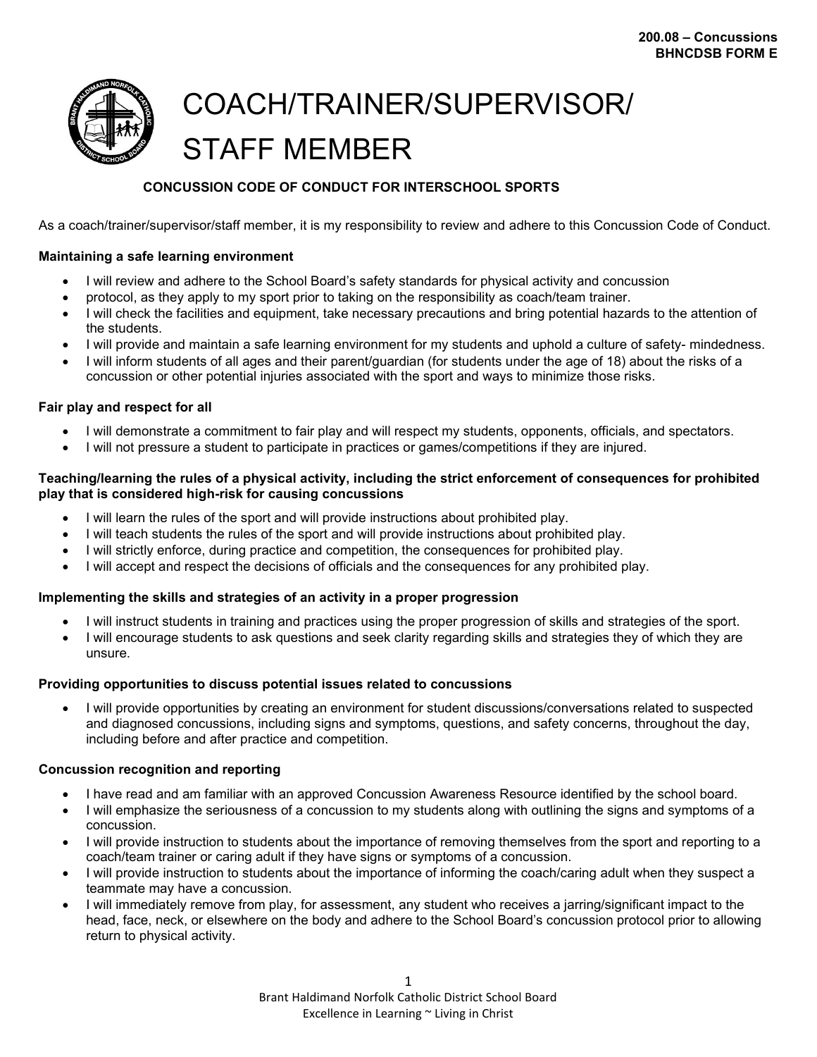200.08 – Concussions
BHNCDSB FORM E

# COACH/TRAINER/SUPERVISOR/ STAFF MEMBER

## CONCUSSION CODE OF CONDUCT FOR INTERSCHOOL SPORTS

As a coach/trainer/supervisor/staff member, it is my responsibility to review and adhere to this Concussion Code of Conduct.

**Maintaining a safe learning environment**

- I will review and adhere to the School Board's safety standards for physical activity and concussion
- protocol, as they apply to my sport prior to taking on the responsibility as coach/team trainer.
- I will check the facilities and equipment, take necessary precautions and bring potential hazards to the attention of the students.
- I will provide and maintain a safe learning environment for my students and uphold a culture of safety- mindedness.
- I will inform students of all ages and their parent/guardian (for students under the age of 18) about the risks of a concussion or other potential injuries associated with the sport and ways to minimize those risks.

**Fair play and respect for all**

- I will demonstrate a commitment to fair play and will respect my students, opponents, officials, and spectators.
- I will not pressure a student to participate in practices or games/competitions if they are injured.

**Teaching/learning the rules of a physical activity, including the strict enforcement of consequences for prohibited play that is considered high-risk for causing concussions**

- I will learn the rules of the sport and will provide instructions about prohibited play.
- I will teach students the rules of the sport and will provide instructions about prohibited play.
- I will strictly enforce, during practice and competition, the consequences for prohibited play.
- I will accept and respect the decisions of officials and the consequences for any prohibited play.

**Implementing the skills and strategies of an activity in a proper progression**

- I will instruct students in training and practices using the proper progression of skills and strategies of the sport.
- I will encourage students to ask questions and seek clarity regarding skills and strategies they of which they are unsure.

**Providing opportunities to discuss potential issues related to concussions**

- I will provide opportunities by creating an environment for student discussions/conversations related to suspected and diagnosed concussions, including signs and symptoms, questions, and safety concerns, throughout the day, including before and after practice and competition.

**Concussion recognition and reporting**

- I have read and am familiar with an approved Concussion Awareness Resource identified by the school board.
- I will emphasize the seriousness of a concussion to my students along with outlining the signs and symptoms of a concussion.
- I will provide instruction to students about the importance of removing themselves from the sport and reporting to a coach/team trainer or caring adult if they have signs or symptoms of a concussion.
- I will provide instruction to students about the importance of informing the coach/caring adult when they suspect a teammate may have a concussion.
- I will immediately remove from play, for assessment, any student who receives a jarring/significant impact to the head, face, neck, or elsewhere on the body and adhere to the School Board's concussion protocol prior to allowing return to physical activity.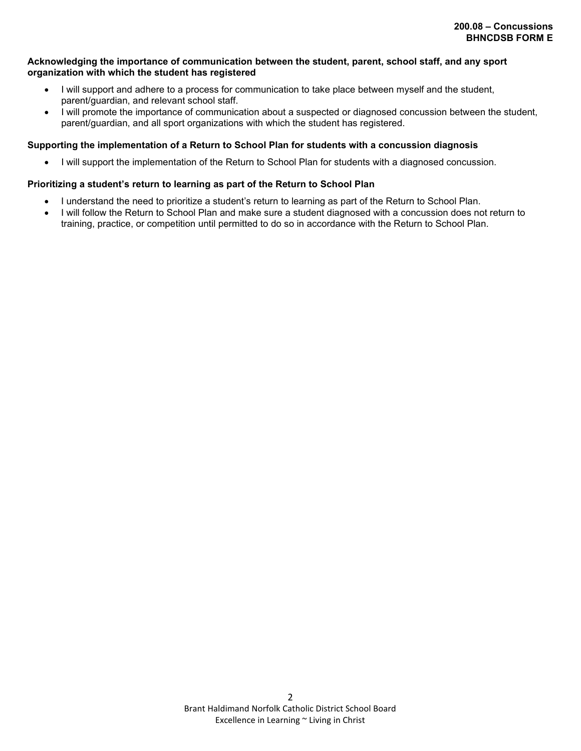**Acknowledging the importance of communication between the student, parent, school staff, and any sport organization with which the student has registered**

- I will support and adhere to a process for communication to take place between myself and the student, parent/guardian, and relevant school staff.
- I will promote the importance of communication about a suspected or diagnosed concussion between the student, parent/guardian, and all sport organizations with which the student has registered.

**Supporting the implementation of a Return to School Plan for students with a concussion diagnosis**

- I will support the implementation of the Return to School Plan for students with a diagnosed concussion.

**Prioritizing a student's return to learning as part of the Return to School Plan**

- I understand the need to prioritize a student's return to learning as part of the Return to School Plan.
- I will follow the Return to School Plan and make sure a student diagnosed with a concussion does not return to training, practice, or competition until permitted to do so in accordance with the Return to School Plan.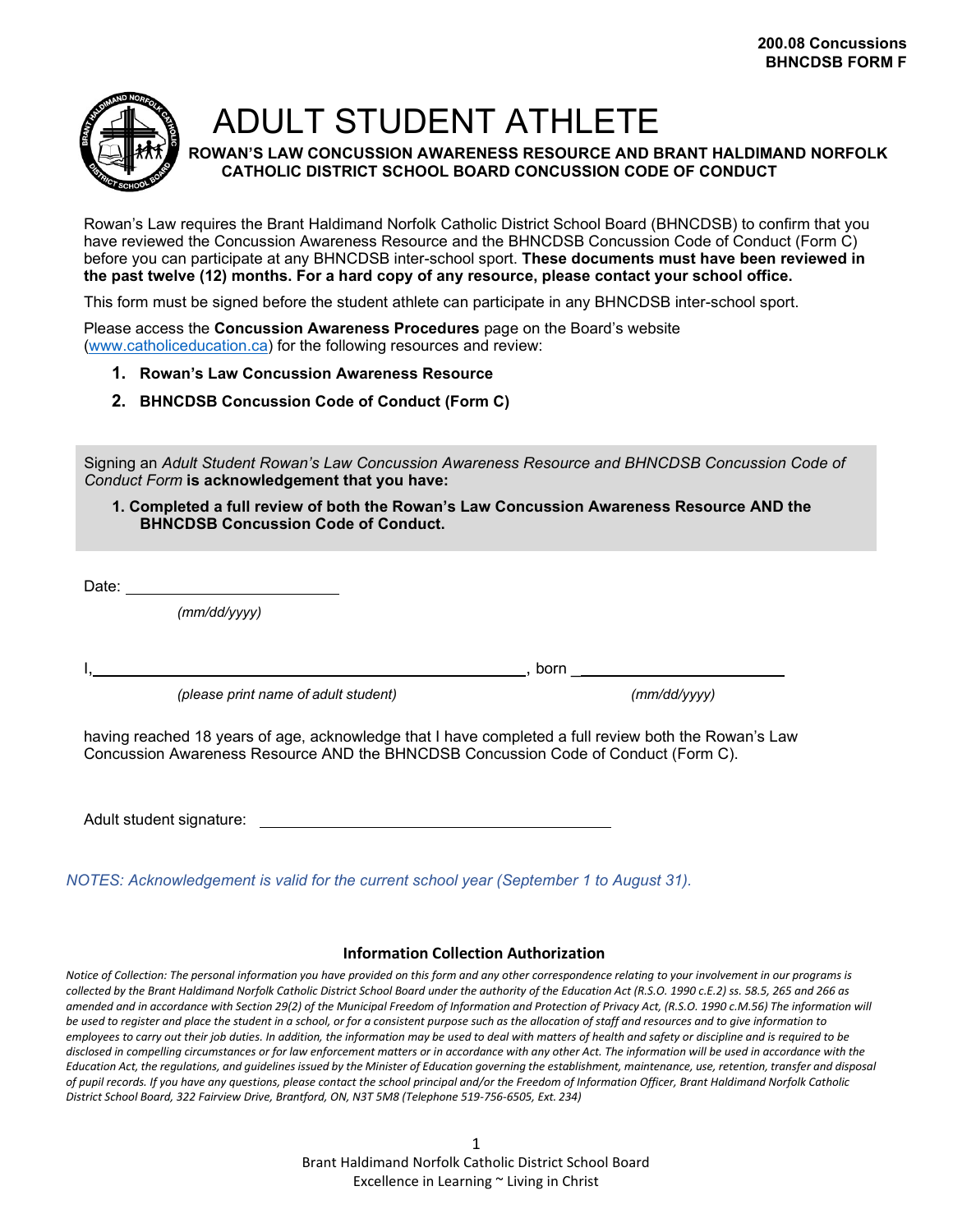**200.08 Concussions**
**BHNCDSB FORM F**

# ADULT STUDENT ATHLETE

## ROWAN'S LAW CONCUSSION AWARENESS RESOURCE AND BRANT HALDIMAND NORFOLK CATHOLIC DISTRICT SCHOOL BOARD CONCUSSION CODE OF CONDUCT

Rowan's Law requires the Brant Haldimand Norfolk Catholic District School Board (BHNCDSB) to confirm that you have reviewed the Concussion Awareness Resource and the BHNCDSB Concussion Code of Conduct (Form C) before you can participate at any BHNCDSB inter-school sport. **These documents must have been reviewed in the past twelve (12) months. For a hard copy of any resource, please contact your school office.**

This form must be signed before the student athlete can participate in any BHNCDSB inter-school sport.

Please access the **Concussion Awareness Procedures** page on the Board's website (www.catholiceducation.ca) for the following resources and review:

1. **Rowan's Law Concussion Awareness Resource**
2. **BHNCDSB Concussion Code of Conduct (Form C)**

Signing an *Adult Student Rowan's Law Concussion Awareness Resource and BHNCDSB Concussion Code of Conduct Form* **is acknowledgement that you have:**

1. **Completed a full review of both the Rowan's Law Concussion Awareness Resource AND the BHNCDSB Concussion Code of Conduct.**

Date: ______________________
*(mm/dd/yyyy)*

I, ______________________________________________, born ______________________
*(please print name of adult student)* *(mm/dd/yyyy)*

having reached 18 years of age, acknowledge that I have completed a full review both the Rowan's Law Concussion Awareness Resource AND the BHNCDSB Concussion Code of Conduct (Form C).

Adult student signature: ____________________________________

*NOTES: Acknowledgement is valid for the current school year (September 1 to August 31).*

### Information Collection Authorization

*Notice of Collection: The personal information you have provided on this form and any other correspondence relating to your involvement in our programs is collected by the Brant Haldimand Norfolk Catholic District School Board under the authority of the Education Act (R.S.O. 1990 c.E.2) ss. 58.5, 265 and 266 as amended and in accordance with Section 29(2) of the Municipal Freedom of Information and Protection of Privacy Act, (R.S.O. 1990 c.M.56) The information will be used to register and place the student in a school, or for a consistent purpose such as the allocation of staff and resources and to give information to employees to carry out their job duties. In addition, the information may be used to deal with matters of health and safety or discipline and is required to be disclosed in compelling circumstances or for law enforcement matters or in accordance with any other Act. The information will be used in accordance with the Education Act, the regulations, and guidelines issued by the Minister of Education governing the establishment, maintenance, use, retention, transfer and disposal of pupil records. If you have any questions, please contact the school principal and/or the Freedom of Information Officer, Brant Haldimand Norfolk Catholic District School Board, 322 Fairview Drive, Brantford, ON, N3T 5M8 (Telephone 519-756-6505, Ext. 234)*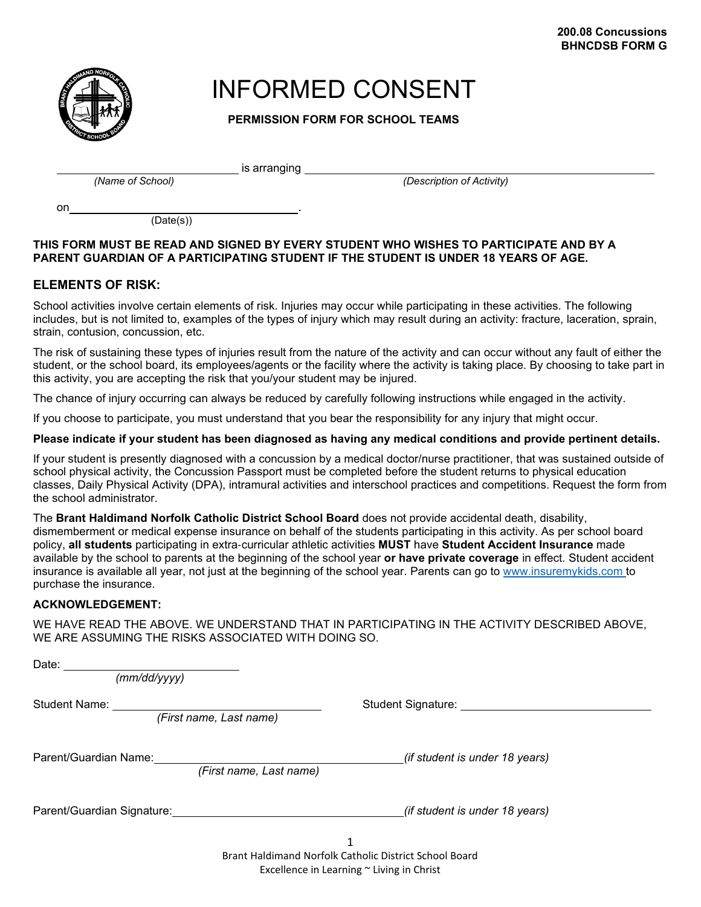200.08 Concussions
BHNCDSB FORM G

# INFORMED CONSENT

**PERMISSION FORM FOR SCHOOL TEAMS**

\_\_\_\_\_\_\_\_\_\_\_\_\_\_\_\_\_\_\_\_\_\_\_\_\_\_\_\_\_\_ is arranging \_\_\_\_\_\_\_\_\_\_\_\_\_\_\_\_\_\_\_\_\_\_\_\_\_\_\_\_\_\_\_\_\_\_\_\_\_\_\_\_\_\_\_\_\_\_\_\_\_\_\_\_\_\_
*(Name of School)* *(Description of Activity)*

on \_\_\_\_\_\_\_\_\_\_\_\_\_\_\_\_\_\_\_\_\_\_\_\_\_\_\_\_\_\_\_\_\_\_\_\_\_\_\_.
(Date(s))

**THIS FORM MUST BE READ AND SIGNED BY EVERY STUDENT WHO WISHES TO PARTICIPATE AND BY A PARENT GUARDIAN OF A PARTICIPATING STUDENT IF THE STUDENT IS UNDER 18 YEARS OF AGE.**

## ELEMENTS OF RISK:

School activities involve certain elements of risk. Injuries may occur while participating in these activities. The following includes, but is not limited to, examples of the types of injury which may result during an activity: fracture, laceration, sprain, strain, contusion, concussion, etc.

The risk of sustaining these types of injuries result from the nature of the activity and can occur without any fault of either the student, or the school board, its employees/agents or the facility where the activity is taking place. By choosing to take part in this activity, you are accepting the risk that you/your student may be injured.

The chance of injury occurring can always be reduced by carefully following instructions while engaged in the activity.

If you choose to participate, you must understand that you bear the responsibility for any injury that might occur.

**Please indicate if your student has been diagnosed as having any medical conditions and provide pertinent details.**

If your student is presently diagnosed with a concussion by a medical doctor/nurse practitioner, that was sustained outside of school physical activity, the Concussion Passport must be completed before the student returns to physical education classes, Daily Physical Activity (DPA), intramural activities and interschool practices and competitions. Request the form from the school administrator.

The **Brant Haldimand Norfolk Catholic District School Board** does not provide accidental death, disability, dismemberment or medical expense insurance on behalf of the students participating in this activity. As per school board policy, **all students** participating in extra-curricular athletic activities **MUST** have **Student Accident Insurance** made available by the school to parents at the beginning of the school year **or have private coverage** in effect. Student accident insurance is available all year, not just at the beginning of the school year. Parents can go to www.insuremykids.com to purchase the insurance.

**ACKNOWLEDGEMENT:**

WE HAVE READ THE ABOVE. WE UNDERSTAND THAT IN PARTICIPATING IN THE ACTIVITY DESCRIBED ABOVE, WE ARE ASSUMING THE RISKS ASSOCIATED WITH DOING SO.

Date: \_\_\_\_\_\_\_\_\_\_\_\_\_\_\_\_\_\_\_\_\_\_\_\_\_\_
*(mm/dd/yyyy)*

Student Name: \_\_\_\_\_\_\_\_\_\_\_\_\_\_\_\_\_\_\_\_\_\_\_\_\_\_\_\_\_\_ Student Signature: \_\_\_\_\_\_\_\_\_\_\_\_\_\_\_\_\_\_\_\_\_\_\_\_\_\_\_\_
*(First name, Last name)*

Parent/Guardian Name: \_\_\_\_\_\_\_\_\_\_\_\_\_\_\_\_\_\_\_\_\_\_\_\_\_\_\_\_\_\_\_\_\_\_ *(if student is under 18 years)*
*(First name, Last name)*

Parent/Guardian Signature: \_\_\_\_\_\_\_\_\_\_\_\_\_\_\_\_\_\_\_\_\_\_\_\_\_\_\_\_\_\_\_\_\_\_ *(if student is under 18 years)*

Brant Haldimand Norfolk Catholic District School Board
Excellence in Learning ~ Living in Christ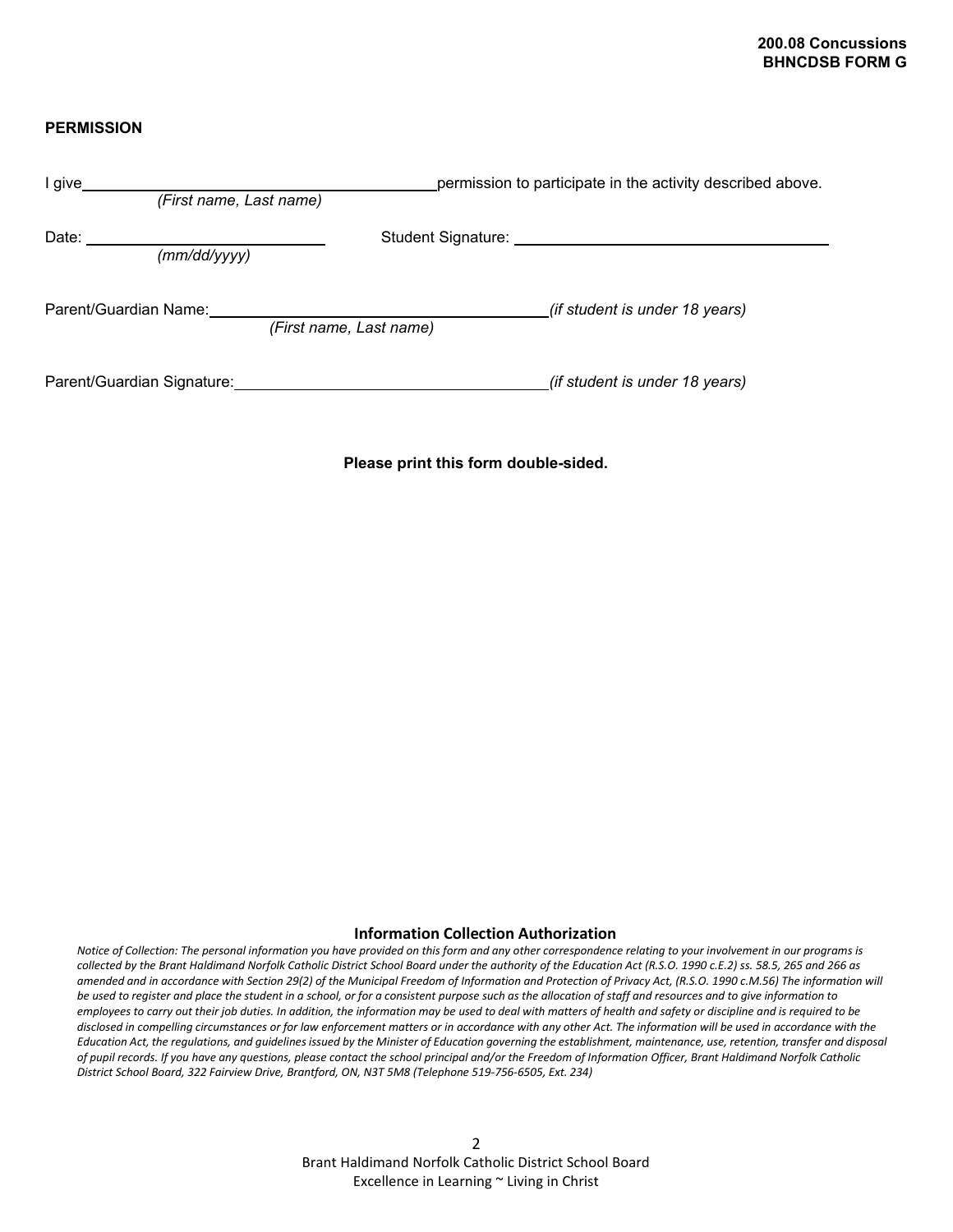**200.08 Concussions**
**BHNCDSB FORM G**

**PERMISSION**

I give\_\_\_\_\_\_\_\_\_\_\_\_\_\_\_\_\_\_\_\_\_\_\_\_\_\_\_\_\_\_\_\_\_\_\_\_\_\_\_\_ permission to participate in the activity described above.
*(First name, Last name)*

Date: \_\_\_\_\_\_\_\_\_\_\_\_\_\_\_\_\_\_\_\_\_\_\_\_\_\_\_ Student Signature: \_\_\_\_\_\_\_\_\_\_\_\_\_\_\_\_\_\_\_\_\_\_\_\_\_\_\_\_\_\_\_\_\_\_\_\_\_
*(mm/dd/yyyy)*

Parent/Guardian Name: \_\_\_\_\_\_\_\_\_\_\_\_\_\_\_\_\_\_\_\_\_\_\_\_\_\_\_\_\_\_\_\_\_\_\_\_\_\_\_ *(if student is under 18 years)*
*(First name, Last name)*

Parent/Guardian Signature: \_\_\_\_\_\_\_\_\_\_\_\_\_\_\_\_\_\_\_\_\_\_\_\_\_\_\_\_\_\_\_\_\_\_\_\_ *(if student is under 18 years)*

**Please print this form double-sided.**

**Information Collection Authorization**

*Notice of Collection: The personal information you have provided on this form and any other correspondence relating to your involvement in our programs is collected by the Brant Haldimand Norfolk Catholic District School Board under the authority of the Education Act (R.S.O. 1990 c.E.2) ss. 58.5, 265 and 266 as amended and in accordance with Section 29(2) of the Municipal Freedom of Information and Protection of Privacy Act, (R.S.O. 1990 c.M.56) The information will be used to register and place the student in a school, or for a consistent purpose such as the allocation of staff and resources and to give information to employees to carry out their job duties. In addition, the information may be used to deal with matters of health and safety or discipline and is required to be disclosed in compelling circumstances or for law enforcement matters or in accordance with any other Act. The information will be used in accordance with the Education Act, the regulations, and guidelines issued by the Minister of Education governing the establishment, maintenance, use, retention, transfer and disposal of pupil records. If you have any questions, please contact the school principal and/or the Freedom of Information Officer, Brant Haldimand Norfolk Catholic District School Board, 322 Fairview Drive, Brantford, ON, N3T 5M8 (Telephone 519-756-6505, Ext. 234)*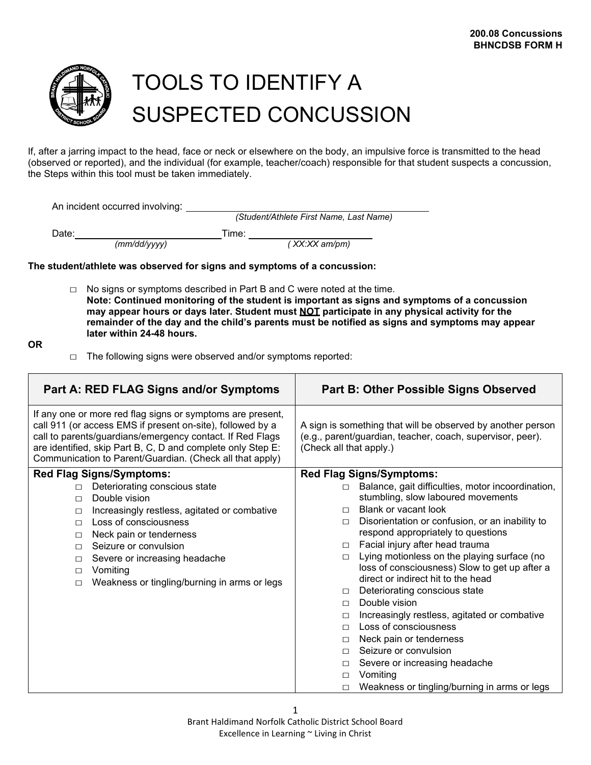200.08 Concussions
BHNCDSB FORM H

# TOOLS TO IDENTIFY A SUSPECTED CONCUSSION

If, after a jarring impact to the head, face or neck or elsewhere on the body, an impulsive force is transmitted to the head (observed or reported), and the individual (for example, teacher/coach) responsible for that student suspects a concussion, the Steps within this tool must be taken immediately.

An incident occurred involving: ______________________________
*(Student/Athlete First Name, Last Name)*

Date: ______________________ Time: ______________________
*(mm/dd/yyyy)* *( XX:XX am/pm)*

**The student/athlete was observed for signs and symptoms of a concussion:**

□ No signs or symptoms described in Part B and C were noted at the time.
**Note: Continued monitoring of the student is important as signs and symptoms of a concussion may appear hours or days later. Student must NOT participate in any physical activity for the remainder of the day and the child's parents must be notified as signs and symptoms may appear later within 24-48 hours.**

**OR**

□ The following signs were observed and/or symptoms reported:

| Part A: RED FLAG Signs and/or Symptoms | Part B: Other Possible Signs Observed |
|---|---|
| If any one or more red flag signs or symptoms are present, call 911 (or access EMS if present on-site), followed by a call to parents/guardians/emergency contact. If Red Flags are identified, skip Part B, C, D and complete only Step E: Communication to Parent/Guardian. (Check all that apply) | A sign is something that will be observed by another person (e.g., parent/guardian, teacher, coach, supervisor, peer). (Check all that apply.) |
| **Red Flag Signs/Symptoms:**<br>□ Deteriorating conscious state<br>□ Double vision<br>□ Increasingly restless, agitated or combative<br>□ Loss of consciousness<br>□ Neck pain or tenderness<br>□ Seizure or convulsion<br>□ Severe or increasing headache<br>□ Vomiting<br>□ Weakness or tingling/burning in arms or legs | **Red Flag Signs/Symptoms:**<br>□ Balance, gait difficulties, motor incoordination, stumbling, slow laboured movements<br>□ Blank or vacant look<br>□ Disorientation or confusion, or an inability to respond appropriately to questions<br>□ Facial injury after head trauma<br>□ Lying motionless on the playing surface (no loss of consciousness) Slow to get up after a direct or indirect hit to the head<br>□ Deteriorating conscious state<br>□ Double vision<br>□ Increasingly restless, agitated or combative<br>□ Loss of consciousness<br>□ Neck pain or tenderness<br>□ Seizure or convulsion<br>□ Severe or increasing headache<br>□ Vomiting<br>□ Weakness or tingling/burning in arms or legs |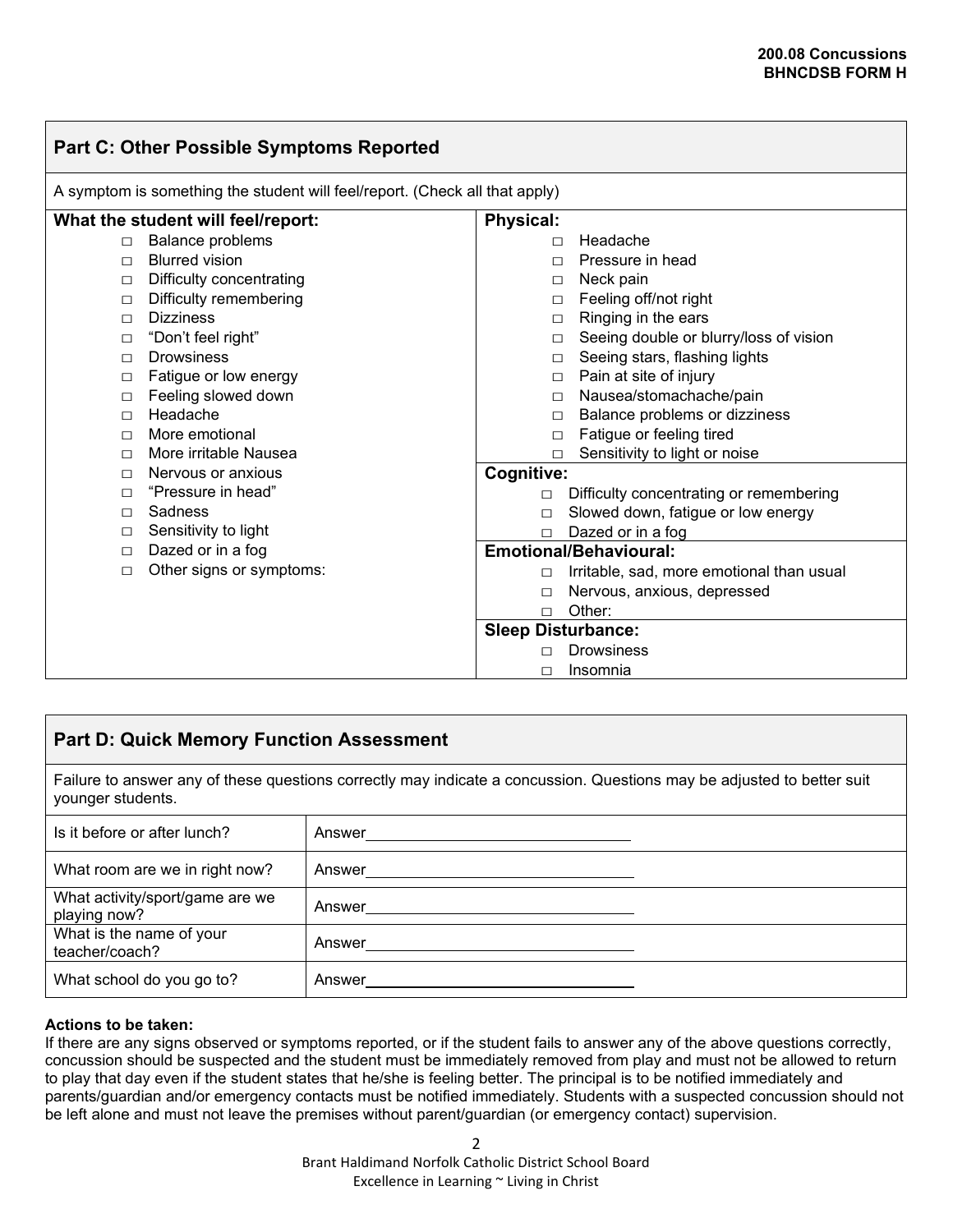## Part C: Other Possible Symptoms Reported

A symptom is something the student will feel/report. (Check all that apply)

**What the student will feel/report:**

- □ Balance problems
- □ Blurred vision
- □ Difficulty concentrating
- □ Difficulty remembering
- □ Dizziness
- □ "Don't feel right"
- □ Drowsiness
- □ Fatigue or low energy
- □ Feeling slowed down
- □ Headache
- □ More emotional
- □ More irritable Nausea
- □ Nervous or anxious
- □ "Pressure in head"
- □ Sadness
- □ Sensitivity to light
- □ Dazed or in a fog
- □ Other signs or symptoms:

**Physical:**

- □ Headache
- □ Pressure in head
- □ Neck pain
- □ Feeling off/not right
- □ Ringing in the ears
- □ Seeing double or blurry/loss of vision
- □ Seeing stars, flashing lights
- □ Pain at site of injury
- □ Nausea/stomachache/pain
- □ Balance problems or dizziness
- □ Fatigue or feeling tired
- □ Sensitivity to light or noise

**Cognitive:**

- □ Difficulty concentrating or remembering
- □ Slowed down, fatigue or low energy
- □ Dazed or in a fog

**Emotional/Behavioural:**

- □ Irritable, sad, more emotional than usual
- □ Nervous, anxious, depressed
- □ Other:

**Sleep Disturbance:**

- □ Drowsiness
- □ Insomnia

## Part D: Quick Memory Function Assessment

Failure to answer any of these questions correctly may indicate a concussion. Questions may be adjusted to better suit younger students.

| Question | Answer |
|---|---|
| Is it before or after lunch? | Answer________________________________ |
| What room are we in right now? | Answer________________________________ |
| What activity/sport/game are we playing now? | Answer________________________________ |
| What is the name of your teacher/coach? | Answer________________________________ |
| What school do you go to? | Answer________________________________ |

**Actions to be taken:**

If there are any signs observed or symptoms reported, or if the student fails to answer any of the above questions correctly, concussion should be suspected and the student must be immediately removed from play and must not be allowed to return to play that day even if the student states that he/she is feeling better. The principal is to be notified immediately and parents/guardian and/or emergency contacts must be notified immediately. Students with a suspected concussion should not be left alone and must not leave the premises without parent/guardian (or emergency contact) supervision.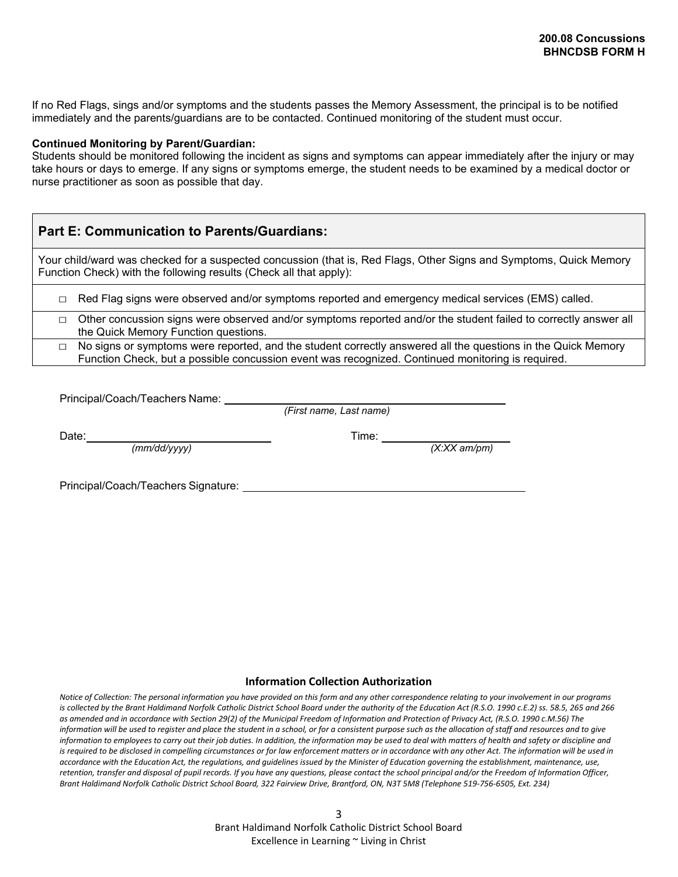If no Red Flags, sings and/or symptoms and the students passes the Memory Assessment, the principal is to be notified immediately and the parents/guardians are to be contacted. Continued monitoring of the student must occur.

**Continued Monitoring by Parent/Guardian:**
Students should be monitored following the incident as signs and symptoms can appear immediately after the injury or may take hours or days to emerge. If any signs or symptoms emerge, the student needs to be examined by a medical doctor or nurse practitioner as soon as possible that day.

## Part E: Communication to Parents/Guardians:

Your child/ward was checked for a suspected concussion (that is, Red Flags, Other Signs and Symptoms, Quick Memory Function Check) with the following results (Check all that apply):

- □ Red Flag signs were observed and/or symptoms reported and emergency medical services (EMS) called.
- □ Other concussion signs were observed and/or symptoms reported and/or the student failed to correctly answer all the Quick Memory Function questions.
- □ No signs or symptoms were reported, and the student correctly answered all the questions in the Quick Memory Function Check, but a possible concussion event was recognized. Continued monitoring is required.

Principal/Coach/Teachers Name: ______________________________
*(First name, Last name)*

Date: ____________________ *(mm/dd/yyyy)*     Time: ____________________ *(X:XX am/pm)*

Principal/Coach/Teachers Signature: ______________________________

**Information Collection Authorization**

*Notice of Collection: The personal information you have provided on this form and any other correspondence relating to your involvement in our programs is collected by the Brant Haldimand Norfolk Catholic District School Board under the authority of the Education Act (R.S.O. 1990 c.E.2) ss. 58.5, 265 and 266 as amended and in accordance with Section 29(2) of the Municipal Freedom of Information and Protection of Privacy Act, (R.S.O. 1990 c.M.56) The information will be used to register and place the student in a school, or for a consistent purpose such as the allocation of staff and resources and to give information to employees to carry out their job duties. In addition, the information may be used to deal with matters of health and safety or discipline and is required to be disclosed in compelling circumstances or for law enforcement matters or in accordance with any other Act. The information will be used in accordance with the Education Act, the regulations, and guidelines issued by the Minister of Education governing the establishment, maintenance, use, retention, transfer and disposal of pupil records. If you have any questions, please contact the school principal and/or the Freedom of Information Officer, Brant Haldimand Norfolk Catholic District School Board, 322 Fairview Drive, Brantford, ON, N3T 5M8 (Telephone 519-756-6505, Ext. 234)*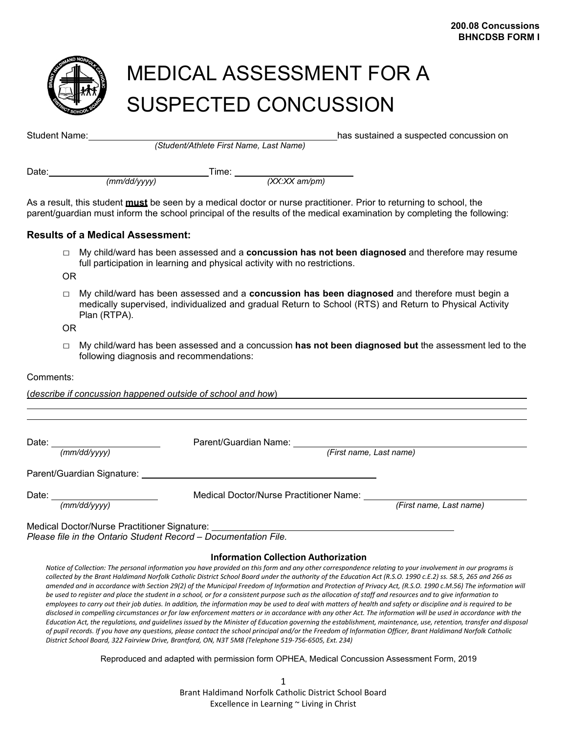200.08 Concussions
BHNCDSB FORM I

# MEDICAL ASSESSMENT FOR A SUSPECTED CONCUSSION

Student Name: ____________________________________________ has sustained a suspected concussion on
*(Student/Athlete First Name, Last Name)*

Date: ______________________ Time: ____________________
*(mm/dd/yyyy)* *(XX:XX am/pm)*

As a result, this student **must** be seen by a medical doctor or nurse practitioner. Prior to returning to school, the parent/guardian must inform the school principal of the results of the medical examination by completing the following:

### Results of a Medical Assessment:

- ☐ My child/ward has been assessed and a **concussion has not been diagnosed** and therefore may resume full participation in learning and physical activity with no restrictions.

OR

- ☐ My child/ward has been assessed and a **concussion has been diagnosed** and therefore must begin a medically supervised, individualized and gradual Return to School (RTS) and Return to Physical Activity Plan (RTPA).

OR

- ☐ My child/ward has been assessed and a concussion **has not been diagnosed but** the assessment led to the following diagnosis and recommendations:

Comments:

(*describe if concussion happened outside of school and how*) ____________________________________________

____________________________________________

____________________________________________

Date: ______________________ Parent/Guardian Name: ____________________________________________
*(mm/dd/yyyy)* *(First name, Last name)*

Parent/Guardian Signature: ____________________________________________

Date: ______________________ Medical Doctor/Nurse Practitioner Name: ______________________________
*(mm/dd/yyyy)* *(First name, Last name)*

Medical Doctor/Nurse Practitioner Signature: ____________________________________________

*Please file in the Ontario Student Record – Documentation File.*

**Information Collection Authorization**

*Notice of Collection: The personal information you have provided on this form and any other correspondence relating to your involvement in our programs is collected by the Brant Haldimand Norfolk Catholic District School Board under the authority of the Education Act (R.S.O. 1990 c.E.2) ss. 58.5, 265 and 266 as amended and in accordance with Section 29(2) of the Municipal Freedom of Information and Protection of Privacy Act, (R.S.O. 1990 c.M.56) The information will be used to register and place the student in a school, or for a consistent purpose such as the allocation of staff and resources and to give information to employees to carry out their job duties. In addition, the information may be used to deal with matters of health and safety or discipline and is required to be disclosed in compelling circumstances or for law enforcement matters or in accordance with any other Act. The information will be used in accordance with the Education Act, the regulations, and guidelines issued by the Minister of Education governing the establishment, maintenance, use, retention, transfer and disposal of pupil records. If you have any questions, please contact the school principal and/or the Freedom of Information Officer, Brant Haldimand Norfolk Catholic District School Board, 322 Fairview Drive, Brantford, ON, N3T 5M8 (Telephone 519-756-6505, Ext. 234)*

Reproduced and adapted with permission form OPHEA, Medical Concussion Assessment Form, 2019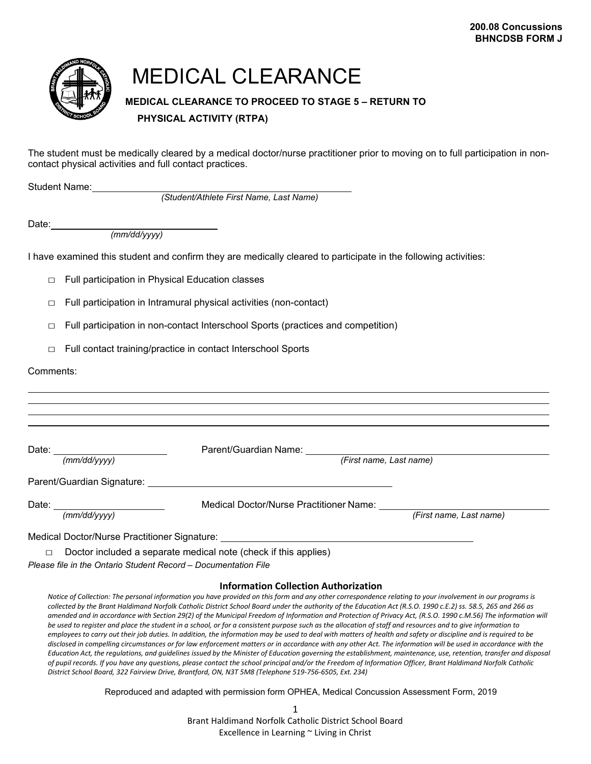200.08 Concussions
BHNCDSB FORM J

# MEDICAL CLEARANCE

## MEDICAL CLEARANCE TO PROCEED TO STAGE 5 – RETURN TO PHYSICAL ACTIVITY (RTPA)

The student must be medically cleared by a medical doctor/nurse practitioner prior to moving on to full participation in non-contact physical activities and full contact practices.

Student Name: ______________________________________________
*(Student/Athlete First Name, Last Name)*

Date: ______________________________
*(mm/dd/yyyy)*

I have examined this student and confirm they are medically cleared to participate in the following activities:

- □ Full participation in Physical Education classes
- □ Full participation in Intramural physical activities (non-contact)
- □ Full participation in non-contact Interschool Sports (practices and competition)
- □ Full contact training/practice in contact Interschool Sports

Comments:

______________________________________________________________________________

______________________________________________________________________________

______________________________________________________________________________

______________________________________________________________________________

Date: ____________________ Parent/Guardian Name: ______________________________________
*(mm/dd/yyyy)* *(First name, Last name)*

Parent/Guardian Signature: ______________________________________________

Date: ____________________ Medical Doctor/Nurse Practitioner Name: ____________________________
*(mm/dd/yyyy)* *(First name, Last name)*

Medical Doctor/Nurse Practitioner Signature: ______________________________________________

□ Doctor included a separate medical note (check if this applies)

*Please file in the Ontario Student Record – Documentation File*

**Information Collection Authorization**

*Notice of Collection: The personal information you have provided on this form and any other correspondence relating to your involvement in our programs is collected by the Brant Haldimand Norfolk Catholic District School Board under the authority of the Education Act (R.S.O. 1990 c.E.2) ss. 58.5, 265 and 266 as amended and in accordance with Section 29(2) of the Municipal Freedom of Information and Protection of Privacy Act, (R.S.O. 1990 c.M.56) The information will be used to register and place the student in a school, or for a consistent purpose such as the allocation of staff and resources and to give information to employees to carry out their job duties. In addition, the information may be used to deal with matters of health and safety or discipline and is required to be disclosed in compelling circumstances or for law enforcement matters or in accordance with any other Act. The information will be used in accordance with the Education Act, the regulations, and guidelines issued by the Minister of Education governing the establishment, maintenance, use, retention, transfer and disposal of pupil records. If you have any questions, please contact the school principal and/or the Freedom of Information Officer, Brant Haldimand Norfolk Catholic District School Board, 322 Fairview Drive, Brantford, ON, N3T 5M8 (Telephone 519-756-6505, Ext. 234)*

Reproduced and adapted with permission form OPHEA, Medical Concussion Assessment Form, 2019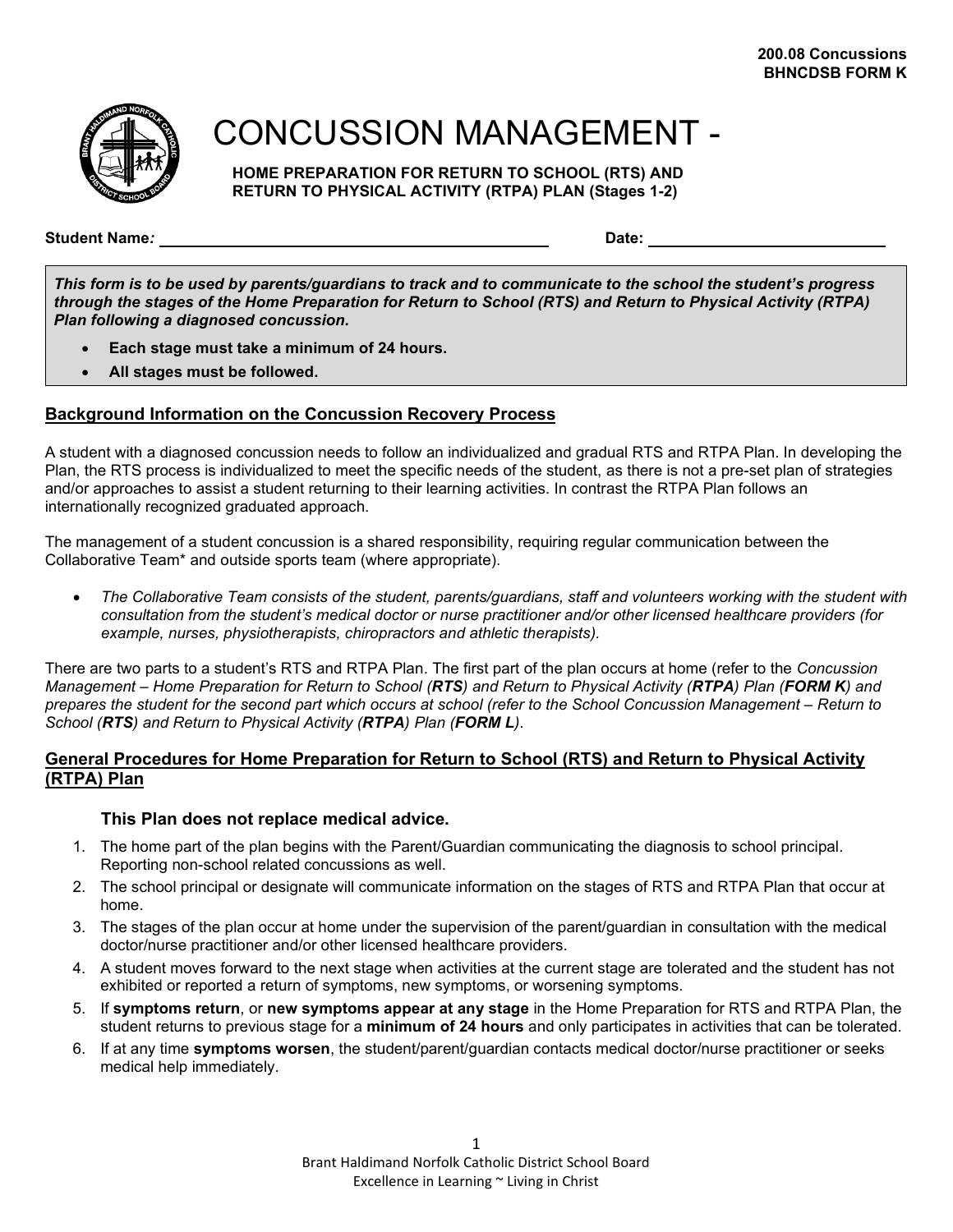**200.08 Concussions**
**BHNCDSB FORM K**

# CONCUSSION MANAGEMENT -

**HOME PREPARATION FOR RETURN TO SCHOOL (RTS) AND RETURN TO PHYSICAL ACTIVITY (RTPA) PLAN (Stages 1-2)**

**Student Name:** ______________________________ **Date:** ____________________

***This form is to be used by parents/guardians to track and to communicate to the school the student's progress through the stages of the Home Preparation for Return to School (RTS) and Return to Physical Activity (RTPA) Plan following a diagnosed concussion.***

- **Each stage must take a minimum of 24 hours.**
- **All stages must be followed.**

## Background Information on the Concussion Recovery Process

A student with a diagnosed concussion needs to follow an individualized and gradual RTS and RTPA Plan. In developing the Plan, the RTS process is individualized to meet the specific needs of the student, as there is not a pre-set plan of strategies and/or approaches to assist a student returning to their learning activities. In contrast the RTPA Plan follows an internationally recognized graduated approach.

The management of a student concussion is a shared responsibility, requiring regular communication between the Collaborative Team* and outside sports team (where appropriate).

- *The Collaborative Team consists of the student, parents/guardians, staff and volunteers working with the student with consultation from the student's medical doctor or nurse practitioner and/or other licensed healthcare providers (for example, nurses, physiotherapists, chiropractors and athletic therapists).*

There are two parts to a student's RTS and RTPA Plan. The first part of the plan occurs at home (refer to the *Concussion Management – Home Preparation for Return to School (**RTS**) and Return to Physical Activity (**RTPA**) Plan (**FORM K**) and prepares the student for the second part which occurs at school (refer to the School Concussion Management – Return to School (**RTS**) and Return to Physical Activity (**RTPA**) Plan (**FORM L**)*.

## General Procedures for Home Preparation for Return to School (RTS) and Return to Physical Activity (RTPA) Plan

### This Plan does not replace medical advice.

1. The home part of the plan begins with the Parent/Guardian communicating the diagnosis to school principal. Reporting non-school related concussions as well.
2. The school principal or designate will communicate information on the stages of RTS and RTPA Plan that occur at home.
3. The stages of the plan occur at home under the supervision of the parent/guardian in consultation with the medical doctor/nurse practitioner and/or other licensed healthcare providers.
4. A student moves forward to the next stage when activities at the current stage are tolerated and the student has not exhibited or reported a return of symptoms, new symptoms, or worsening symptoms.
5. If **symptoms return**, or **new symptoms appear at any stage** in the Home Preparation for RTS and RTPA Plan, the student returns to previous stage for a **minimum of 24 hours** and only participates in activities that can be tolerated.
6. If at any time **symptoms worsen**, the student/parent/guardian contacts medical doctor/nurse practitioner or seeks medical help immediately.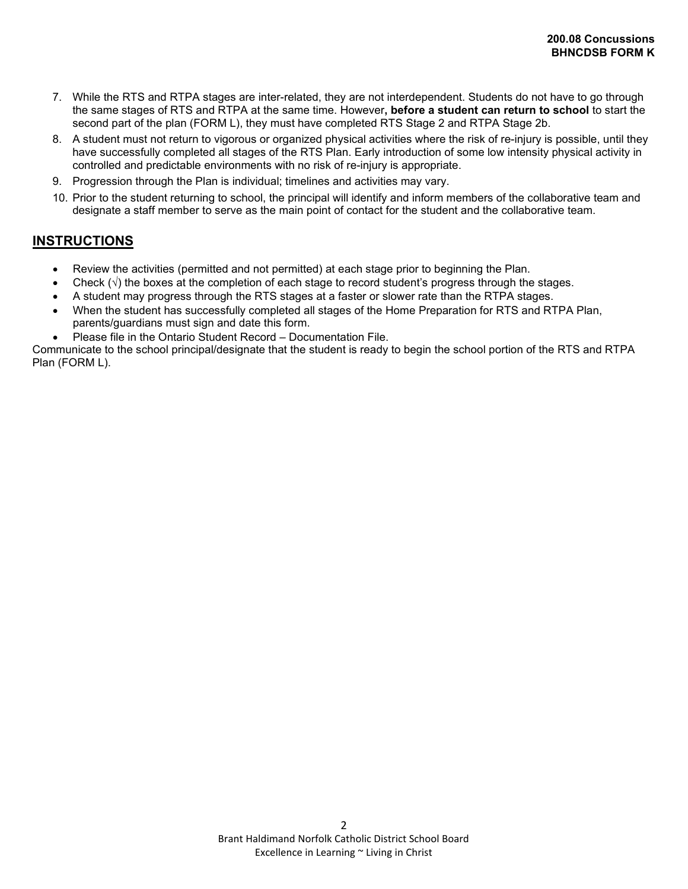7. While the RTS and RTPA stages are inter-related, they are not interdependent. Students do not have to go through the same stages of RTS and RTPA at the same time. However**, before a student can return to school** to start the second part of the plan (FORM L), they must have completed RTS Stage 2 and RTPA Stage 2b.
8. A student must not return to vigorous or organized physical activities where the risk of re-injury is possible, until they have successfully completed all stages of the RTS Plan. Early introduction of some low intensity physical activity in controlled and predictable environments with no risk of re-injury is appropriate.
9. Progression through the Plan is individual; timelines and activities may vary.
10. Prior to the student returning to school, the principal will identify and inform members of the collaborative team and designate a staff member to serve as the main point of contact for the student and the collaborative team.

## INSTRUCTIONS

- Review the activities (permitted and not permitted) at each stage prior to beginning the Plan.
- Check (√) the boxes at the completion of each stage to record student's progress through the stages.
- A student may progress through the RTS stages at a faster or slower rate than the RTPA stages.
- When the student has successfully completed all stages of the Home Preparation for RTS and RTPA Plan, parents/guardians must sign and date this form.
- Please file in the Ontario Student Record – Documentation File.

Communicate to the school principal/designate that the student is ready to begin the school portion of the RTS and RTPA Plan (FORM L).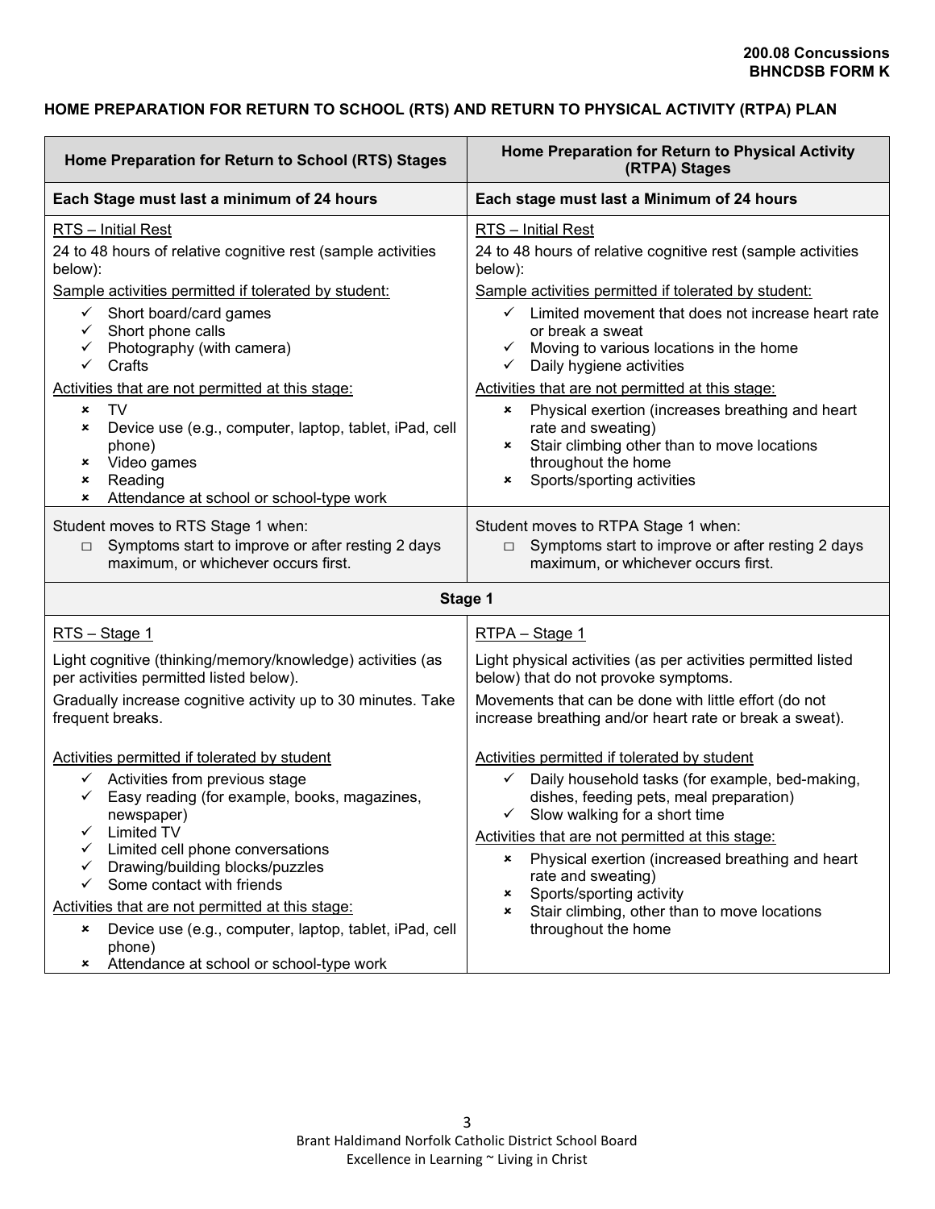**200.08 Concussions**
**BHNCDSB FORM K**

**HOME PREPARATION FOR RETURN TO SCHOOL (RTS) AND RETURN TO PHYSICAL ACTIVITY (RTPA) PLAN**

| Home Preparation for Return to School (RTS) Stages | Home Preparation for Return to Physical Activity (RTPA) Stages |
|---|---|
| **Each Stage must last a minimum of 24 hours** | **Each stage must last a Minimum of 24 hours** |
| RTS – Initial Rest<br>24 to 48 hours of relative cognitive rest (sample activities below):<br>Sample activities permitted if tolerated by student:<br>✓ Short board/card games<br>✓ Short phone calls<br>✓ Photography (with camera)<br>✓ Crafts<br>Activities that are not permitted at this stage:<br>× TV<br>× Device use (e.g., computer, laptop, tablet, iPad, cell phone)<br>× Video games<br>× Reading<br>× Attendance at school or school-type work | RTS – Initial Rest<br>24 to 48 hours of relative cognitive rest (sample activities below):<br>Sample activities permitted if tolerated by student:<br>✓ Limited movement that does not increase heart rate or break a sweat<br>✓ Moving to various locations in the home<br>✓ Daily hygiene activities<br>Activities that are not permitted at this stage:<br>× Physical exertion (increases breathing and heart rate and sweating)<br>× Stair climbing other than to move locations throughout the home<br>× Sports/sporting activities |
| Student moves to RTS Stage 1 when:<br>□ Symptoms start to improve or after resting 2 days maximum, or whichever occurs first. | Student moves to RTPA Stage 1 when:<br>□ Symptoms start to improve or after resting 2 days maximum, or whichever occurs first. |
| **Stage 1** | |
| RTS – Stage 1<br>Light cognitive (thinking/memory/knowledge) activities (as per activities permitted listed below).<br>Gradually increase cognitive activity up to 30 minutes. Take frequent breaks.<br>Activities permitted if tolerated by student<br>✓ Activities from previous stage<br>✓ Easy reading (for example, books, magazines, newspaper)<br>✓ Limited TV<br>✓ Limited cell phone conversations<br>✓ Drawing/building blocks/puzzles<br>✓ Some contact with friends<br>Activities that are not permitted at this stage:<br>× Device use (e.g., computer, laptop, tablet, iPad, cell phone)<br>× Attendance at school or school-type work | RTPA – Stage 1<br>Light physical activities (as per activities permitted listed below) that do not provoke symptoms.<br>Movements that can be done with little effort (do not increase breathing and/or heart rate or break a sweat).<br>Activities permitted if tolerated by student<br>✓ Daily household tasks (for example, bed-making, dishes, feeding pets, meal preparation)<br>✓ Slow walking for a short time<br>Activities that are not permitted at this stage:<br>× Physical exertion (increased breathing and heart rate and sweating)<br>× Sports/sporting activity<br>× Stair climbing, other than to move locations throughout the home |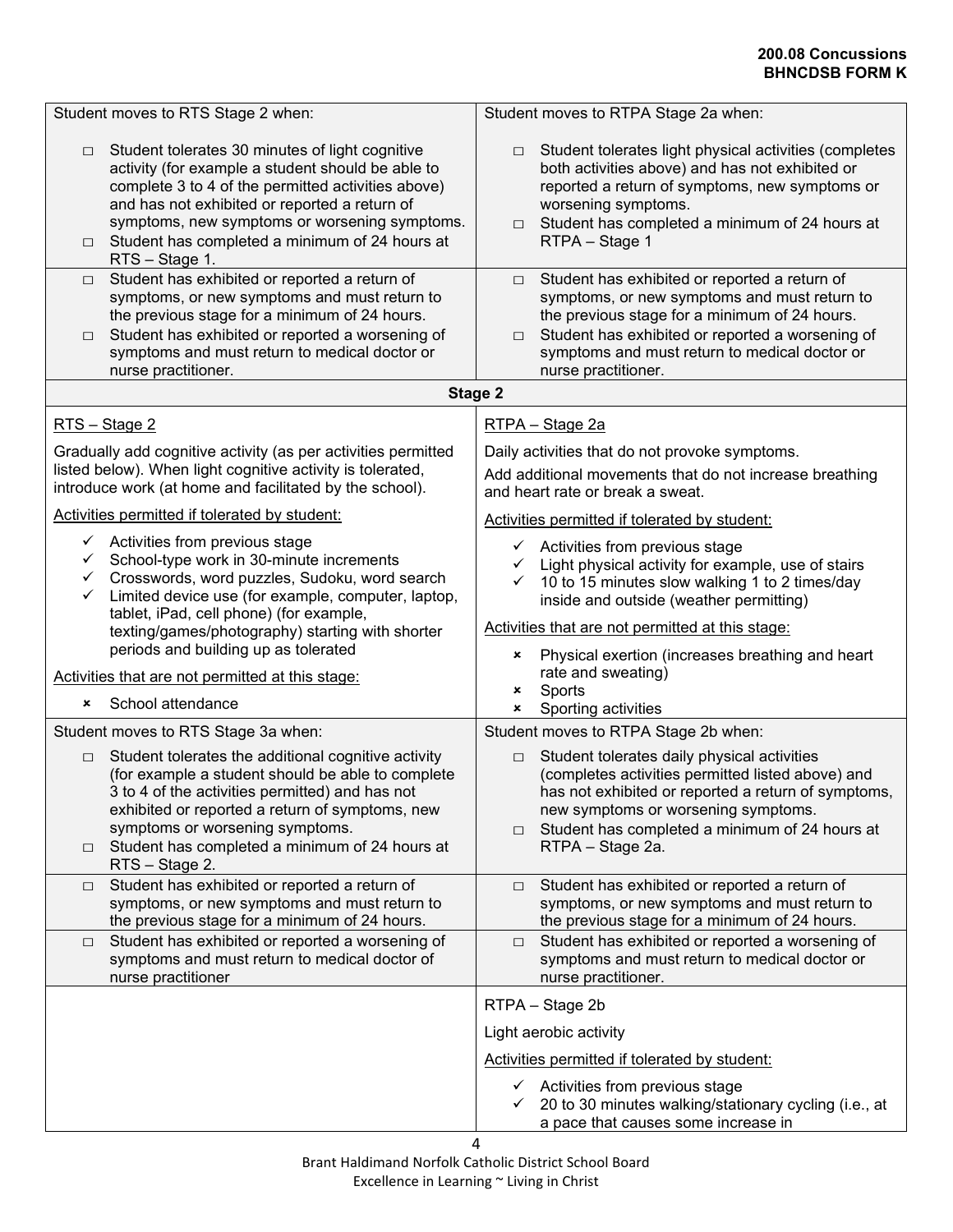| Student moves to RTS Stage 2 when: | Student moves to RTPA Stage 2a when: |
|---|---|
| ☐ Student tolerates 30 minutes of light cognitive activity (for example a student should be able to complete 3 to 4 of the permitted activities above) and has not exhibited or reported a return of symptoms, new symptoms or worsening symptoms.<br>☐ Student has completed a minimum of 24 hours at RTS – Stage 1. | ☐ Student tolerates light physical activities (completes both activities above) and has not exhibited or reported a return of symptoms, new symptoms or worsening symptoms.<br>☐ Student has completed a minimum of 24 hours at RTPA – Stage 1 |
| ☐ Student has exhibited or reported a return of symptoms, or new symptoms and must return to the previous stage for a minimum of 24 hours.<br>☐ Student has exhibited or reported a worsening of symptoms and must return to medical doctor or nurse practitioner. | ☐ Student has exhibited or reported a return of symptoms, or new symptoms and must return to the previous stage for a minimum of 24 hours.<br>☐ Student has exhibited or reported a worsening of symptoms and must return to medical doctor or nurse practitioner. |
| **Stage 2** | |
| RTS – Stage 2<br><br>Gradually add cognitive activity (as per activities permitted listed below). When light cognitive activity is tolerated, introduce work (at home and facilitated by the school).<br><br>Activities permitted if tolerated by student:<br>✓ Activities from previous stage<br>✓ School-type work in 30-minute increments<br>✓ Crosswords, word puzzles, Sudoku, word search<br>✓ Limited device use (for example, computer, laptop, tablet, iPad, cell phone) (for example, texting/games/photography) starting with shorter periods and building up as tolerated<br><br>Activities that are not permitted at this stage:<br>✗ School attendance | RTPA – Stage 2a<br><br>Daily activities that do not provoke symptoms.<br><br>Add additional movements that do not increase breathing and heart rate or break a sweat.<br><br>Activities permitted if tolerated by student:<br>✓ Activities from previous stage<br>✓ Light physical activity for example, use of stairs<br>✓ 10 to 15 minutes slow walking 1 to 2 times/day inside and outside (weather permitting)<br><br>Activities that are not permitted at this stage:<br>✗ Physical exertion (increases breathing and heart rate and sweating)<br>✗ Sports<br>✗ Sporting activities |
| Student moves to RTS Stage 3a when: | Student moves to RTPA Stage 2b when: |
| ☐ Student tolerates the additional cognitive activity (for example a student should be able to complete 3 to 4 of the activities permitted) and has not exhibited or reported a return of symptoms, new symptoms or worsening symptoms.<br>☐ Student has completed a minimum of 24 hours at RTS – Stage 2. | ☐ Student tolerates daily physical activities (completes activities permitted listed above) and has not exhibited or reported a return of symptoms, new symptoms or worsening symptoms.<br>☐ Student has completed a minimum of 24 hours at RTPA – Stage 2a. |
| ☐ Student has exhibited or reported a return of symptoms, or new symptoms and must return to the previous stage for a minimum of 24 hours. | ☐ Student has exhibited or reported a return of symptoms, or new symptoms and must return to the previous stage for a minimum of 24 hours. |
| ☐ Student has exhibited or reported a worsening of symptoms and must return to medical doctor of nurse practitioner | ☐ Student has exhibited or reported a worsening of symptoms and must return to medical doctor or nurse practitioner. |
| | RTPA – Stage 2b<br><br>Light aerobic activity<br><br>Activities permitted if tolerated by student:<br>✓ Activities from previous stage<br>✓ 20 to 30 minutes walking/stationary cycling (i.e., at a pace that causes some increase in |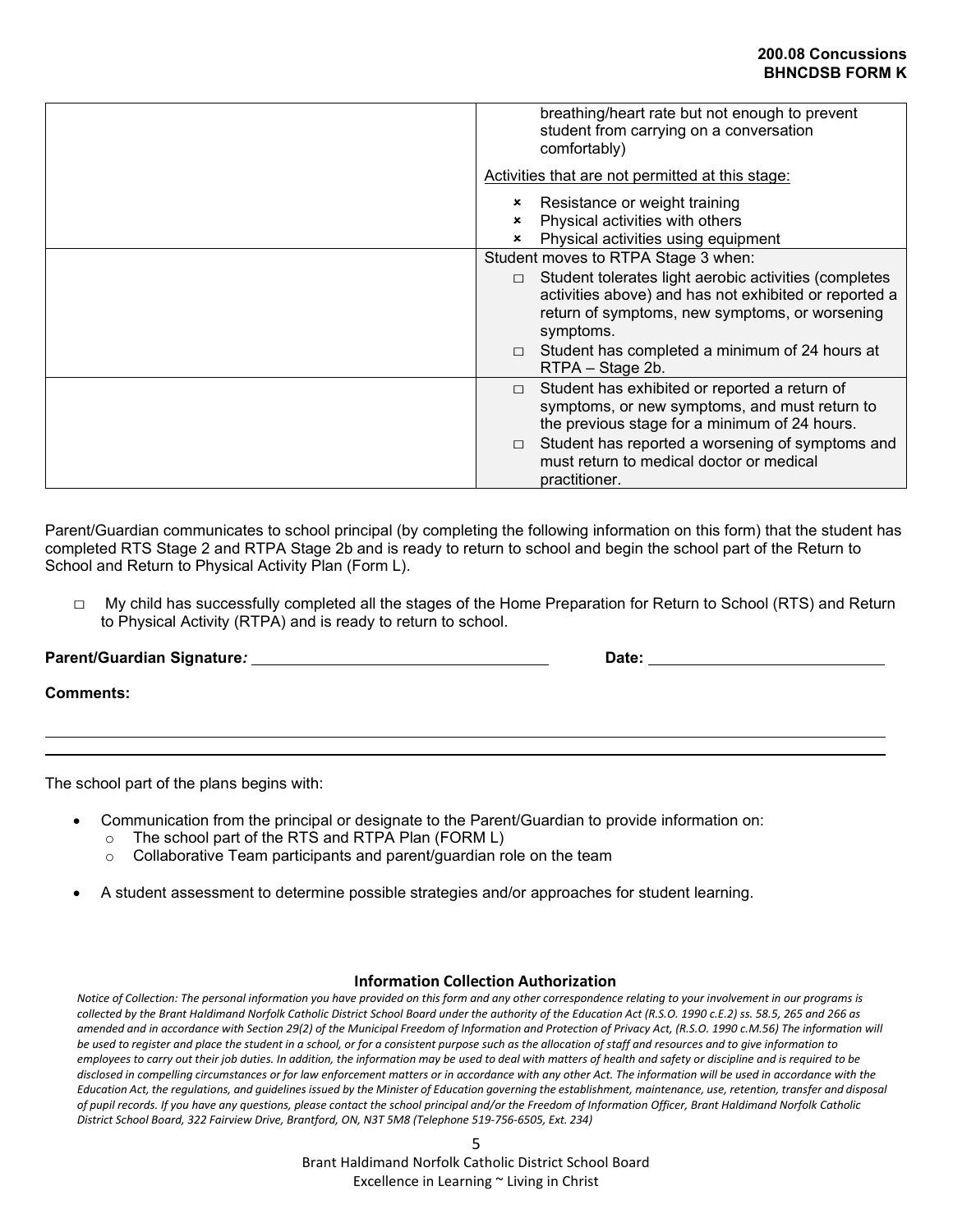| | |
|---|---|
| | breathing/heart rate but not enough to prevent student from carrying on a conversation comfortably)<br><br>Activities that are not permitted at this stage:<br>× Resistance or weight training<br>× Physical activities with others<br>× Physical activities using equipment |
| | Student moves to RTPA Stage 3 when:<br>□ Student tolerates light aerobic activities (completes activities above) and has not exhibited or reported a return of symptoms, new symptoms, or worsening symptoms.<br>□ Student has completed a minimum of 24 hours at RTPA – Stage 2b. |
| | □ Student has exhibited or reported a return of symptoms, or new symptoms, and must return to the previous stage for a minimum of 24 hours.<br>□ Student has reported a worsening of symptoms and must return to medical doctor or medical practitioner. |

Parent/Guardian communicates to school principal (by completing the following information on this form) that the student has completed RTS Stage 2 and RTPA Stage 2b and is ready to return to school and begin the school part of the Return to School and Return to Physical Activity Plan (Form L).

□ My child has successfully completed all the stages of the Home Preparation for Return to School (RTS) and Return to Physical Activity (RTPA) and is ready to return to school.

**Parent/Guardian Signature*:*** ______________________ **Date:** ______________________

**Comments:**

______________________________________________________________________

______________________________________________________________________

The school part of the plans begins with:

- Communication from the principal or designate to the Parent/Guardian to provide information on:
  - The school part of the RTS and RTPA Plan (FORM L)
  - Collaborative Team participants and parent/guardian role on the team
- A student assessment to determine possible strategies and/or approaches for student learning.

**Information Collection Authorization**

*Notice of Collection: The personal information you have provided on this form and any other correspondence relating to your involvement in our programs is collected by the Brant Haldimand Norfolk Catholic District School Board under the authority of the Education Act (R.S.O. 1990 c.E.2) ss. 58.5, 265 and 266 as amended and in accordance with Section 29(2) of the Municipal Freedom of Information and Protection of Privacy Act, (R.S.O. 1990 c.M.56) The information will be used to register and place the student in a school, or for a consistent purpose such as the allocation of staff and resources and to give information to employees to carry out their job duties. In addition, the information may be used to deal with matters of health and safety or discipline and is required to be disclosed in compelling circumstances or for law enforcement matters or in accordance with any other Act. The information will be used in accordance with the Education Act, the regulations, and guidelines issued by the Minister of Education governing the establishment, maintenance, use, retention, transfer and disposal of pupil records. If you have any questions, please contact the school principal and/or the Freedom of Information Officer, Brant Haldimand Norfolk Catholic District School Board, 322 Fairview Drive, Brantford, ON, N3T 5M8 (Telephone 519-756-6505, Ext. 234)*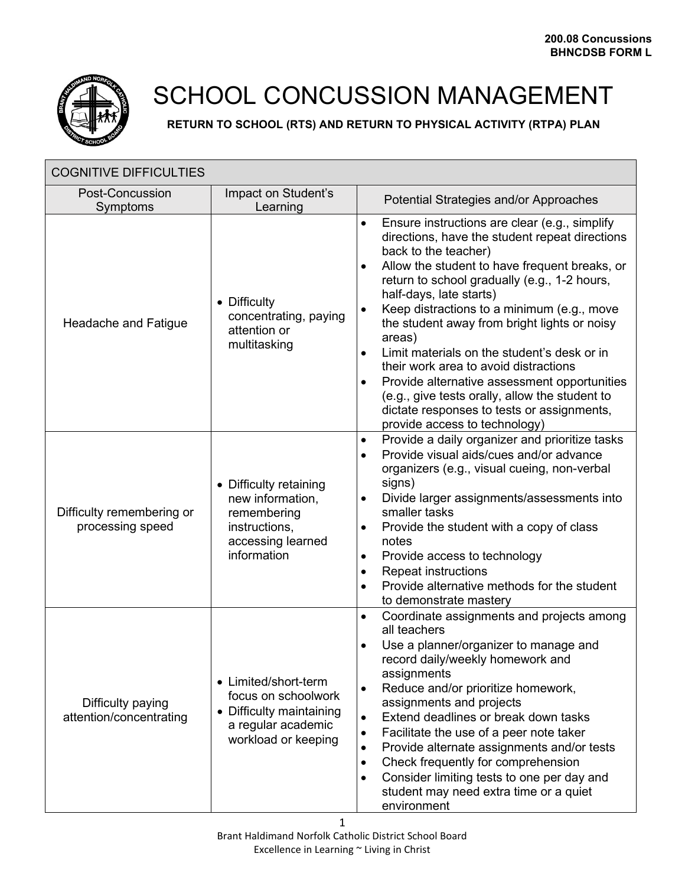200.08 Concussions
BHNCDSB FORM L

# SCHOOL CONCUSSION MANAGEMENT

**RETURN TO SCHOOL (RTS) AND RETURN TO PHYSICAL ACTIVITY (RTPA) PLAN**

| COGNITIVE DIFFICULTIES | | |
|---|---|---|
| Post-Concussion Symptoms | Impact on Student's Learning | Potential Strategies and/or Approaches |
| Headache and Fatigue | • Difficulty concentrating, paying attention or multitasking | • Ensure instructions are clear (e.g., simplify directions, have the student repeat directions back to the teacher)<br>• Allow the student to have frequent breaks, or return to school gradually (e.g., 1-2 hours, half-days, late starts)<br>• Keep distractions to a minimum (e.g., move the student away from bright lights or noisy areas)<br>• Limit materials on the student's desk or in their work area to avoid distractions<br>• Provide alternative assessment opportunities (e.g., give tests orally, allow the student to dictate responses to tests or assignments, provide access to technology) |
| Difficulty remembering or processing speed | • Difficulty retaining new information, remembering instructions, accessing learned information | • Provide a daily organizer and prioritize tasks<br>• Provide visual aids/cues and/or advance organizers (e.g., visual cueing, non-verbal signs)<br>• Divide larger assignments/assessments into smaller tasks<br>• Provide the student with a copy of class notes<br>• Provide access to technology<br>• Repeat instructions<br>• Provide alternative methods for the student to demonstrate mastery |
| Difficulty paying attention/concentrating | • Limited/short-term focus on schoolwork<br>• Difficulty maintaining a regular academic workload or keeping | • Coordinate assignments and projects among all teachers<br>• Use a planner/organizer to manage and record daily/weekly homework and assignments<br>• Reduce and/or prioritize homework, assignments and projects<br>• Extend deadlines or break down tasks<br>• Facilitate the use of a peer note taker<br>• Provide alternate assignments and/or tests<br>• Check frequently for comprehension<br>• Consider limiting tests to one per day and student may need extra time or a quiet environment |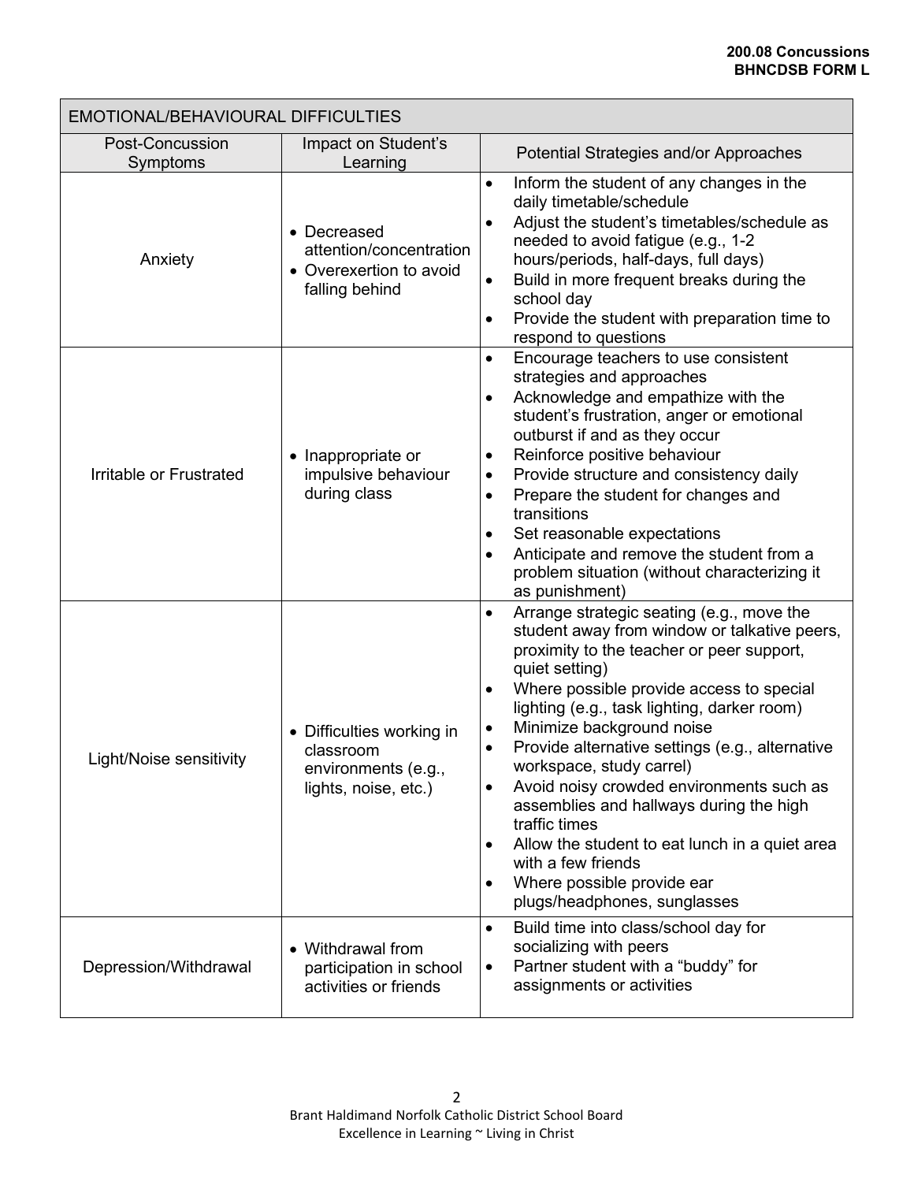| EMOTIONAL/BEHAVIOURAL DIFFICULTIES | | |
|---|---|---|
| Post-Concussion Symptoms | Impact on Student's Learning | Potential Strategies and/or Approaches |
| Anxiety | • Decreased attention/concentration<br>• Overexertion to avoid falling behind | • Inform the student of any changes in the daily timetable/schedule<br>• Adjust the student's timetables/schedule as needed to avoid fatigue (e.g., 1-2 hours/periods, half-days, full days)<br>• Build in more frequent breaks during the school day<br>• Provide the student with preparation time to respond to questions |
| Irritable or Frustrated | • Inappropriate or impulsive behaviour during class | • Encourage teachers to use consistent strategies and approaches<br>• Acknowledge and empathize with the student's frustration, anger or emotional outburst if and as they occur<br>• Reinforce positive behaviour<br>• Provide structure and consistency daily<br>• Prepare the student for changes and transitions<br>• Set reasonable expectations<br>• Anticipate and remove the student from a problem situation (without characterizing it as punishment) |
| Light/Noise sensitivity | • Difficulties working in classroom environments (e.g., lights, noise, etc.) | • Arrange strategic seating (e.g., move the student away from window or talkative peers, proximity to the teacher or peer support, quiet setting)<br>• Where possible provide access to special lighting (e.g., task lighting, darker room)<br>• Minimize background noise<br>• Provide alternative settings (e.g., alternative workspace, study carrel)<br>• Avoid noisy crowded environments such as assemblies and hallways during the high traffic times<br>• Allow the student to eat lunch in a quiet area with a few friends<br>• Where possible provide ear plugs/headphones, sunglasses |
| Depression/Withdrawal | • Withdrawal from participation in school activities or friends | • Build time into class/school day for socializing with peers<br>• Partner student with a "buddy" for assignments or activities |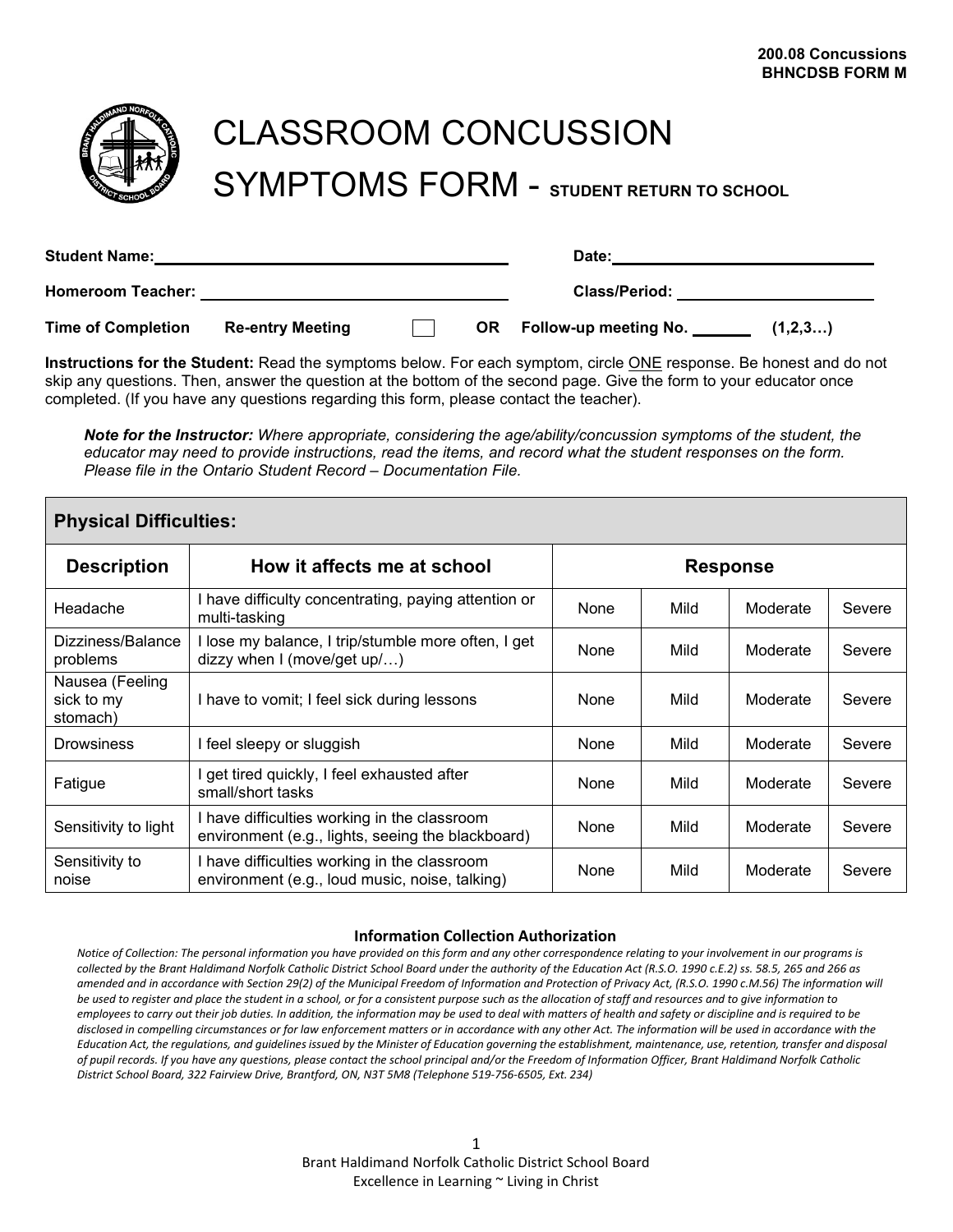200.08 Concussions
BHNCDSB FORM M

# CLASSROOM CONCUSSION SYMPTOMS FORM - STUDENT RETURN TO SCHOOL

**Student Name:** ______________________ **Date:** ______________________

**Homeroom Teacher:** ______________________ **Class/Period:** ______________________

**Time of Completion** **Re-entry Meeting** ☐ **OR** **Follow-up meeting No.** _______ **(1,2,3…)**

**Instructions for the Student:** Read the symptoms below. For each symptom, circle ONE response. Be honest and do not skip any questions. Then, answer the question at the bottom of the second page. Give the form to your educator once completed. (If you have any questions regarding this form, please contact the teacher).

> ***Note for the Instructor:*** *Where appropriate, considering the age/ability/concussion symptoms of the student, the educator may need to provide instructions, read the items, and record what the student responses on the form. Please file in the Ontario Student Record – Documentation File.*

**Physical Difficulties:**

| Description | How it affects me at school | Response | | | |
|---|---|---|---|---|---|
| Headache | I have difficulty concentrating, paying attention or multi-tasking | None | Mild | Moderate | Severe |
| Dizziness/Balance problems | I lose my balance, I trip/stumble more often, I get dizzy when I (move/get up/…) | None | Mild | Moderate | Severe |
| Nausea (Feeling sick to my stomach) | I have to vomit; I feel sick during lessons | None | Mild | Moderate | Severe |
| Drowsiness | I feel sleepy or sluggish | None | Mild | Moderate | Severe |
| Fatigue | I get tired quickly, I feel exhausted after small/short tasks | None | Mild | Moderate | Severe |
| Sensitivity to light | I have difficulties working in the classroom environment (e.g., lights, seeing the blackboard) | None | Mild | Moderate | Severe |
| Sensitivity to noise | I have difficulties working in the classroom environment (e.g., loud music, noise, talking) | None | Mild | Moderate | Severe |

**Information Collection Authorization**

*Notice of Collection: The personal information you have provided on this form and any other correspondence relating to your involvement in our programs is collected by the Brant Haldimand Norfolk Catholic District School Board under the authority of the Education Act (R.S.O. 1990 c.E.2) ss. 58.5, 265 and 266 as amended and in accordance with Section 29(2) of the Municipal Freedom of Information and Protection of Privacy Act, (R.S.O. 1990 c.M.56) The information will be used to register and place the student in a school, or for a consistent purpose such as the allocation of staff and resources and to give information to employees to carry out their job duties. In addition, the information may be used to deal with matters of health and safety or discipline and is required to be disclosed in compelling circumstances or for law enforcement matters or in accordance with any other Act. The information will be used in accordance with the Education Act, the regulations, and guidelines issued by the Minister of Education governing the establishment, maintenance, use, retention, transfer and disposal of pupil records. If you have any questions, please contact the school principal and/or the Freedom of Information Officer, Brant Haldimand Norfolk Catholic District School Board, 322 Fairview Drive, Brantford, ON, N3T 5M8 (Telephone 519-756-6505, Ext. 234)*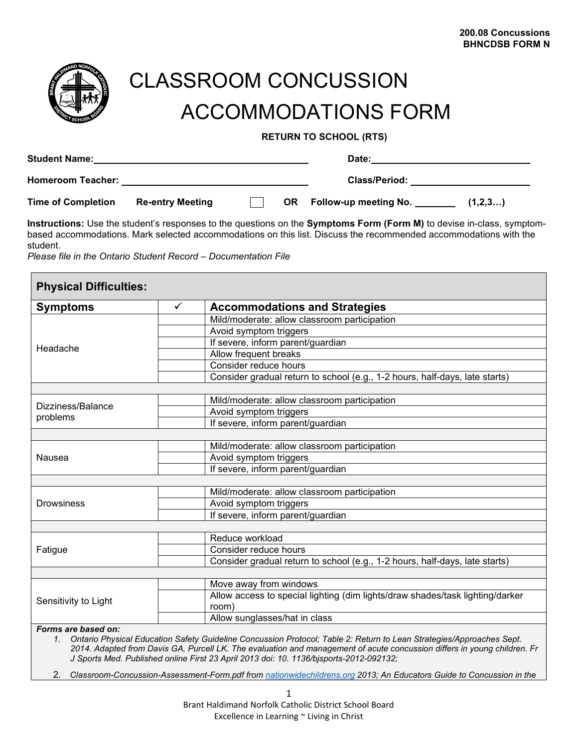**200.08 Concussions**
**BHNCDSB FORM N**

# CLASSROOM CONCUSSION ACCOMMODATIONS FORM

**RETURN TO SCHOOL (RTS)**

**Student Name:** ______________________________ **Date:** ______________________________

**Homeroom Teacher:** ______________________________ **Class/Period:** ______________________________

**Time of Completion** **Re-entry Meeting** ☐ **OR** **Follow-up meeting No.** ________ **(1,2,3…)**

**Instructions:** Use the student's responses to the questions on the **Symptoms Form (Form M)** to devise in-class, symptom-based accommodations. Mark selected accommodations on this list. Discuss the recommended accommodations with the student.
*Please file in the Ontario Student Record – Documentation File*

| **Physical Difficulties:** | | |
|---|---|---|
| **Symptoms** | ✓ | **Accommodations and Strategies** |
| Headache | | Mild/moderate: allow classroom participation |
| | | Avoid symptom triggers |
| | | If severe, inform parent/guardian |
| | | Allow frequent breaks |
| | | Consider reduce hours |
| | | Consider gradual return to school (e.g., 1-2 hours, half-days, late starts) |
| | | |
| Dizziness/Balance problems | | Mild/moderate: allow classroom participation |
| | | Avoid symptom triggers |
| | | If severe, inform parent/guardian |
| | | |
| Nausea | | Mild/moderate: allow classroom participation |
| | | Avoid symptom triggers |
| | | If severe, inform parent/guardian |
| | | |
| Drowsiness | | Mild/moderate: allow classroom participation |
| | | Avoid symptom triggers |
| | | If severe, inform parent/guardian |
| | | |
| Fatigue | | Reduce workload |
| | | Consider reduce hours |
| | | Consider gradual return to school (e.g., 1-2 hours, half-days, late starts) |
| | | |
| Sensitivity to Light | | Move away from windows |
| | | Allow access to special lighting (dim lights/draw shades/task lighting/darker room) |
| | | Allow sunglasses/hat in class |

***Forms are based on:***

1. *Ontario Physical Education Safety Guideline Concussion Protocol; Table 2: Return to Lean Strategies/Approaches Sept. 2014. Adapted from Davis GA, Purcell LK. The evaluation and management of acute concussion differs in young children. Fr J Sports Med. Published online First 23 April 2013 doi: 10. 1136/bjsports-2012-092132;*
2. *Classroom-Concussion-Assessment-Form.pdf from [nationwidechildrens.org](nationwidechildrens.org) 2013; An Educators Guide to Concussion in the*

Brant Haldimand Norfolk Catholic District School Board
Excellence in Learning ~ Living in Christ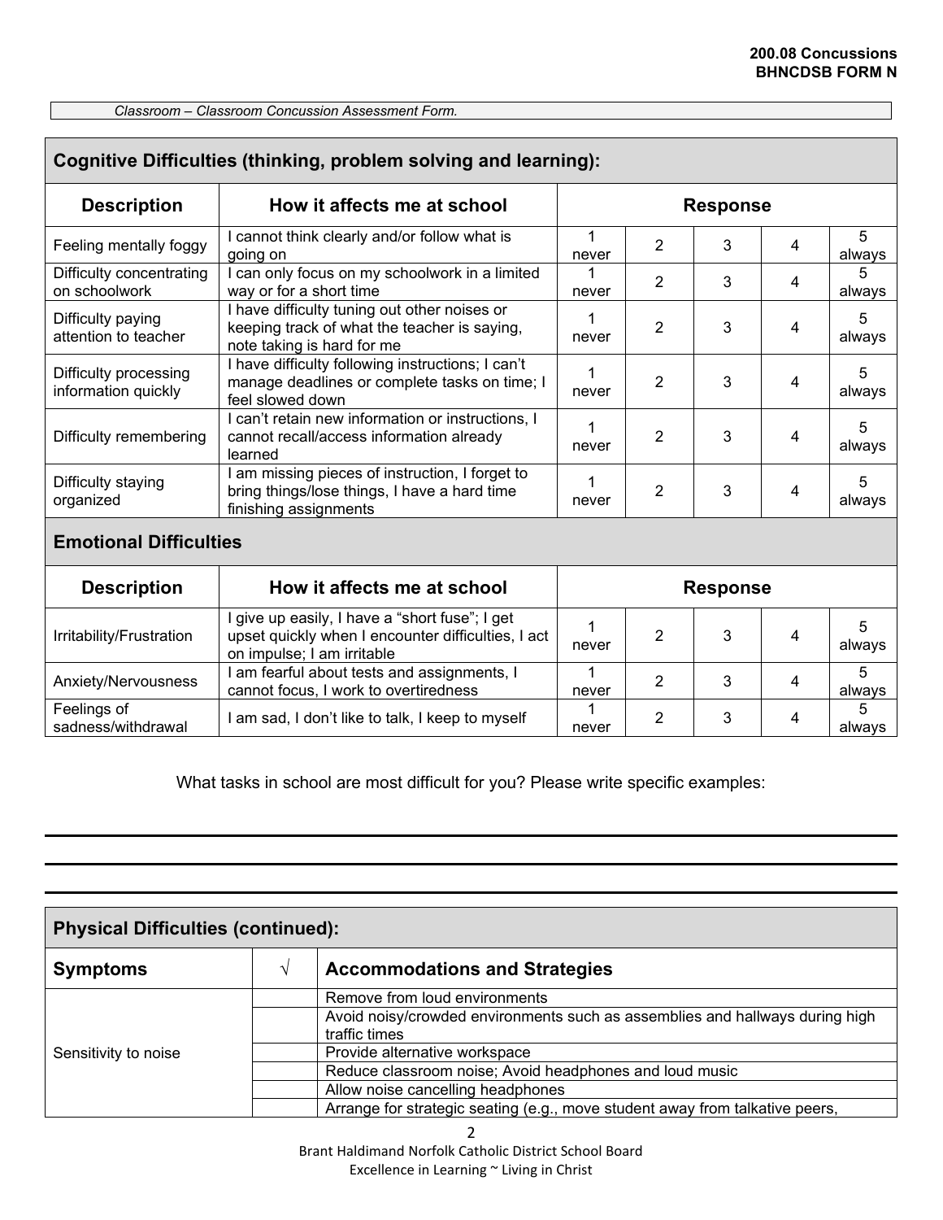*Classroom – Classroom Concussion Assessment Form.*

| Cognitive Difficulties (thinking, problem solving and learning): | | | | | | |
|---|---|---|---|---|---|---|
| **Description** | **How it affects me at school** | **Response** | | | | |
| Feeling mentally foggy | I cannot think clearly and/or follow what is going on | 1 never | 2 | 3 | 4 | 5 always |
| Difficulty concentrating on schoolwork | I can only focus on my schoolwork in a limited way or for a short time | 1 never | 2 | 3 | 4 | 5 always |
| Difficulty paying attention to teacher | I have difficulty tuning out other noises or keeping track of what the teacher is saying, note taking is hard for me | 1 never | 2 | 3 | 4 | 5 always |
| Difficulty processing information quickly | I have difficulty following instructions; I can't manage deadlines or complete tasks on time; I feel slowed down | 1 never | 2 | 3 | 4 | 5 always |
| Difficulty remembering | I can't retain new information or instructions, I cannot recall/access information already learned | 1 never | 2 | 3 | 4 | 5 always |
| Difficulty staying organized | I am missing pieces of instruction, I forget to bring things/lose things, I have a hard time finishing assignments | 1 never | 2 | 3 | 4 | 5 always |

| Emotional Difficulties | | | | | | |
|---|---|---|---|---|---|---|
| **Description** | **How it affects me at school** | **Response** | | | | |
| Irritability/Frustration | I give up easily, I have a "short fuse"; I get upset quickly when I encounter difficulties, I act on impulse; I am irritable | 1 never | 2 | 3 | 4 | 5 always |
| Anxiety/Nervousness | I am fearful about tests and assignments, I cannot focus, I work to overtiredness | 1 never | 2 | 3 | 4 | 5 always |
| Feelings of sadness/withdrawal | I am sad, I don't like to talk, I keep to myself | 1 never | 2 | 3 | 4 | 5 always |

What tasks in school are most difficult for you? Please write specific examples:

______________________________________________________________________

______________________________________________________________________

______________________________________________________________________

| Physical Difficulties (continued): | | |
|---|---|---|
| **Symptoms** | **√** | **Accommodations and Strategies** |
| Sensitivity to noise | | Remove from loud environments |
| | | Avoid noisy/crowded environments such as assemblies and hallways during high traffic times |
| | | Provide alternative workspace |
| | | Reduce classroom noise; Avoid headphones and loud music |
| | | Allow noise cancelling headphones |
| | | Arrange for strategic seating (e.g., move student away from talkative peers, |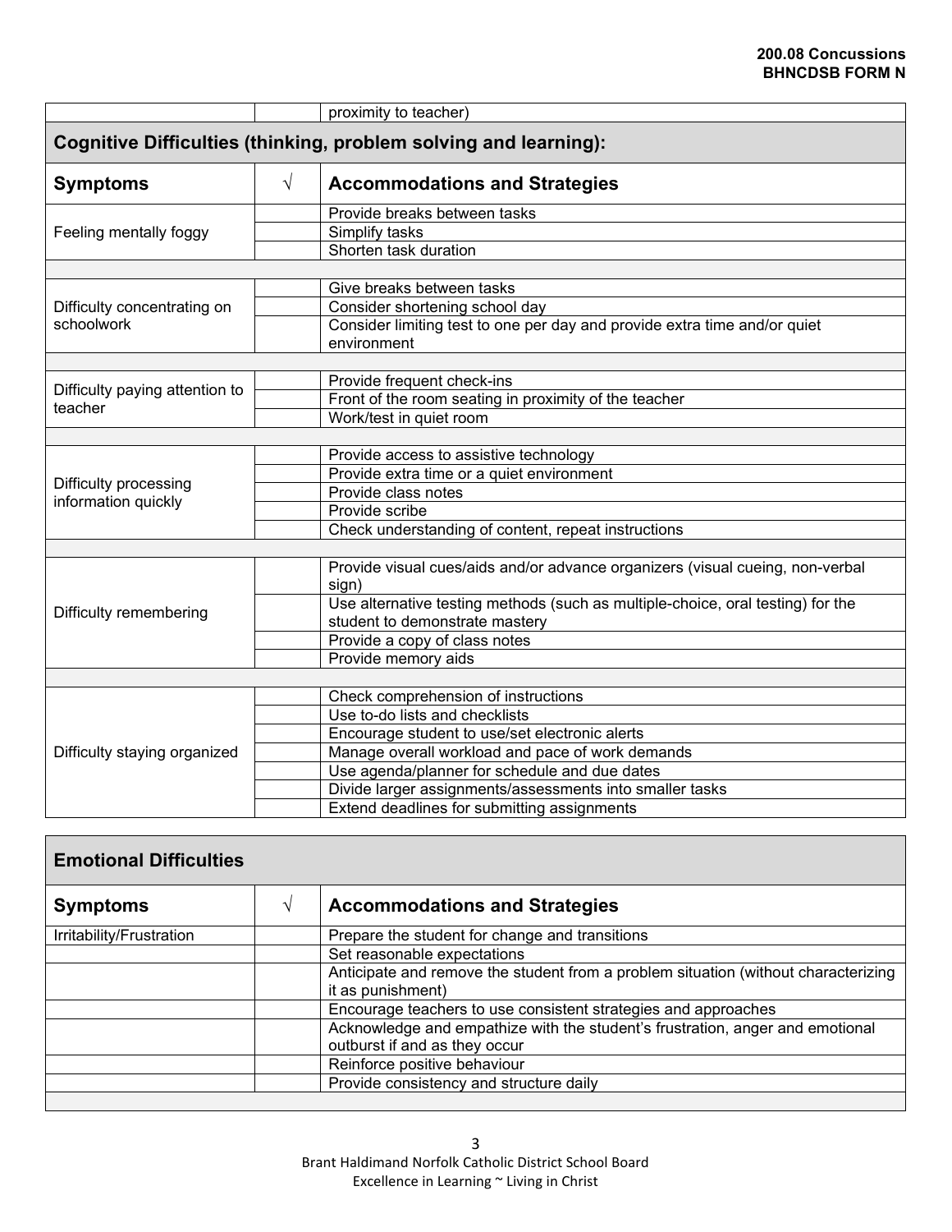| | | proximity to teacher) |
|---|---|---|

**Cognitive Difficulties (thinking, problem solving and learning):**

| Symptoms | √ | Accommodations and Strategies |
|---|---|---|
| Feeling mentally foggy | | Provide breaks between tasks |
| | | Simplify tasks |
| | | Shorten task duration |
| | | |
| Difficulty concentrating on schoolwork | | Give breaks between tasks |
| | | Consider shortening school day |
| | | Consider limiting test to one per day and provide extra time and/or quiet environment |
| | | |
| Difficulty paying attention to teacher | | Provide frequent check-ins |
| | | Front of the room seating in proximity of the teacher |
| | | Work/test in quiet room |
| | | |
| Difficulty processing information quickly | | Provide access to assistive technology |
| | | Provide extra time or a quiet environment |
| | | Provide class notes |
| | | Provide scribe |
| | | Check understanding of content, repeat instructions |
| | | |
| Difficulty remembering | | Provide visual cues/aids and/or advance organizers (visual cueing, non-verbal sign) |
| | | Use alternative testing methods (such as multiple-choice, oral testing) for the student to demonstrate mastery |
| | | Provide a copy of class notes |
| | | Provide memory aids |
| | | |
| Difficulty staying organized | | Check comprehension of instructions |
| | | Use to-do lists and checklists |
| | | Encourage student to use/set electronic alerts |
| | | Manage overall workload and pace of work demands |
| | | Use agenda/planner for schedule and due dates |
| | | Divide larger assignments/assessments into smaller tasks |
| | | Extend deadlines for submitting assignments |

**Emotional Difficulties**

| Symptoms | √ | Accommodations and Strategies |
|---|---|---|
| Irritability/Frustration | | Prepare the student for change and transitions |
| | | Set reasonable expectations |
| | | Anticipate and remove the student from a problem situation (without characterizing it as punishment) |
| | | Encourage teachers to use consistent strategies and approaches |
| | | Acknowledge and empathize with the student's frustration, anger and emotional outburst if and as they occur |
| | | Reinforce positive behaviour |
| | | Provide consistency and structure daily |
| | | |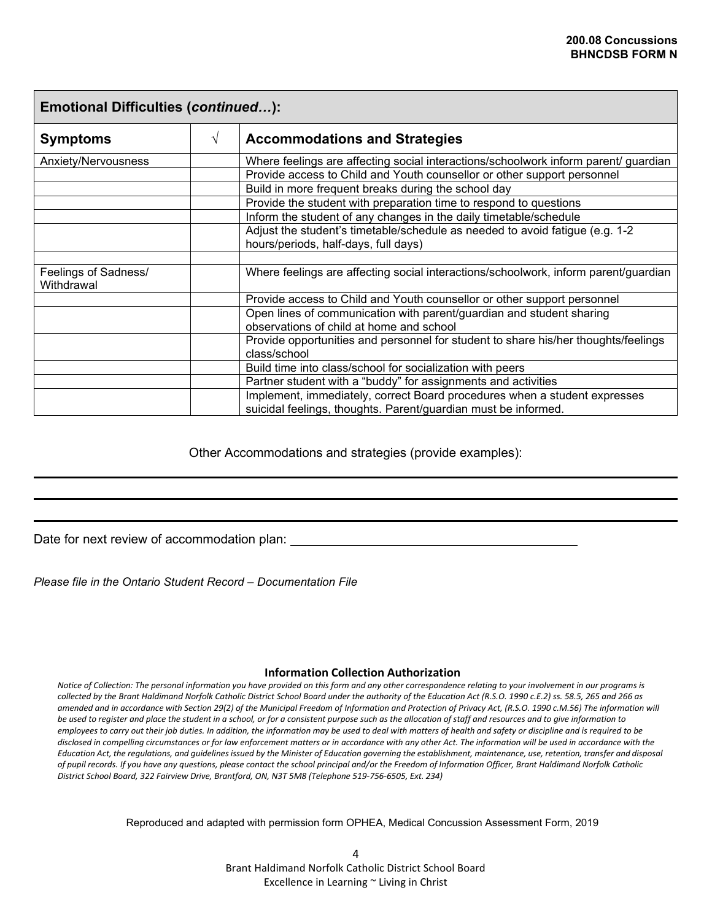| Emotional Difficulties (*continued…*): | | |
|---|---|---|
| **Symptoms** | **√** | **Accommodations and Strategies** |
| Anxiety/Nervousness | | Where feelings are affecting social interactions/schoolwork inform parent/ guardian |
| | | Provide access to Child and Youth counsellor or other support personnel |
| | | Build in more frequent breaks during the school day |
| | | Provide the student with preparation time to respond to questions |
| | | Inform the student of any changes in the daily timetable/schedule |
| | | Adjust the student's timetable/schedule as needed to avoid fatigue (e.g. 1-2 hours/periods, half-days, full days) |
| | | |
| Feelings of Sadness/ Withdrawal | | Where feelings are affecting social interactions/schoolwork, inform parent/guardian |
| | | Provide access to Child and Youth counsellor or other support personnel |
| | | Open lines of communication with parent/guardian and student sharing observations of child at home and school |
| | | Provide opportunities and personnel for student to share his/her thoughts/feelings class/school |
| | | Build time into class/school for socialization with peers |
| | | Partner student with a "buddy" for assignments and activities |
| | | Implement, immediately, correct Board procedures when a student expresses suicidal feelings, thoughts. Parent/guardian must be informed. |

Other Accommodations and strategies (provide examples):

___

___

___

Date for next review of accommodation plan: ______________________

*Please file in the Ontario Student Record – Documentation File*

**Information Collection Authorization**

*Notice of Collection: The personal information you have provided on this form and any other correspondence relating to your involvement in our programs is collected by the Brant Haldimand Norfolk Catholic District School Board under the authority of the Education Act (R.S.O. 1990 c.E.2) ss. 58.5, 265 and 266 as amended and in accordance with Section 29(2) of the Municipal Freedom of Information and Protection of Privacy Act, (R.S.O. 1990 c.M.56) The information will be used to register and place the student in a school, or for a consistent purpose such as the allocation of staff and resources and to give information to employees to carry out their job duties. In addition, the information may be used to deal with matters of health and safety or discipline and is required to be disclosed in compelling circumstances or for law enforcement matters or in accordance with any other Act. The information will be used in accordance with the Education Act, the regulations, and guidelines issued by the Minister of Education governing the establishment, maintenance, use, retention, transfer and disposal of pupil records. If you have any questions, please contact the school principal and/or the Freedom of Information Officer, Brant Haldimand Norfolk Catholic District School Board, 322 Fairview Drive, Brantford, ON, N3T 5M8 (Telephone 519-756-6505, Ext. 234)*

Reproduced and adapted with permission form OPHEA, Medical Concussion Assessment Form, 2019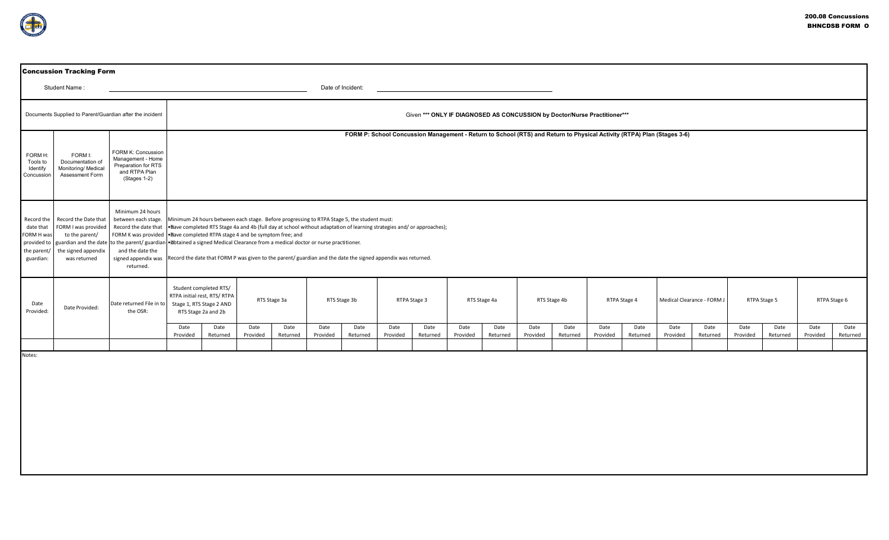**200.08 Concussions**
**BHNCDSB FORM O**

## Concussion Tracking Form

Student Name : ______________________ Date of Incident: ______________________

| Documents Supplied to Parent/Guardian after the incident | | | Given *** ONLY IF DIAGNOSED AS CONCUSSION by Doctor/Nurse Practitioner*** | | | | | | | | | | | | | | | | | | | |
|---|---|---|---|---|---|---|---|---|---|---|---|---|---|---|---|---|---|---|---|---|---|---|
| FORM H: Tools to Identify Concussion | FORM I: Documentation of Monitoring/ Medical Assessment Form | FORM K: Concussion Management - Home Preparation for RTS and RTPA Plan (Stages 1-2) | FORM P: School Concussion Management - Return to School (RTS) and Return to Physical Activity (RTPA) Plan (Stages 3-6) | | | | | | | | | | | | | | | | | | | |
| Record the date that FORM H was provided to the parent/ guardian: | Record the Date that FORM I was provided to the parent/ guardian and the date the signed appendix was returned | Minimum 24 hours between each stage. Record the date that FORM K was provided to the parent/ guardian and the date the signed appendix was returned. | Minimum 24 hours between each stage. Before progressing to RTPA Stage 5, the student must: • Have completed RTS Stage 4a and 4b (full day at school without adaptation of learning strategies and/ or approaches); • Have completed RTPA stage 4 and be symptom free; and • Obtained a signed Medical Clearance from a medical doctor or nurse practitioner. Record the date that FORM P was given to the parent/ guardian and the date the signed appendix was returned. | | | | | | | | | | | | | | | | | | | |
| Date Provided: | Date Provided: | Date returned File in to the OSR: | Student completed RTS/ RTPA initial rest, RTS/ RTPA Stage 1, RTS Stage 2 AND RTS Stage 2a and 2b | | RTS Stage 3a | | RTS Stage 3b | | RTPA Stage 3 | | RTS Stage 4a | | RTS Stage 4b | | RTPA Stage 4 | | Medical Clearance - FORM J | | RTPA Stage 5 | | RTPA Stage 6 | |
| | | | Date Provided | Date Returned | Date Provided | Date Returned | Date Provided | Date Returned | Date Provided | Date Returned | Date Provided | Date Returned | Date Provided | Date Returned | Date Provided | Date Returned | Date Provided | Date Returned | Date Provided | Date Returned | Date Provided | Date Returned |
| | | | | | | | | | | | | | | | | | | | | | | |

Notes: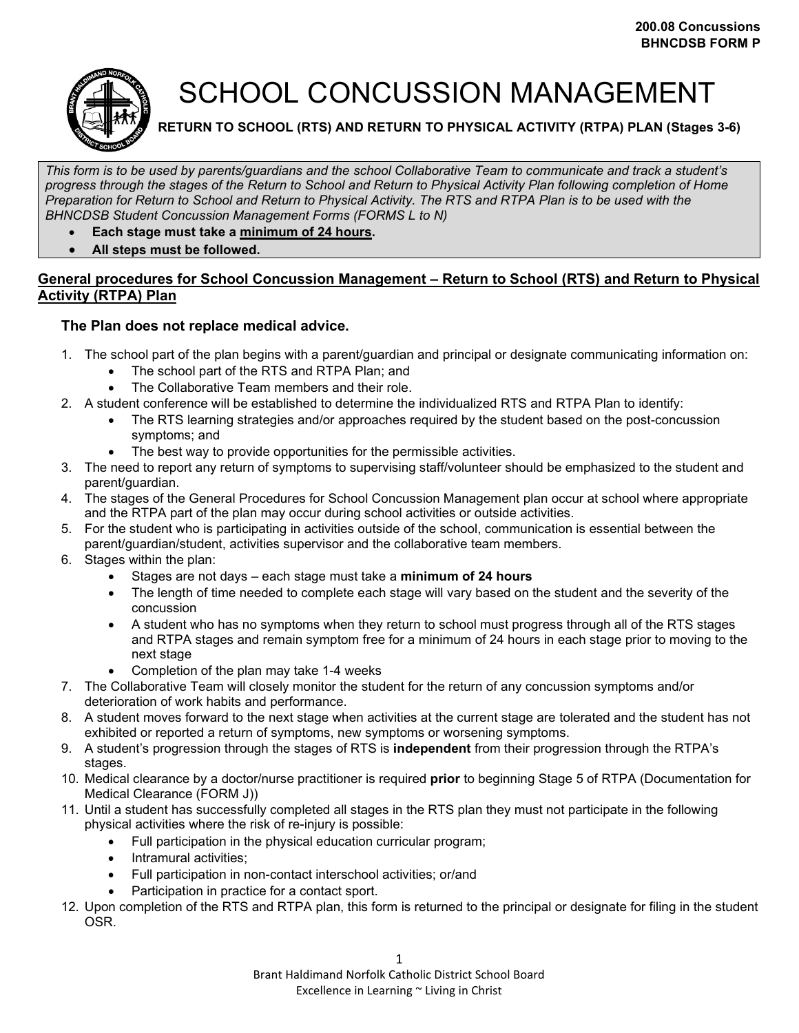**200.08 Concussions**
**BHNCDSB FORM P**

# SCHOOL CONCUSSION MANAGEMENT

**RETURN TO SCHOOL (RTS) AND RETURN TO PHYSICAL ACTIVITY (RTPA) PLAN (Stages 3-6)**

*This form is to be used by parents/guardians and the school Collaborative Team to communicate and track a student's progress through the stages of the Return to School and Return to Physical Activity Plan following completion of Home Preparation for Return to School and Return to Physical Activity. The RTS and RTPA Plan is to be used with the BHNCDSB Student Concussion Management Forms (FORMS L to N)*

- **Each stage must take a minimum of 24 hours.**
- **All steps must be followed.**

## General procedures for School Concussion Management – Return to School (RTS) and Return to Physical Activity (RTPA) Plan

### The Plan does not replace medical advice.

1. The school part of the plan begins with a parent/guardian and principal or designate communicating information on:
   - The school part of the RTS and RTPA Plan; and
   - The Collaborative Team members and their role.
2. A student conference will be established to determine the individualized RTS and RTPA Plan to identify:
   - The RTS learning strategies and/or approaches required by the student based on the post-concussion symptoms; and
   - The best way to provide opportunities for the permissible activities.
3. The need to report any return of symptoms to supervising staff/volunteer should be emphasized to the student and parent/guardian.
4. The stages of the General Procedures for School Concussion Management plan occur at school where appropriate and the RTPA part of the plan may occur during school activities or outside activities.
5. For the student who is participating in activities outside of the school, communication is essential between the parent/guardian/student, activities supervisor and the collaborative team members.
6. Stages within the plan:
   - Stages are not days – each stage must take a **minimum of 24 hours**
   - The length of time needed to complete each stage will vary based on the student and the severity of the concussion
   - A student who has no symptoms when they return to school must progress through all of the RTS stages and RTPA stages and remain symptom free for a minimum of 24 hours in each stage prior to moving to the next stage
   - Completion of the plan may take 1-4 weeks
7. The Collaborative Team will closely monitor the student for the return of any concussion symptoms and/or deterioration of work habits and performance.
8. A student moves forward to the next stage when activities at the current stage are tolerated and the student has not exhibited or reported a return of symptoms, new symptoms or worsening symptoms.
9. A student's progression through the stages of RTS is **independent** from their progression through the RTPA's stages.
10. Medical clearance by a doctor/nurse practitioner is required **prior** to beginning Stage 5 of RTPA (Documentation for Medical Clearance (FORM J))
11. Until a student has successfully completed all stages in the RTS plan they must not participate in the following physical activities where the risk of re-injury is possible:
    - Full participation in the physical education curricular program;
    - Intramural activities;
    - Full participation in non-contact interschool activities; or/and
    - Participation in practice for a contact sport.
12. Upon completion of the RTS and RTPA plan, this form is returned to the principal or designate for filing in the student OSR.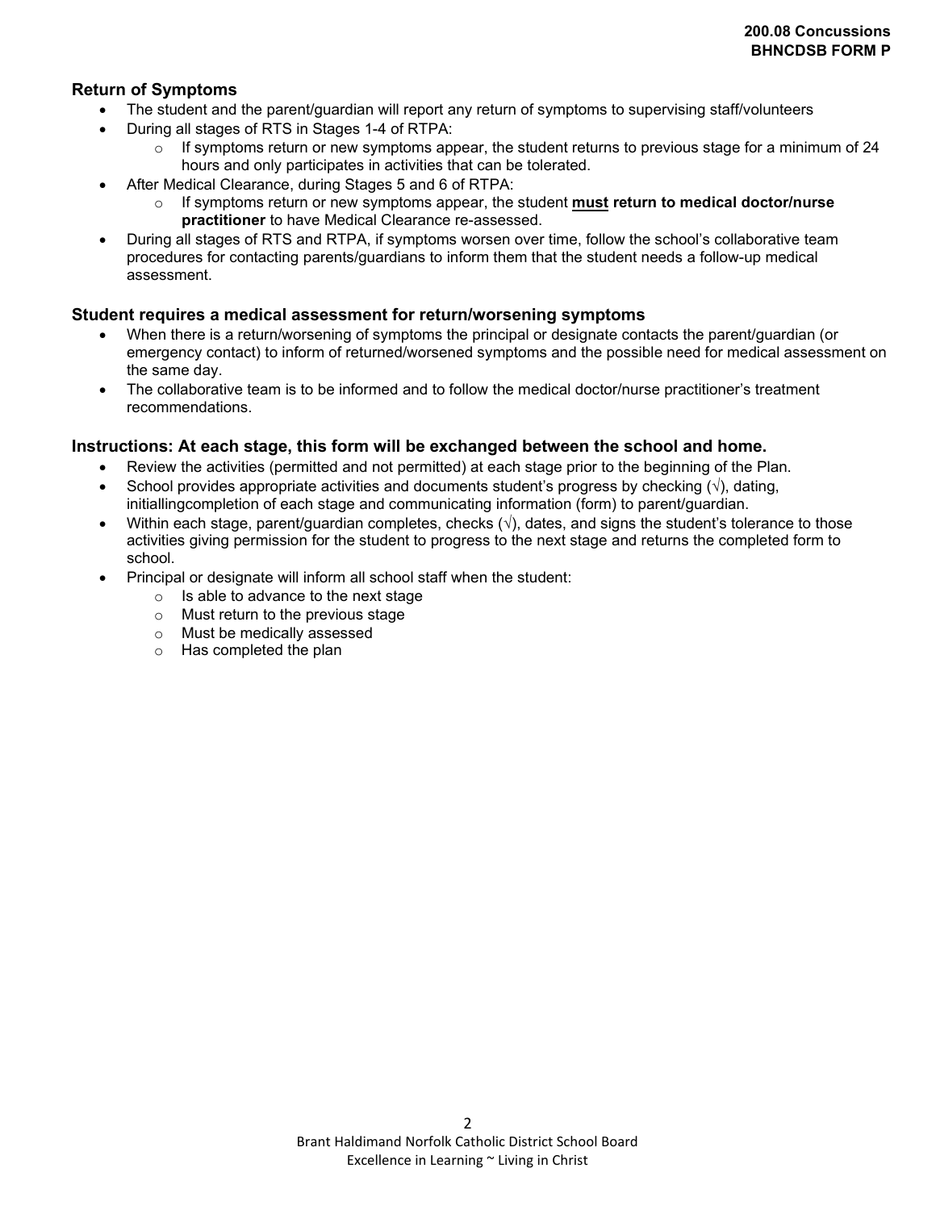## Return of Symptoms

- The student and the parent/guardian will report any return of symptoms to supervising staff/volunteers
- During all stages of RTS in Stages 1-4 of RTPA:
  - If symptoms return or new symptoms appear, the student returns to previous stage for a minimum of 24 hours and only participates in activities that can be tolerated.
- After Medical Clearance, during Stages 5 and 6 of RTPA:
  - If symptoms return or new symptoms appear, the student **<u>must</u> return to medical doctor/nurse practitioner** to have Medical Clearance re-assessed.
- During all stages of RTS and RTPA, if symptoms worsen over time, follow the school's collaborative team procedures for contacting parents/guardians to inform them that the student needs a follow-up medical assessment.

## Student requires a medical assessment for return/worsening symptoms

- When there is a return/worsening of symptoms the principal or designate contacts the parent/guardian (or emergency contact) to inform of returned/worsened symptoms and the possible need for medical assessment on the same day.
- The collaborative team is to be informed and to follow the medical doctor/nurse practitioner's treatment recommendations.

## Instructions: At each stage, this form will be exchanged between the school and home.

- Review the activities (permitted and not permitted) at each stage prior to the beginning of the Plan.
- School provides appropriate activities and documents student's progress by checking (√), dating, initiallingcompletion of each stage and communicating information (form) to parent/guardian.
- Within each stage, parent/guardian completes, checks (√), dates, and signs the student's tolerance to those activities giving permission for the student to progress to the next stage and returns the completed form to school.
- Principal or designate will inform all school staff when the student:
  - Is able to advance to the next stage
  - Must return to the previous stage
  - Must be medically assessed
  - Has completed the plan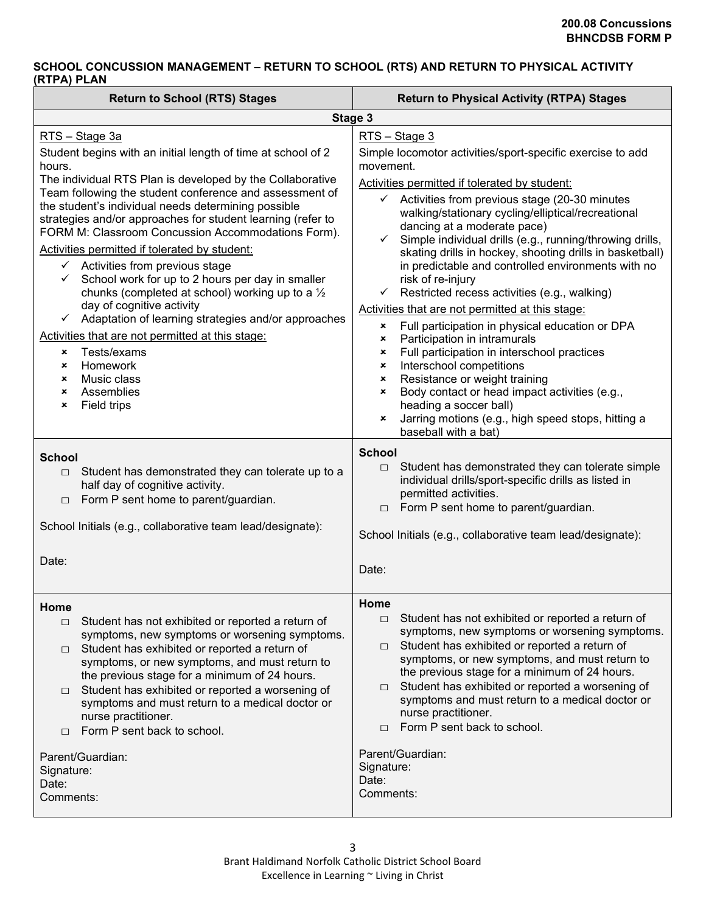**200.08 Concussions**
**BHNCDSB FORM P**

**SCHOOL CONCUSSION MANAGEMENT – RETURN TO SCHOOL (RTS) AND RETURN TO PHYSICAL ACTIVITY (RTPA) PLAN**

| Return to School (RTS) Stages | Return to Physical Activity (RTPA) Stages |
|---|---|
| **Stage 3** | |
| <u>RTS – Stage 3a</u><br>Student begins with an initial length of time at school of 2 hours.<br>The individual RTS Plan is developed by the Collaborative Team following the student conference and assessment of the student's individual needs determining possible strategies and/or approaches for student learning (refer to FORM M: Classroom Concussion Accommodations Form).<br><u>Activities permitted if tolerated by student:</u><br>✓ Activities from previous stage<br>✓ School work for up to 2 hours per day in smaller chunks (completed at school) working up to a ½ day of cognitive activity<br>✓ Adaptation of learning strategies and/or approaches<br><u>Activities that are not permitted at this stage:</u><br>× Tests/exams<br>× Homework<br>× Music class<br>× Assemblies<br>× Field trips | <u>RTS – Stage 3</u><br>Simple locomotor activities/sport-specific exercise to add movement.<br><u>Activities permitted if tolerated by student:</u><br>✓ Activities from previous stage (20-30 minutes walking/stationary cycling/elliptical/recreational dancing at a moderate pace)<br>✓ Simple individual drills (e.g., running/throwing drills, skating drills in hockey, shooting drills in basketball) in predictable and controlled environments with no risk of re-injury<br>✓ Restricted recess activities (e.g., walking)<br><u>Activities that are not permitted at this stage:</u><br>× Full participation in physical education or DPA<br>× Participation in intramurals<br>× Full participation in interschool practices<br>× Interschool competitions<br>× Resistance or weight training<br>× Body contact or head impact activities (e.g., heading a soccer ball)<br>× Jarring motions (e.g., high speed stops, hitting a baseball with a bat) |
| **School**<br>□ Student has demonstrated they can tolerate up to a half day of cognitive activity.<br>□ Form P sent home to parent/guardian.<br><br>School Initials (e.g., collaborative team lead/designate):<br><br>Date: | **School**<br>□ Student has demonstrated they can tolerate simple individual drills/sport-specific drills as listed in permitted activities.<br>□ Form P sent home to parent/guardian.<br><br>School Initials (e.g., collaborative team lead/designate):<br><br>Date: |
| **Home**<br>□ Student has not exhibited or reported a return of symptoms, new symptoms or worsening symptoms.<br>□ Student has exhibited or reported a return of symptoms, or new symptoms, and must return to the previous stage for a minimum of 24 hours.<br>□ Student has exhibited or reported a worsening of symptoms and must return to a medical doctor or nurse practitioner.<br>□ Form P sent back to school.<br><br>Parent/Guardian:<br>Signature:<br>Date:<br>Comments: | **Home**<br>□ Student has not exhibited or reported a return of symptoms, new symptoms or worsening symptoms.<br>□ Student has exhibited or reported a return of symptoms, or new symptoms, and must return to the previous stage for a minimum of 24 hours.<br>□ Student has exhibited or reported a worsening of symptoms and must return to a medical doctor or nurse practitioner.<br>□ Form P sent back to school.<br><br>Parent/Guardian:<br>Signature:<br>Date:<br>Comments: |

Brant Haldimand Norfolk Catholic District School Board
Excellence in Learning ~ Living in Christ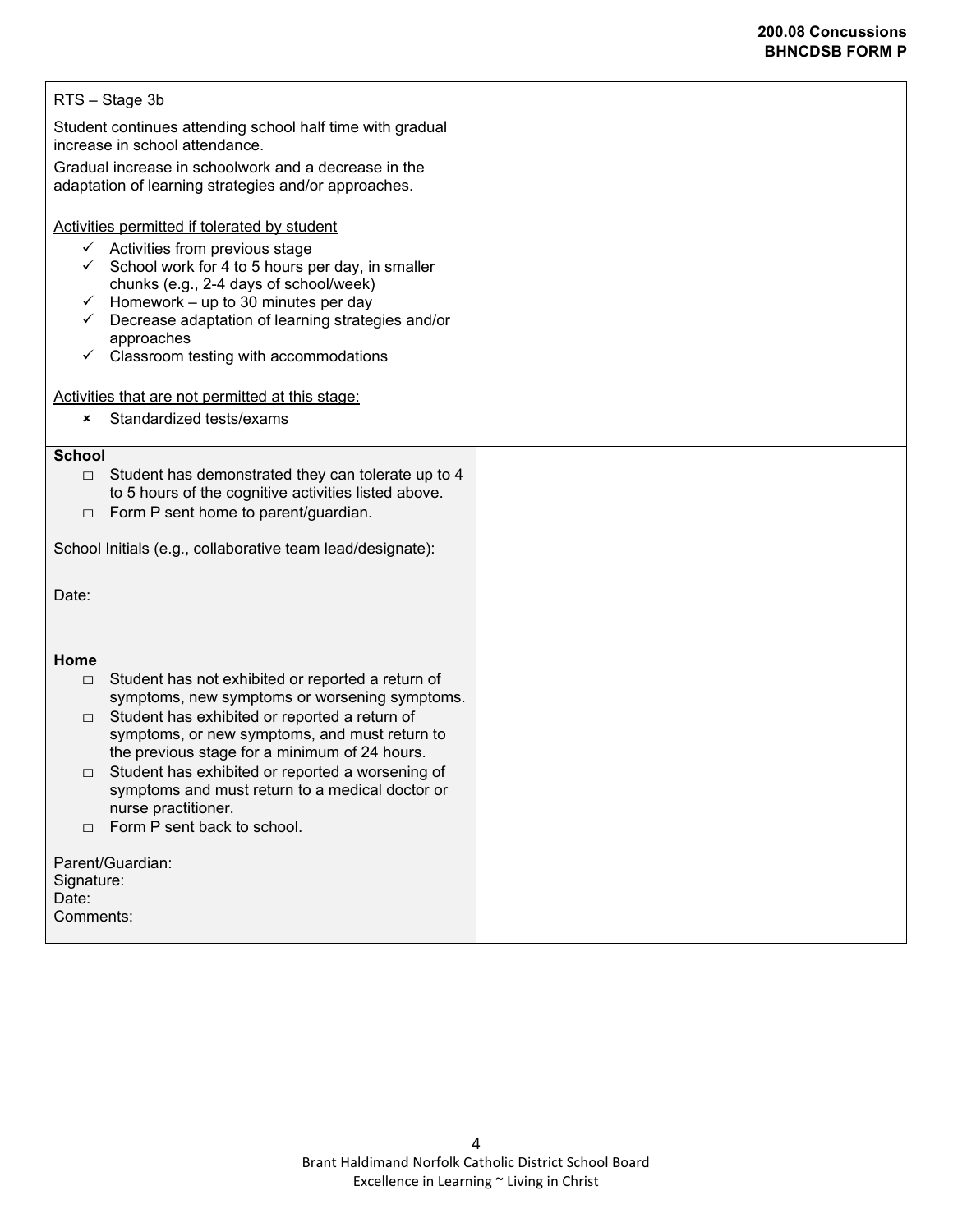| RTS – Stage 3b<br><br>Student continues attending school half time with gradual increase in school attendance.<br>Gradual increase in schoolwork and a decrease in the adaptation of learning strategies and/or approaches.<br><br>Activities permitted if tolerated by student<br>✓ Activities from previous stage<br>✓ School work for 4 to 5 hours per day, in smaller chunks (e.g., 2-4 days of school/week)<br>✓ Homework – up to 30 minutes per day<br>✓ Decrease adaptation of learning strategies and/or approaches<br>✓ Classroom testing with accommodations<br><br>Activities that are not permitted at this stage:<br>× Standardized tests/exams | |
|---|---|
| **School**<br>□ Student has demonstrated they can tolerate up to 4 to 5 hours of the cognitive activities listed above.<br>□ Form P sent home to parent/guardian.<br><br>School Initials (e.g., collaborative team lead/designate):<br><br>Date: | |
| **Home**<br>□ Student has not exhibited or reported a return of symptoms, new symptoms or worsening symptoms.<br>□ Student has exhibited or reported a return of symptoms, or new symptoms, and must return to the previous stage for a minimum of 24 hours.<br>□ Student has exhibited or reported a worsening of symptoms and must return to a medical doctor or nurse practitioner.<br>□ Form P sent back to school.<br><br>Parent/Guardian:<br>Signature:<br>Date:<br>Comments: | |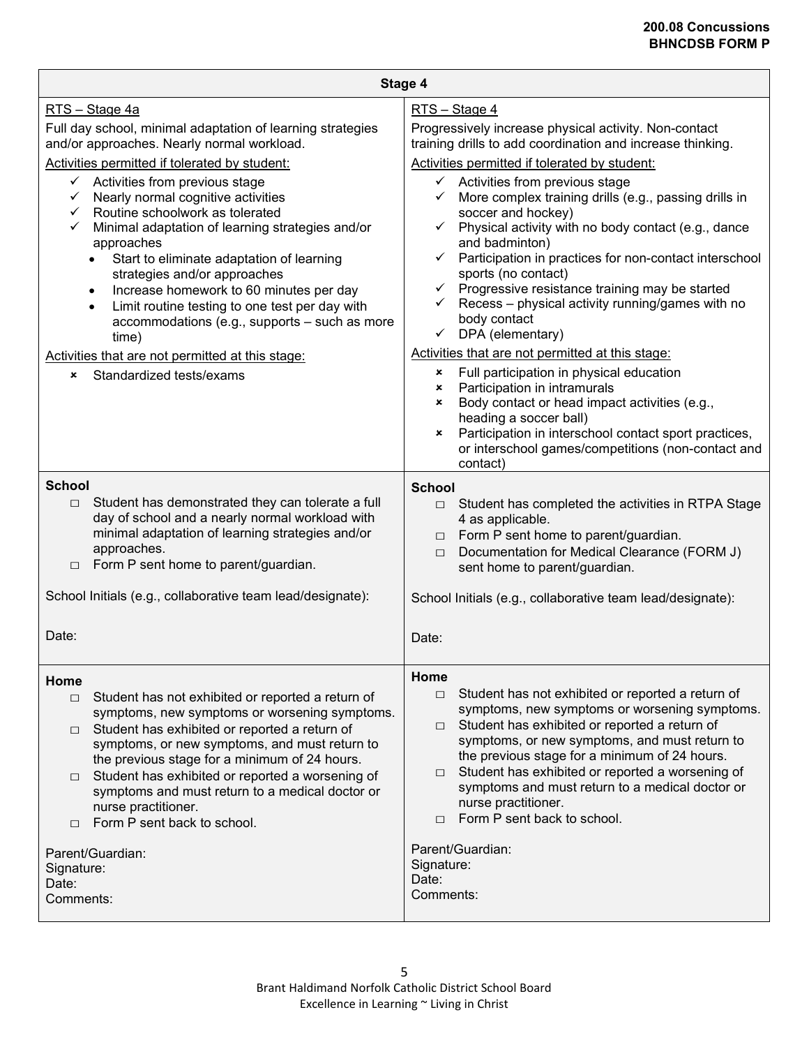| Stage 4 | |
| --- | --- |
| RTS – Stage 4a<br><br>Full day school, minimal adaptation of learning strategies and/or approaches. Nearly normal workload.<br><br>Activities permitted if tolerated by student:<br>✓ Activities from previous stage<br>✓ Nearly normal cognitive activities<br>✓ Routine schoolwork as tolerated<br>✓ Minimal adaptation of learning strategies and/or approaches<br>• Start to eliminate adaptation of learning strategies and/or approaches<br>• Increase homework to 60 minutes per day<br>• Limit routine testing to one test per day with accommodations (e.g., supports – such as more time)<br><br>Activities that are not permitted at this stage:<br>× Standardized tests/exams | RTS – Stage 4<br><br>Progressively increase physical activity. Non-contact training drills to add coordination and increase thinking.<br><br>Activities permitted if tolerated by student:<br>✓ Activities from previous stage<br>✓ More complex training drills (e.g., passing drills in soccer and hockey)<br>✓ Physical activity with no body contact (e.g., dance and badminton)<br>✓ Participation in practices for non-contact interschool sports (no contact)<br>✓ Progressive resistance training may be started<br>✓ Recess – physical activity running/games with no body contact<br>✓ DPA (elementary)<br><br>Activities that are not permitted at this stage:<br>× Full participation in physical education<br>× Participation in intramurals<br>× Body contact or head impact activities (e.g., heading a soccer ball)<br>× Participation in interschool contact sport practices, or interschool games/competitions (non-contact and contact) |
| **School**<br>□ Student has demonstrated they can tolerate a full day of school and a nearly normal workload with minimal adaptation of learning strategies and/or approaches.<br>□ Form P sent home to parent/guardian.<br><br>School Initials (e.g., collaborative team lead/designate):<br><br>Date: | **School**<br>□ Student has completed the activities in RTPA Stage 4 as applicable.<br>□ Form P sent home to parent/guardian.<br>□ Documentation for Medical Clearance (FORM J) sent home to parent/guardian.<br><br>School Initials (e.g., collaborative team lead/designate):<br><br>Date: |
| **Home**<br>□ Student has not exhibited or reported a return of symptoms, new symptoms or worsening symptoms.<br>□ Student has exhibited or reported a return of symptoms, or new symptoms, and must return to the previous stage for a minimum of 24 hours.<br>□ Student has exhibited or reported a worsening of symptoms and must return to a medical doctor or nurse practitioner.<br>□ Form P sent back to school.<br><br>Parent/Guardian:<br>Signature:<br>Date:<br>Comments: | **Home**<br>□ Student has not exhibited or reported a return of symptoms, new symptoms or worsening symptoms.<br>□ Student has exhibited or reported a return of symptoms, or new symptoms, and must return to the previous stage for a minimum of 24 hours.<br>□ Student has exhibited or reported a worsening of symptoms and must return to a medical doctor or nurse practitioner.<br>□ Form P sent back to school.<br><br>Parent/Guardian:<br>Signature:<br>Date:<br>Comments: |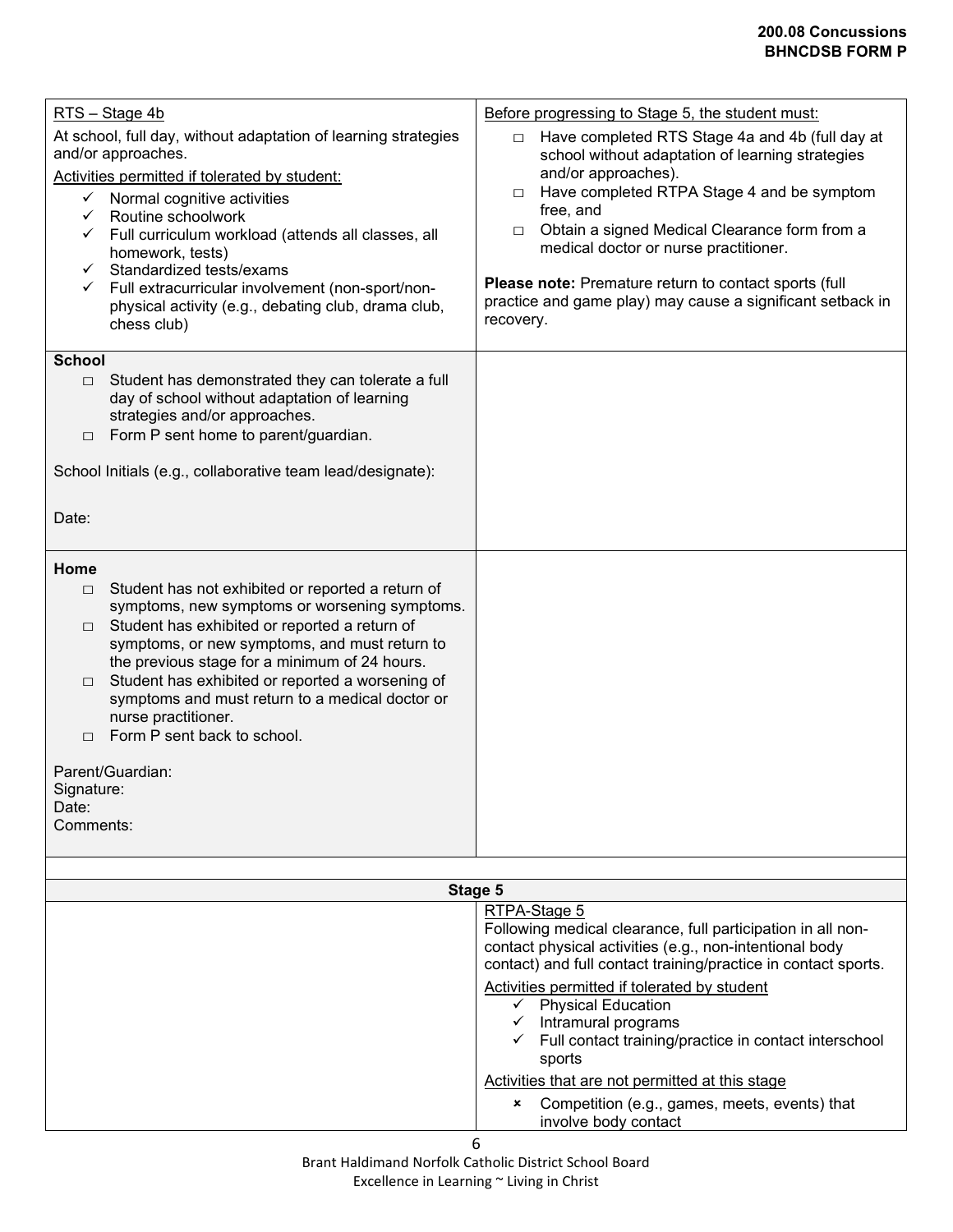| RTS – Stage 4b<br>At school, full day, without adaptation of learning strategies and/or approaches.<br>Activities permitted if tolerated by student:<br>✓ Normal cognitive activities<br>✓ Routine schoolwork<br>✓ Full curriculum workload (attends all classes, all homework, tests)<br>✓ Standardized tests/exams<br>✓ Full extracurricular involvement (non-sport/non-physical activity (e.g., debating club, drama club, chess club) | Before progressing to Stage 5, the student must:<br>□ Have completed RTS Stage 4a and 4b (full day at school without adaptation of learning strategies and/or approaches).<br>□ Have completed RTPA Stage 4 and be symptom free, and<br>□ Obtain a signed Medical Clearance form from a medical doctor or nurse practitioner.<br><br>**Please note:** Premature return to contact sports (full practice and game play) may cause a significant setback in recovery. |
|---|---|
| **School**<br>□ Student has demonstrated they can tolerate a full day of school without adaptation of learning strategies and/or approaches.<br>□ Form P sent home to parent/guardian.<br><br>School Initials (e.g., collaborative team lead/designate):<br><br>Date: | |
| **Home**<br>□ Student has not exhibited or reported a return of symptoms, new symptoms or worsening symptoms.<br>□ Student has exhibited or reported a return of symptoms, or new symptoms, and must return to the previous stage for a minimum of 24 hours.<br>□ Student has exhibited or reported a worsening of symptoms and must return to a medical doctor or nurse practitioner.<br>□ Form P sent back to school.<br><br>Parent/Guardian:<br>Signature:<br>Date:<br>Comments: | |
| | |
| **Stage 5** | |
| | RTPA-Stage 5<br>Following medical clearance, full participation in all non-contact physical activities (e.g., non-intentional body contact) and full contact training/practice in contact sports.<br>Activities permitted if tolerated by student<br>✓ Physical Education<br>✓ Intramural programs<br>✓ Full contact training/practice in contact interschool sports<br>Activities that are not permitted at this stage<br>× Competition (e.g., games, meets, events) that involve body contact |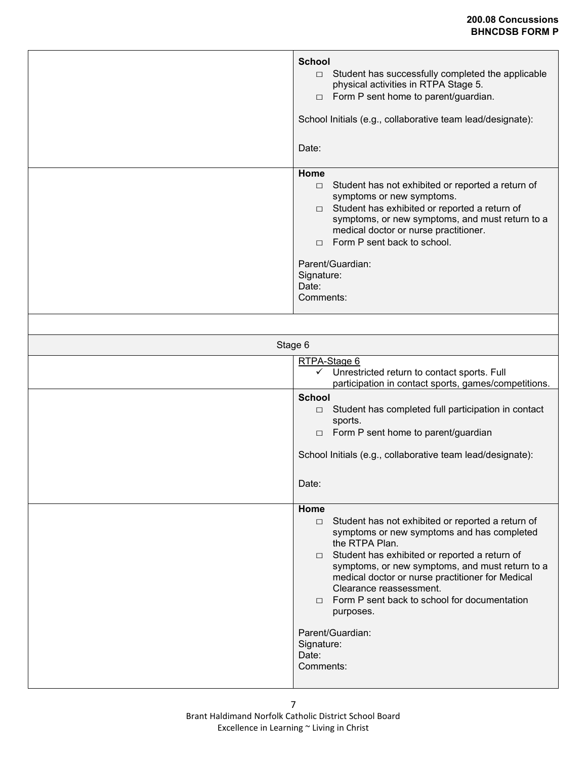| | **School**<br>□ Student has successfully completed the applicable physical activities in RTPA Stage 5.<br>□ Form P sent home to parent/guardian.<br><br>School Initials (e.g., collaborative team lead/designate):<br><br>Date: |
|---|---|
| | **Home**<br>□ Student has not exhibited or reported a return of symptoms or new symptoms.<br>□ Student has exhibited or reported a return of symptoms, or new symptoms, and must return to a medical doctor or nurse practitioner.<br>□ Form P sent back to school.<br><br>Parent/Guardian:<br>Signature:<br>Date:<br>Comments: |
| | |
| Stage 6 | |
| | <u>RTPA-Stage 6</u><br>✓ Unrestricted return to contact sports. Full participation in contact sports, games/competitions. |
| | **School**<br>□ Student has completed full participation in contact sports.<br>□ Form P sent home to parent/guardian<br><br>School Initials (e.g., collaborative team lead/designate):<br><br>Date: |
| | **Home**<br>□ Student has not exhibited or reported a return of symptoms or new symptoms and has completed the RTPA Plan.<br>□ Student has exhibited or reported a return of symptoms, or new symptoms, and must return to a medical doctor or nurse practitioner for Medical Clearance reassessment.<br>□ Form P sent back to school for documentation purposes.<br><br>Parent/Guardian:<br>Signature:<br>Date:<br>Comments: |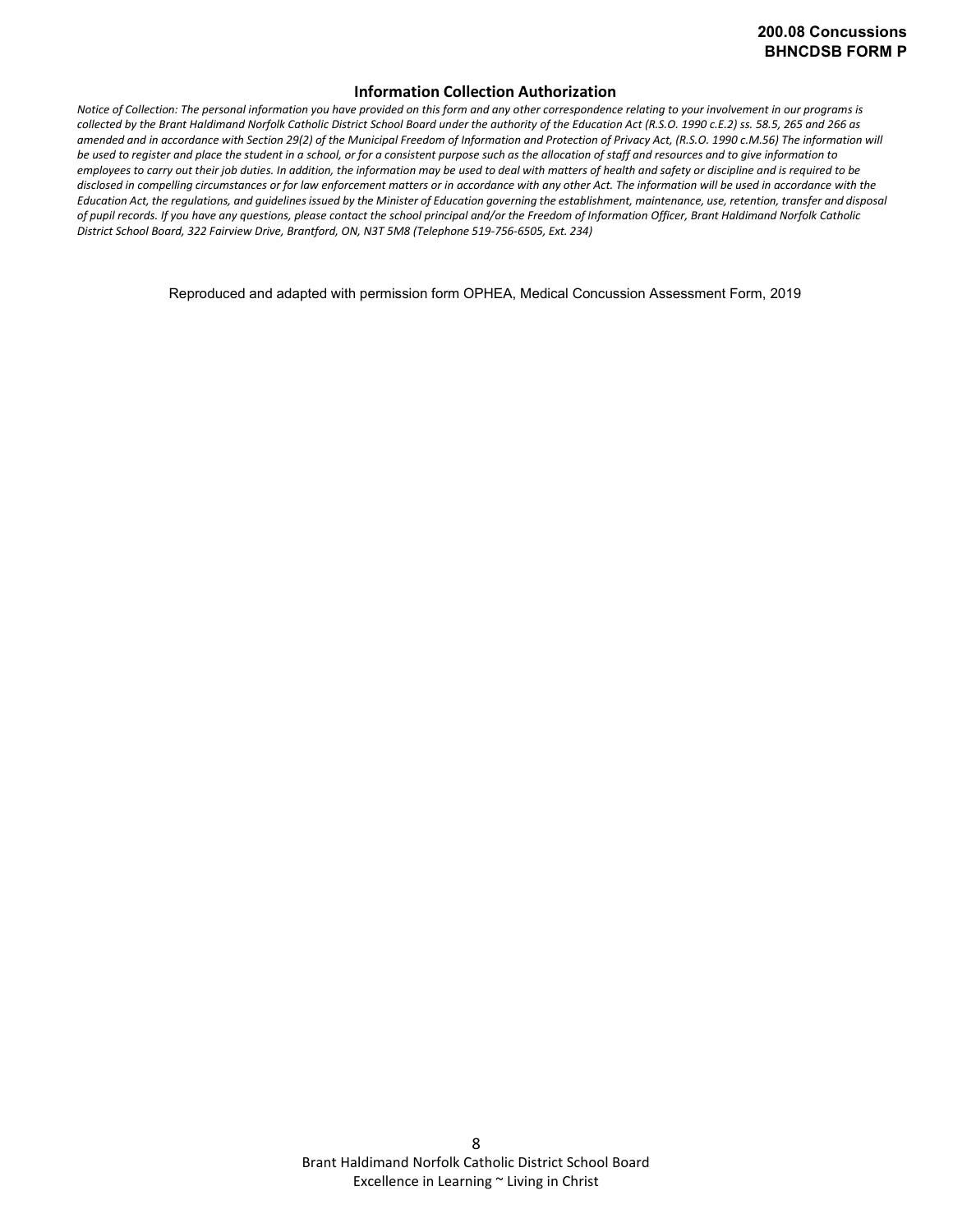## Information Collection Authorization

*Notice of Collection: The personal information you have provided on this form and any other correspondence relating to your involvement in our programs is collected by the Brant Haldimand Norfolk Catholic District School Board under the authority of the Education Act (R.S.O. 1990 c.E.2) ss. 58.5, 265 and 266 as amended and in accordance with Section 29(2) of the Municipal Freedom of Information and Protection of Privacy Act, (R.S.O. 1990 c.M.56) The information will be used to register and place the student in a school, or for a consistent purpose such as the allocation of staff and resources and to give information to employees to carry out their job duties. In addition, the information may be used to deal with matters of health and safety or discipline and is required to be disclosed in compelling circumstances or for law enforcement matters or in accordance with any other Act. The information will be used in accordance with the Education Act, the regulations, and guidelines issued by the Minister of Education governing the establishment, maintenance, use, retention, transfer and disposal of pupil records. If you have any questions, please contact the school principal and/or the Freedom of Information Officer, Brant Haldimand Norfolk Catholic District School Board, 322 Fairview Drive, Brantford, ON, N3T 5M8 (Telephone 519-756-6505, Ext. 234)*

Reproduced and adapted with permission form OPHEA, Medical Concussion Assessment Form, 2019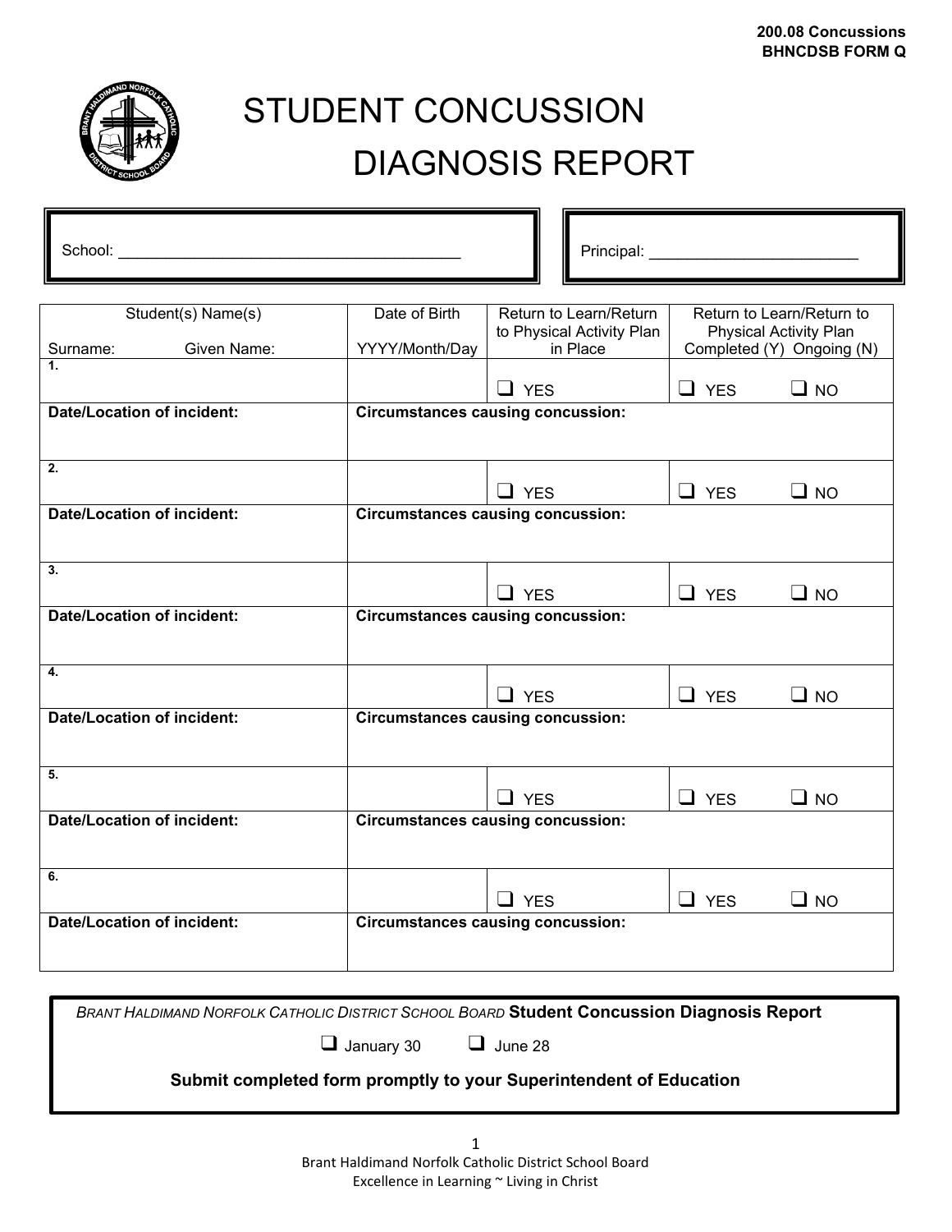**200.08 Concussions**
**BHNCDSB FORM Q**

# STUDENT CONCUSSION DIAGNOSIS REPORT

School: ______________________________________

Principal: ______________________

| Student(s) Name(s)<br>Surname: Given Name: | Date of Birth<br>YYYY/Month/Day | Return to Learn/Return to Physical Activity Plan in Place | Return to Learn/Return to Physical Activity Plan Completed (Y) Ongoing (N) | |
|---|---|---|---|---|
| **1.** | | ❑ YES | ❑ YES | ❑ NO |
| **Date/Location of incident:** | **Circumstances causing concussion:** | | | |
| **2.** | | ❑ YES | ❑ YES | ❑ NO |
| **Date/Location of incident:** | **Circumstances causing concussion:** | | | |
| **3.** | | ❑ YES | ❑ YES | ❑ NO |
| **Date/Location of incident:** | **Circumstances causing concussion:** | | | |
| **4.** | | ❑ YES | ❑ YES | ❑ NO |
| **Date/Location of incident:** | **Circumstances causing concussion:** | | | |
| **5.** | | ❑ YES | ❑ YES | ❑ NO |
| **Date/Location of incident:** | **Circumstances causing concussion:** | | | |
| **6.** | | ❑ YES | ❑ YES | ❑ NO |
| **Date/Location of incident:** | **Circumstances causing concussion:** | | | |

*BRANT HALDIMAND NORFOLK CATHOLIC DISTRICT SCHOOL BOARD* **Student Concussion Diagnosis Report**

❑ January 30 ❑ June 28

**Submit completed form promptly to your Superintendent of Education**

Brant Haldimand Norfolk Catholic District School Board
Excellence in Learning ~ Living in Christ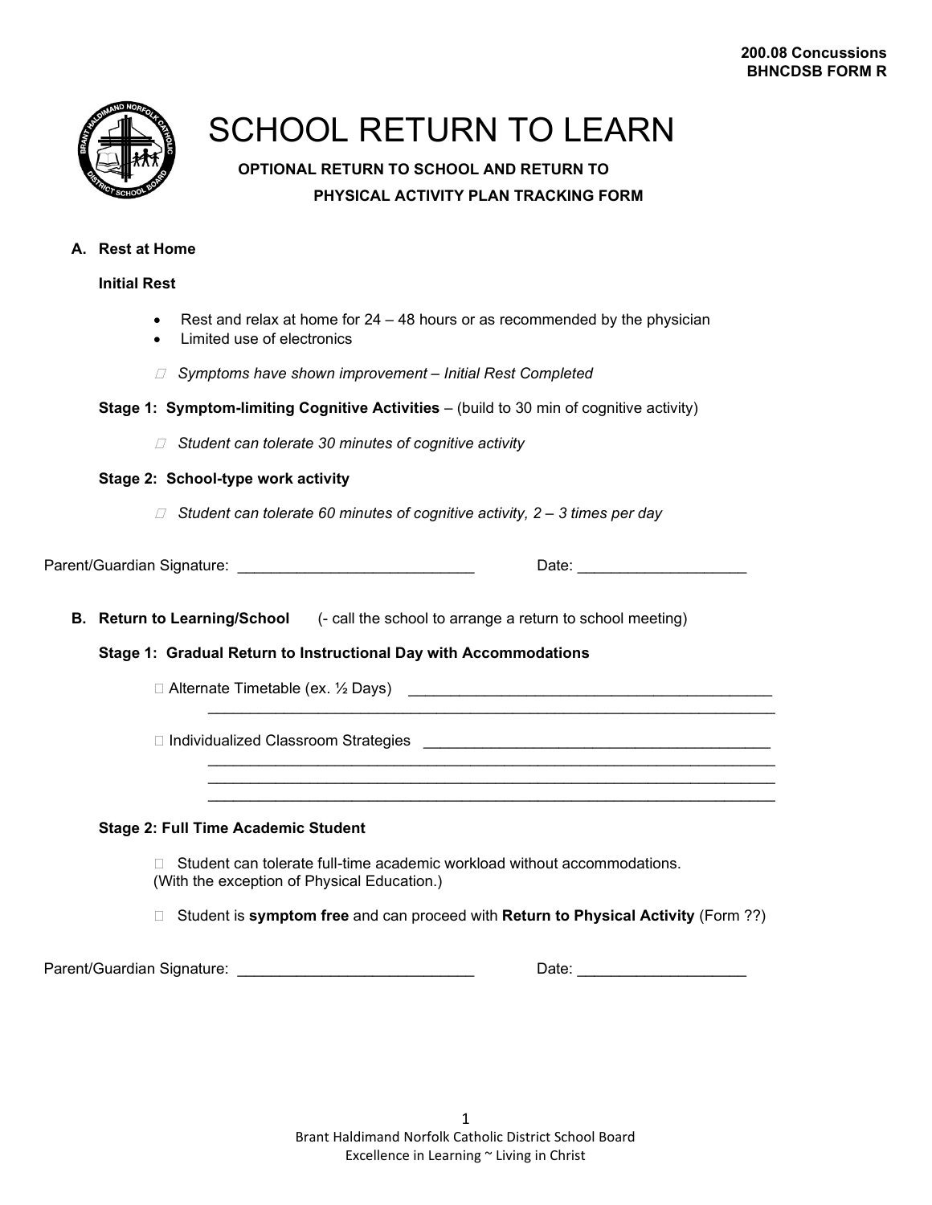200.08 Concussions
BHNCDSB FORM R

# SCHOOL RETURN TO LEARN

**OPTIONAL RETURN TO SCHOOL AND RETURN TO PHYSICAL ACTIVITY PLAN TRACKING FORM**

**A. Rest at Home**

**Initial Rest**

- Rest and relax at home for 24 – 48 hours or as recommended by the physician
- Limited use of electronics

☐ *Symptoms have shown improvement – Initial Rest Completed*

**Stage 1: Symptom-limiting Cognitive Activities** – (build to 30 min of cognitive activity)

☐ *Student can tolerate 30 minutes of cognitive activity*

**Stage 2: School-type work activity**

☐ *Student can tolerate 60 minutes of cognitive activity, 2 – 3 times per day*

Parent/Guardian Signature: ____________________________ Date: ____________________

**B. Return to Learning/School** (- call the school to arrange a return to school meeting)

**Stage 1: Gradual Return to Instructional Day with Accommodations**

☐ Alternate Timetable (ex. ½ Days) ___________________________________________
_______________________________________________________________________

☐ Individualized Classroom Strategies __________________________________________
_______________________________________________________________________
_______________________________________________________________________
_______________________________________________________________________

**Stage 2: Full Time Academic Student**

☐ Student can tolerate full-time academic workload without accommodations. (With the exception of Physical Education.)

☐ Student is **symptom free** and can proceed with **Return to Physical Activity** (Form ??)

Parent/Guardian Signature: ____________________________ Date: ____________________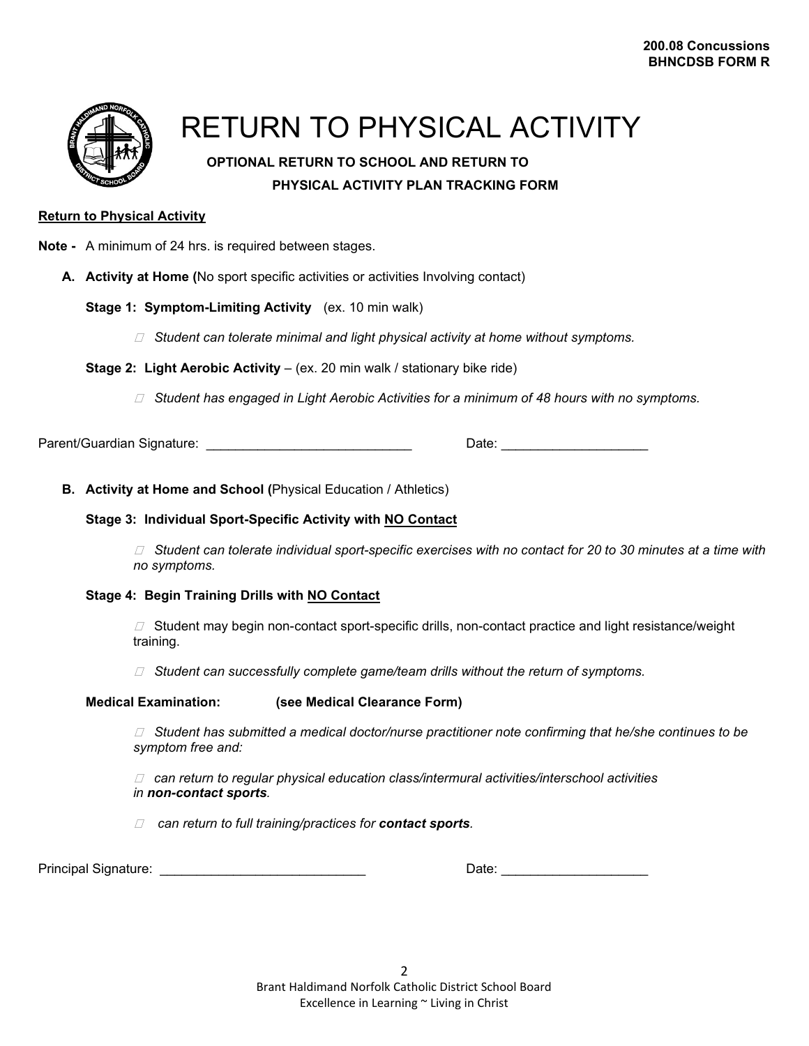200.08 Concussions
BHNCDSB FORM R

# RETURN TO PHYSICAL ACTIVITY

**OPTIONAL RETURN TO SCHOOL AND RETURN TO PHYSICAL ACTIVITY PLAN TRACKING FORM**

**Return to Physical Activity**

**Note -** A minimum of 24 hrs. is required between stages.

**A. Activity at Home (**No sport specific activities or activities Involving contact)

**Stage 1: Symptom-Limiting Activity** (ex. 10 min walk)

☐ *Student can tolerate minimal and light physical activity at home without symptoms.*

**Stage 2: Light Aerobic Activity** – (ex. 20 min walk / stationary bike ride)

☐ *Student has engaged in Light Aerobic Activities for a minimum of 48 hours with no symptoms.*

Parent/Guardian Signature: ____________________________ Date: ____________________

**B. Activity at Home and School (**Physical Education / Athletics)

**Stage 3: Individual Sport-Specific Activity with NO Contact**

☐ *Student can tolerate individual sport-specific exercises with no contact for 20 to 30 minutes at a time with no symptoms.*

**Stage 4: Begin Training Drills with NO Contact**

☐ Student may begin non-contact sport-specific drills, non-contact practice and light resistance/weight training.

☐ *Student can successfully complete game/team drills without the return of symptoms.*

**Medical Examination: (see Medical Clearance Form)**

☐ *Student has submitted a medical doctor/nurse practitioner note confirming that he/she continues to be symptom free and:*

☐ *can return to regular physical education class/intermural activities/interschool activities in **non-contact sports**.*

☐ *can return to full training/practices for **contact sports**.*

Principal Signature: ____________________________ Date: ____________________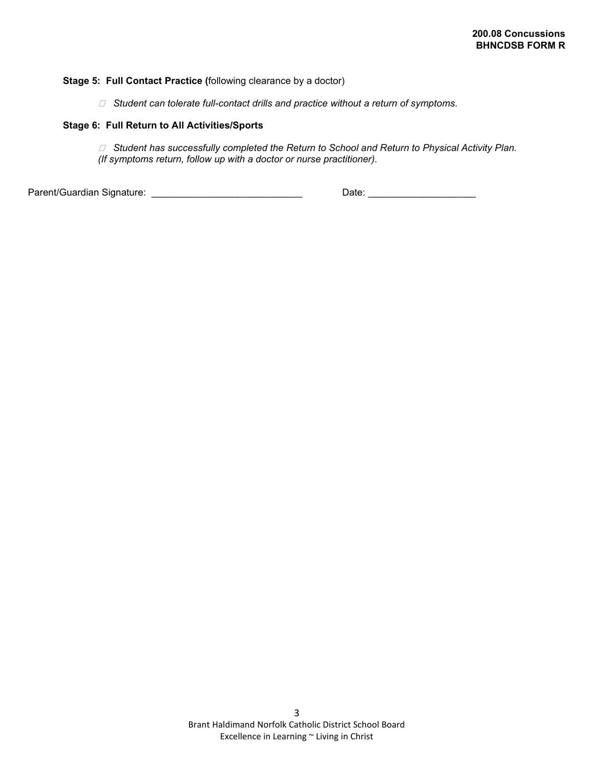**Stage 5: Full Contact Practice (**following clearance by a doctor)

- ☐ *Student can tolerate full-contact drills and practice without a return of symptoms.*

**Stage 6: Full Return to All Activities/Sports**

- ☐ *Student has successfully completed the Return to School and Return to Physical Activity Plan. (If symptoms return, follow up with a doctor or nurse practitioner)*.

Parent/Guardian Signature: ____________________________ Date: ____________________